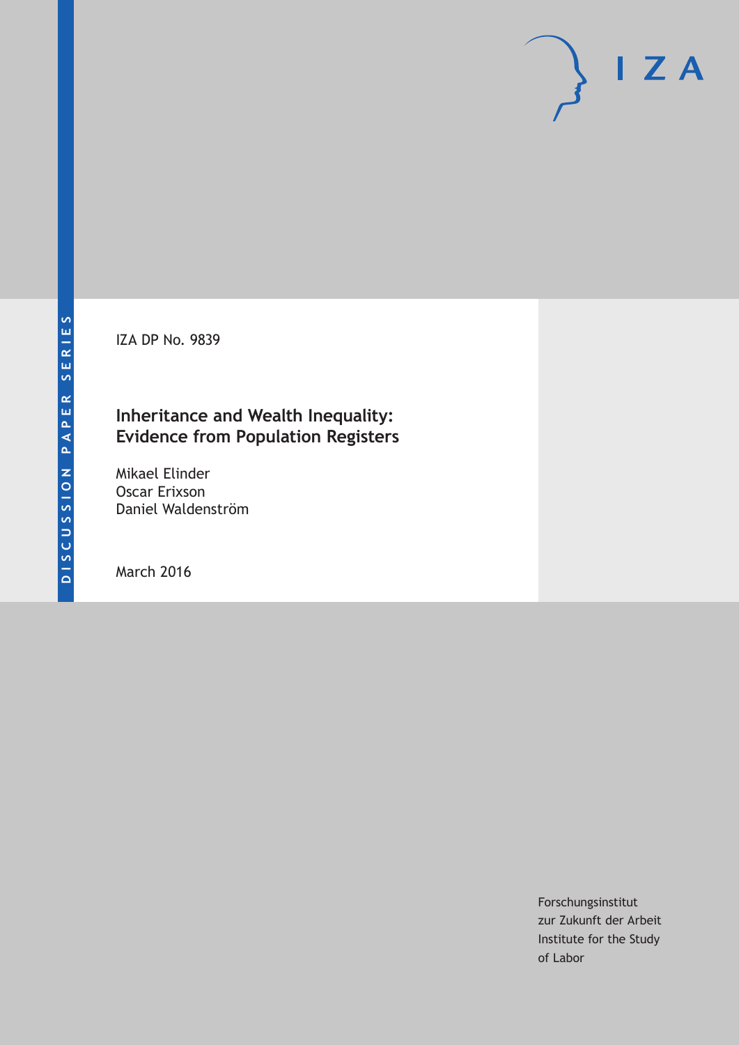DISCUSSION PAPER SERIES

IZA DP No. 9839

# Inheritance and Wealth Inequality: Evidence from Population Registers

Mikael Elinder
Oscar Erixson
Daniel Waldenström

March 2016

Forschungsinstitut
zur Zukunft der Arbeit
Institute for the Study
of Labor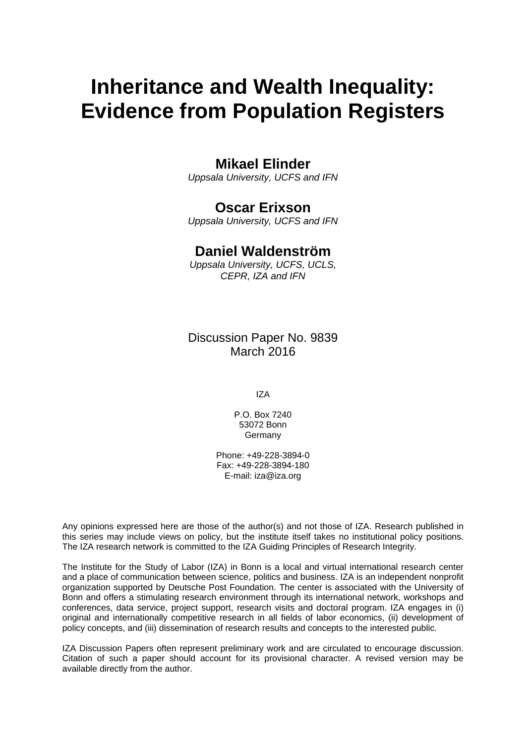# Inheritance and Wealth Inequality: Evidence from Population Registers

**Mikael Elinder**
*Uppsala University, UCFS and IFN*

**Oscar Erixson**
*Uppsala University, UCFS and IFN*

**Daniel Waldenström**
*Uppsala University, UCFS, UCLS, CEPR, IZA and IFN*

Discussion Paper No. 9839
March 2016

IZA

P.O. Box 7240
53072 Bonn
Germany

Phone: +49-228-3894-0
Fax: +49-228-3894-180
E-mail: iza@iza.org

Any opinions expressed here are those of the author(s) and not those of IZA. Research published in this series may include views on policy, but the institute itself takes no institutional policy positions. The IZA research network is committed to the IZA Guiding Principles of Research Integrity.

The Institute for the Study of Labor (IZA) in Bonn is a local and virtual international research center and a place of communication between science, politics and business. IZA is an independent nonprofit organization supported by Deutsche Post Foundation. The center is associated with the University of Bonn and offers a stimulating research environment through its international network, workshops and conferences, data service, project support, research visits and doctoral program. IZA engages in (i) original and internationally competitive research in all fields of labor economics, (ii) development of policy concepts, and (iii) dissemination of research results and concepts to the interested public.

IZA Discussion Papers often represent preliminary work and are circulated to encourage discussion. Citation of such a paper should account for its provisional character. A revised version may be available directly from the author.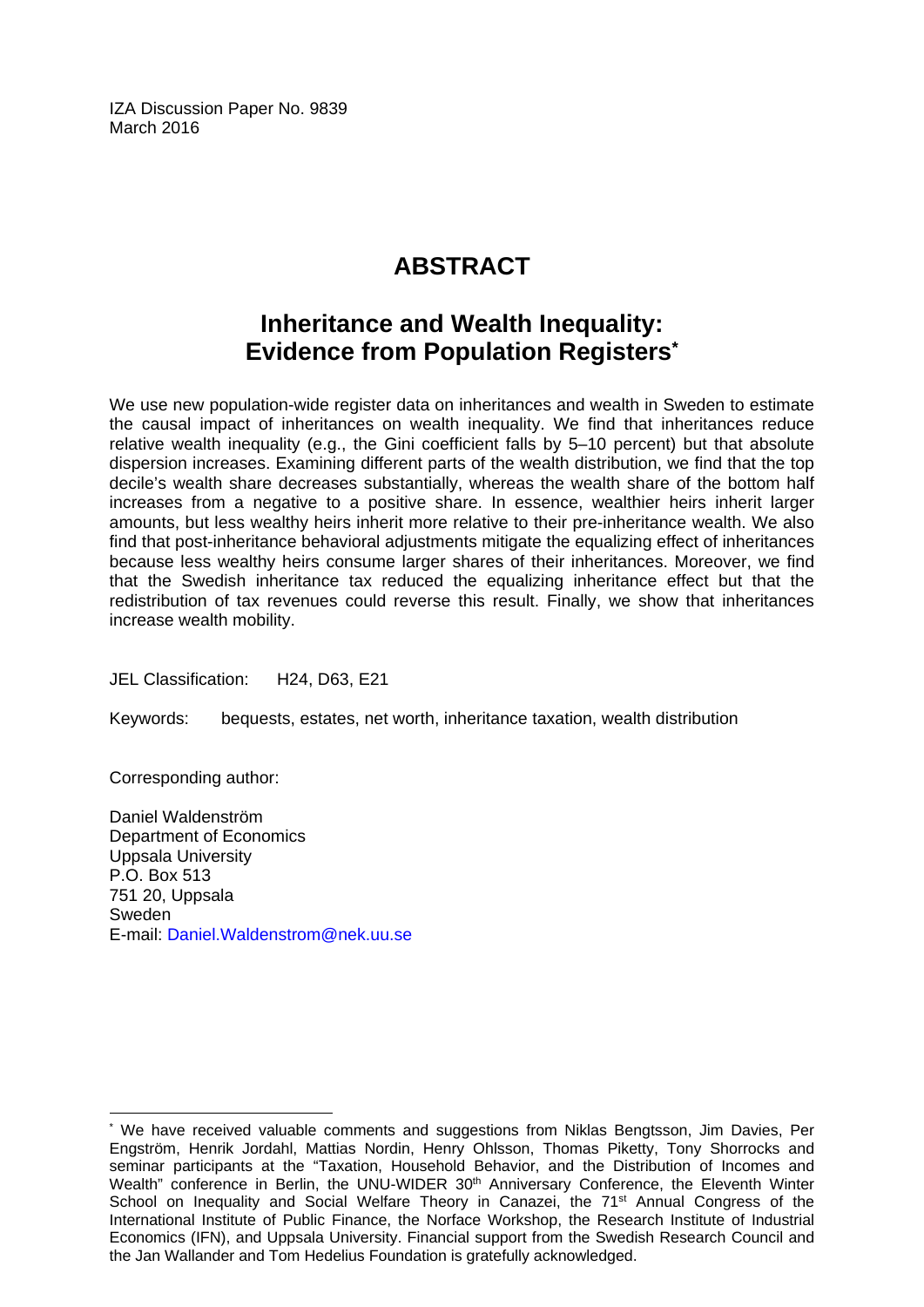IZA Discussion Paper No. 9839
March 2016

# ABSTRACT

## Inheritance and Wealth Inequality: Evidence from Population Registers*

We use new population-wide register data on inheritances and wealth in Sweden to estimate the causal impact of inheritances on wealth inequality. We find that inheritances reduce relative wealth inequality (e.g., the Gini coefficient falls by 5–10 percent) but that absolute dispersion increases. Examining different parts of the wealth distribution, we find that the top decile's wealth share decreases substantially, whereas the wealth share of the bottom half increases from a negative to a positive share. In essence, wealthier heirs inherit larger amounts, but less wealthy heirs inherit more relative to their pre-inheritance wealth. We also find that post-inheritance behavioral adjustments mitigate the equalizing effect of inheritances because less wealthy heirs consume larger shares of their inheritances. Moreover, we find that the Swedish inheritance tax reduced the equalizing inheritance effect but that the redistribution of tax revenues could reverse this result. Finally, we show that inheritances increase wealth mobility.

JEL Classification: H24, D63, E21

Keywords: bequests, estates, net worth, inheritance taxation, wealth distribution

Corresponding author:

Daniel Waldenström
Department of Economics
Uppsala University
P.O. Box 513
751 20, Uppsala
Sweden
E-mail: Daniel.Waldenstrom@nek.uu.se

---

* We have received valuable comments and suggestions from Niklas Bengtsson, Jim Davies, Per Engström, Henrik Jordahl, Mattias Nordin, Henry Ohlsson, Thomas Piketty, Tony Shorrocks and seminar participants at the "Taxation, Household Behavior, and the Distribution of Incomes and Wealth" conference in Berlin, the UNU-WIDER 30th Anniversary Conference, the Eleventh Winter School on Inequality and Social Welfare Theory in Canazei, the 71st Annual Congress of the International Institute of Public Finance, the Norface Workshop, the Research Institute of Industrial Economics (IFN), and Uppsala University. Financial support from the Swedish Research Council and the Jan Wallander and Tom Hedelius Foundation is gratefully acknowledged.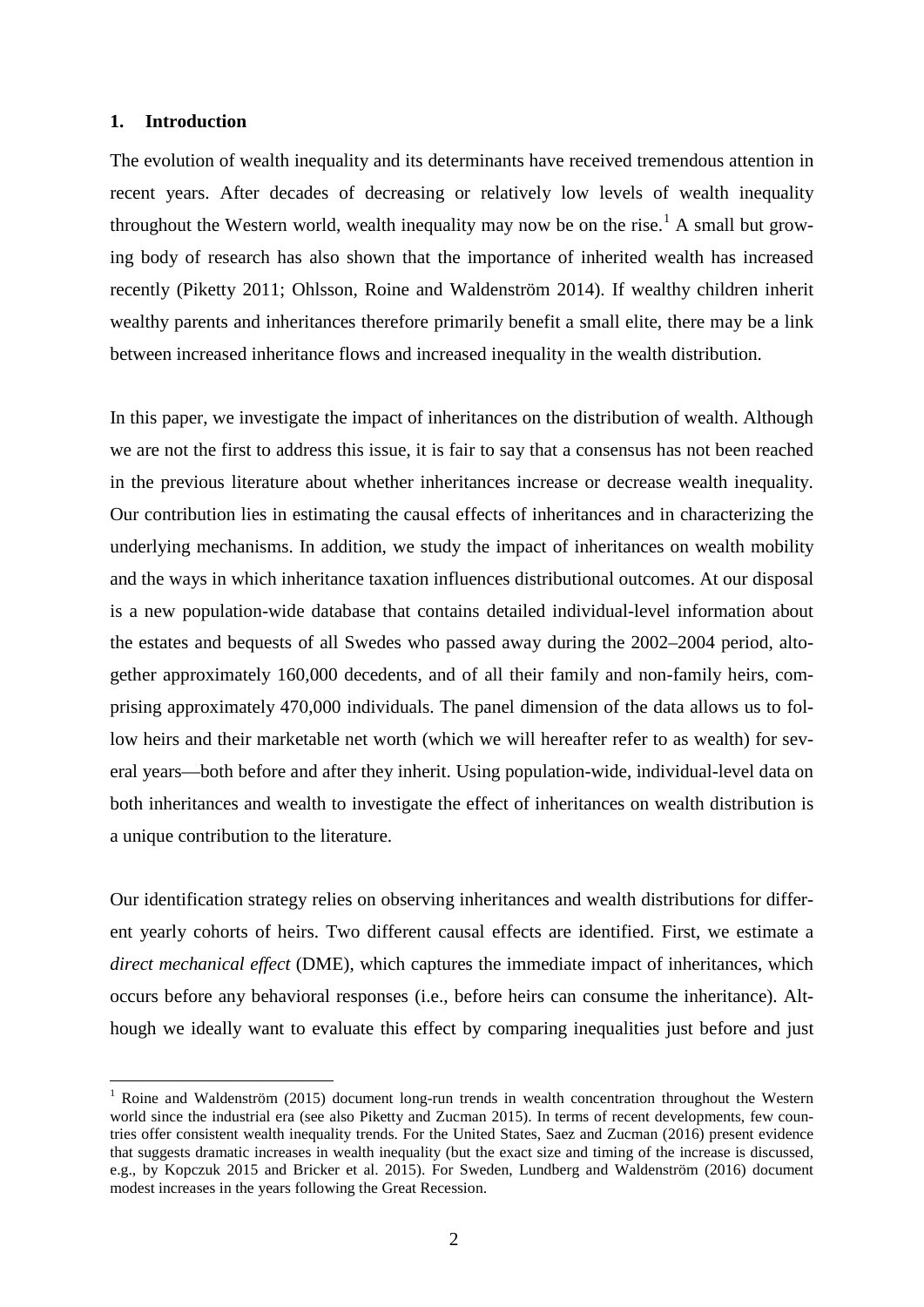## 1. Introduction

The evolution of wealth inequality and its determinants have received tremendous attention in recent years. After decades of decreasing or relatively low levels of wealth inequality throughout the Western world, wealth inequality may now be on the rise.[1] A small but growing body of research has also shown that the importance of inherited wealth has increased recently (Piketty 2011; Ohlsson, Roine and Waldenström 2014). If wealthy children inherit wealthy parents and inheritances therefore primarily benefit a small elite, there may be a link between increased inheritance flows and increased inequality in the wealth distribution.

In this paper, we investigate the impact of inheritances on the distribution of wealth. Although we are not the first to address this issue, it is fair to say that a consensus has not been reached in the previous literature about whether inheritances increase or decrease wealth inequality. Our contribution lies in estimating the causal effects of inheritances and in characterizing the underlying mechanisms. In addition, we study the impact of inheritances on wealth mobility and the ways in which inheritance taxation influences distributional outcomes. At our disposal is a new population-wide database that contains detailed individual-level information about the estates and bequests of all Swedes who passed away during the 2002–2004 period, altogether approximately 160,000 decedents, and of all their family and non-family heirs, comprising approximately 470,000 individuals. The panel dimension of the data allows us to follow heirs and their marketable net worth (which we will hereafter refer to as wealth) for several years—both before and after they inherit. Using population-wide, individual-level data on both inheritances and wealth to investigate the effect of inheritances on wealth distribution is a unique contribution to the literature.

Our identification strategy relies on observing inheritances and wealth distributions for different yearly cohorts of heirs. Two different causal effects are identified. First, we estimate a *direct mechanical effect* (DME), which captures the immediate impact of inheritances, which occurs before any behavioral responses (i.e., before heirs can consume the inheritance). Although we ideally want to evaluate this effect by comparing inequalities just before and just

[1] Roine and Waldenström (2015) document long-run trends in wealth concentration throughout the Western world since the industrial era (see also Piketty and Zucman 2015). In terms of recent developments, few countries offer consistent wealth inequality trends. For the United States, Saez and Zucman (2016) present evidence that suggests dramatic increases in wealth inequality (but the exact size and timing of the increase is discussed, e.g., by Kopczuk 2015 and Bricker et al. 2015). For Sweden, Lundberg and Waldenström (2016) document modest increases in the years following the Great Recession.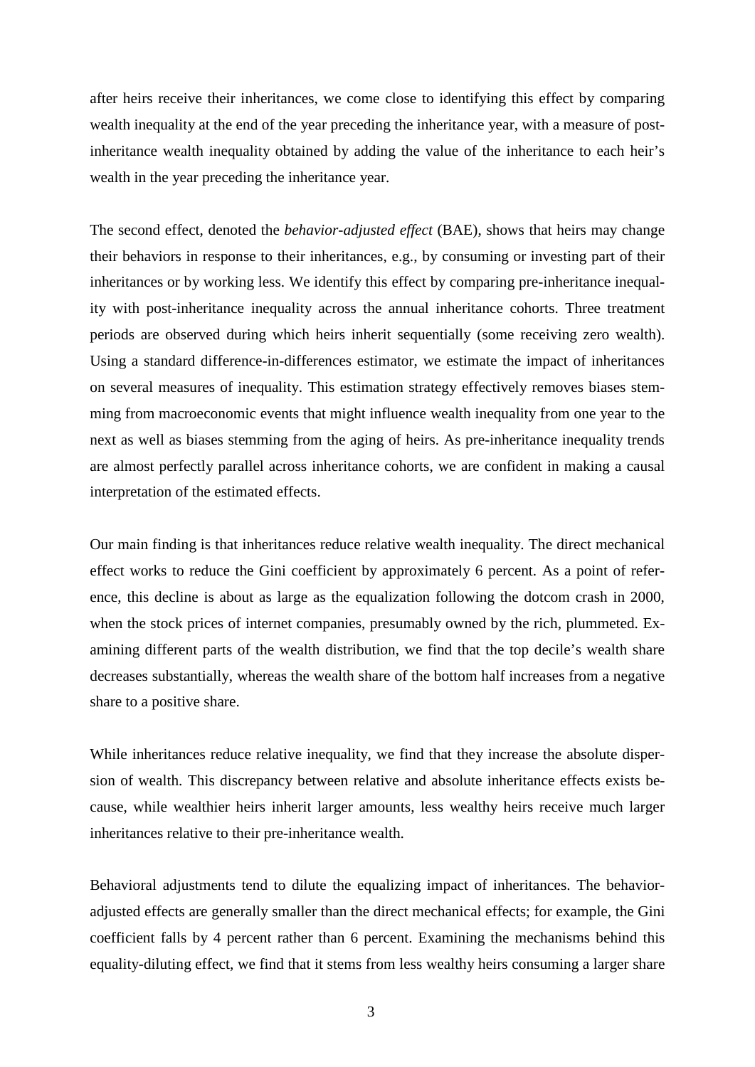after heirs receive their inheritances, we come close to identifying this effect by comparing wealth inequality at the end of the year preceding the inheritance year, with a measure of post-inheritance wealth inequality obtained by adding the value of the inheritance to each heir's wealth in the year preceding the inheritance year.

The second effect, denoted the *behavior-adjusted effect* (BAE), shows that heirs may change their behaviors in response to their inheritances, e.g., by consuming or investing part of their inheritances or by working less. We identify this effect by comparing pre-inheritance inequality with post-inheritance inequality across the annual inheritance cohorts. Three treatment periods are observed during which heirs inherit sequentially (some receiving zero wealth). Using a standard difference-in-differences estimator, we estimate the impact of inheritances on several measures of inequality. This estimation strategy effectively removes biases stemming from macroeconomic events that might influence wealth inequality from one year to the next as well as biases stemming from the aging of heirs. As pre-inheritance inequality trends are almost perfectly parallel across inheritance cohorts, we are confident in making a causal interpretation of the estimated effects.

Our main finding is that inheritances reduce relative wealth inequality. The direct mechanical effect works to reduce the Gini coefficient by approximately 6 percent. As a point of reference, this decline is about as large as the equalization following the dotcom crash in 2000, when the stock prices of internet companies, presumably owned by the rich, plummeted. Examining different parts of the wealth distribution, we find that the top decile's wealth share decreases substantially, whereas the wealth share of the bottom half increases from a negative share to a positive share.

While inheritances reduce relative inequality, we find that they increase the absolute dispersion of wealth. This discrepancy between relative and absolute inheritance effects exists because, while wealthier heirs inherit larger amounts, less wealthy heirs receive much larger inheritances relative to their pre-inheritance wealth.

Behavioral adjustments tend to dilute the equalizing impact of inheritances. The behavior-adjusted effects are generally smaller than the direct mechanical effects; for example, the Gini coefficient falls by 4 percent rather than 6 percent. Examining the mechanisms behind this equality-diluting effect, we find that it stems from less wealthy heirs consuming a larger share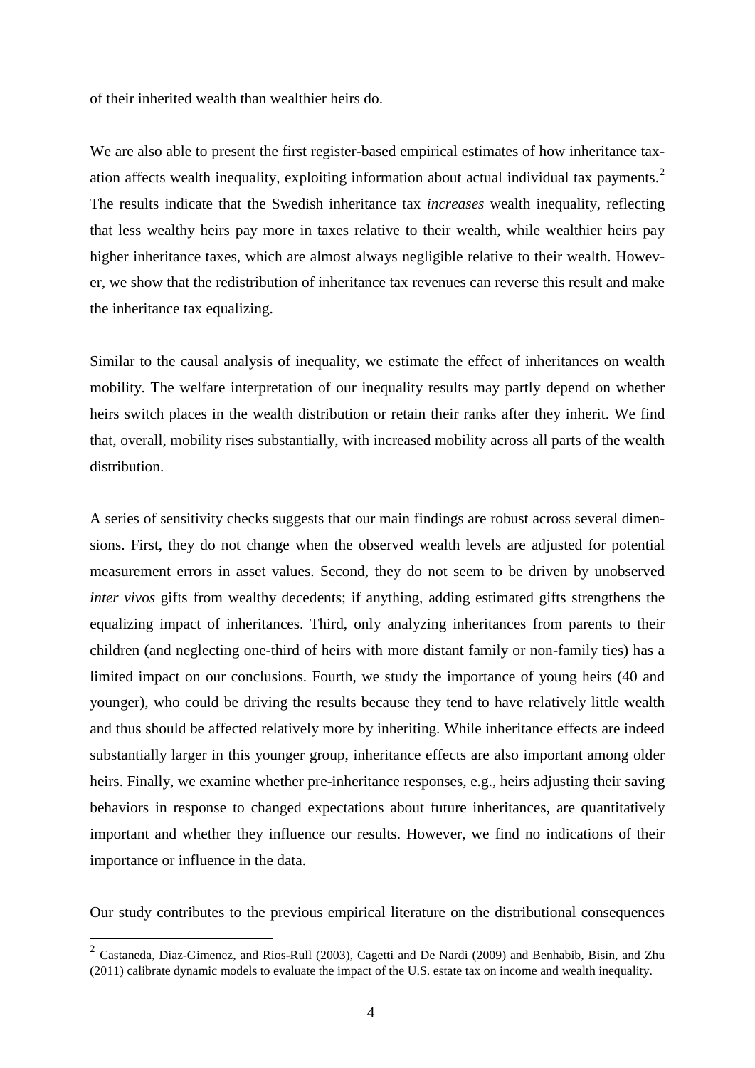of their inherited wealth than wealthier heirs do.

We are also able to present the first register-based empirical estimates of how inheritance taxation affects wealth inequality, exploiting information about actual individual tax payments.[2] The results indicate that the Swedish inheritance tax *increases* wealth inequality, reflecting that less wealthy heirs pay more in taxes relative to their wealth, while wealthier heirs pay higher inheritance taxes, which are almost always negligible relative to their wealth. However, we show that the redistribution of inheritance tax revenues can reverse this result and make the inheritance tax equalizing.

Similar to the causal analysis of inequality, we estimate the effect of inheritances on wealth mobility. The welfare interpretation of our inequality results may partly depend on whether heirs switch places in the wealth distribution or retain their ranks after they inherit. We find that, overall, mobility rises substantially, with increased mobility across all parts of the wealth distribution.

A series of sensitivity checks suggests that our main findings are robust across several dimensions. First, they do not change when the observed wealth levels are adjusted for potential measurement errors in asset values. Second, they do not seem to be driven by unobserved *inter vivos* gifts from wealthy decedents; if anything, adding estimated gifts strengthens the equalizing impact of inheritances. Third, only analyzing inheritances from parents to their children (and neglecting one-third of heirs with more distant family or non-family ties) has a limited impact on our conclusions. Fourth, we study the importance of young heirs (40 and younger), who could be driving the results because they tend to have relatively little wealth and thus should be affected relatively more by inheriting. While inheritance effects are indeed substantially larger in this younger group, inheritance effects are also important among older heirs. Finally, we examine whether pre-inheritance responses, e.g., heirs adjusting their saving behaviors in response to changed expectations about future inheritances, are quantitatively important and whether they influence our results. However, we find no indications of their importance or influence in the data.

Our study contributes to the previous empirical literature on the distributional consequences

[2] Castaneda, Diaz-Gimenez, and Rios-Rull (2003), Cagetti and De Nardi (2009) and Benhabib, Bisin, and Zhu (2011) calibrate dynamic models to evaluate the impact of the U.S. estate tax on income and wealth inequality.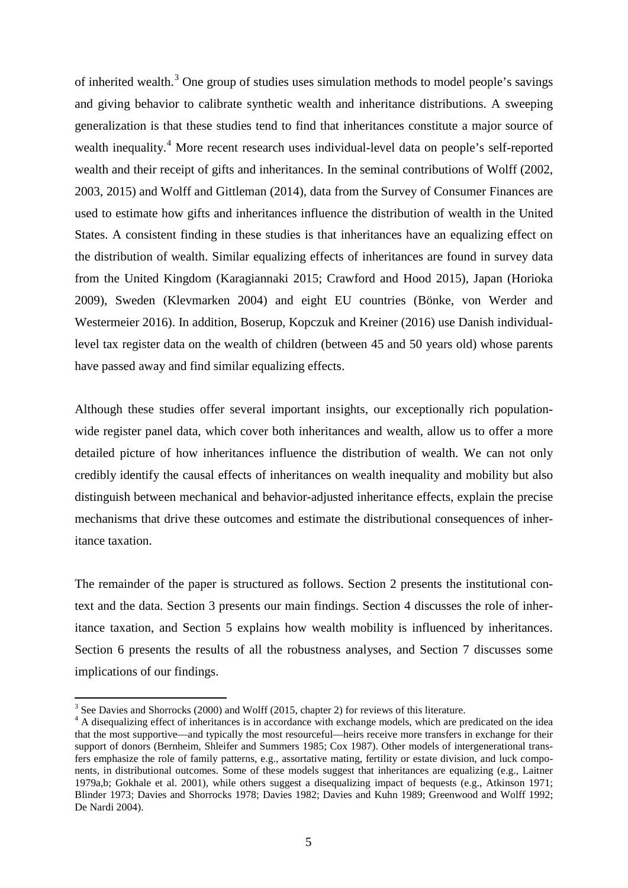of inherited wealth.[3] One group of studies uses simulation methods to model people's savings and giving behavior to calibrate synthetic wealth and inheritance distributions. A sweeping generalization is that these studies tend to find that inheritances constitute a major source of wealth inequality.[4] More recent research uses individual-level data on people's self-reported wealth and their receipt of gifts and inheritances. In the seminal contributions of Wolff (2002, 2003, 2015) and Wolff and Gittleman (2014), data from the Survey of Consumer Finances are used to estimate how gifts and inheritances influence the distribution of wealth in the United States. A consistent finding in these studies is that inheritances have an equalizing effect on the distribution of wealth. Similar equalizing effects of inheritances are found in survey data from the United Kingdom (Karagiannaki 2015; Crawford and Hood 2015), Japan (Horioka 2009), Sweden (Klevmarken 2004) and eight EU countries (Bönke, von Werder and Westermeier 2016). In addition, Boserup, Kopczuk and Kreiner (2016) use Danish individual-level tax register data on the wealth of children (between 45 and 50 years old) whose parents have passed away and find similar equalizing effects.

Although these studies offer several important insights, our exceptionally rich population-wide register panel data, which cover both inheritances and wealth, allow us to offer a more detailed picture of how inheritances influence the distribution of wealth. We can not only credibly identify the causal effects of inheritances on wealth inequality and mobility but also distinguish between mechanical and behavior-adjusted inheritance effects, explain the precise mechanisms that drive these outcomes and estimate the distributional consequences of inheritance taxation.

The remainder of the paper is structured as follows. Section 2 presents the institutional context and the data. Section 3 presents our main findings. Section 4 discusses the role of inheritance taxation, and Section 5 explains how wealth mobility is influenced by inheritances. Section 6 presents the results of all the robustness analyses, and Section 7 discusses some implications of our findings.

---

[3] See Davies and Shorrocks (2000) and Wolff (2015, chapter 2) for reviews of this literature.

[4] A disequalizing effect of inheritances is in accordance with exchange models, which are predicated on the idea that the most supportive—and typically the most resourceful—heirs receive more transfers in exchange for their support of donors (Bernheim, Shleifer and Summers 1985; Cox 1987). Other models of intergenerational transfers emphasize the role of family patterns, e.g., assortative mating, fertility or estate division, and luck components, in distributional outcomes. Some of these models suggest that inheritances are equalizing (e.g., Laitner 1979a,b; Gokhale et al. 2001), while others suggest a disequalizing impact of bequests (e.g., Atkinson 1971; Blinder 1973; Davies and Shorrocks 1978; Davies 1982; Davies and Kuhn 1989; Greenwood and Wolff 1992; De Nardi 2004).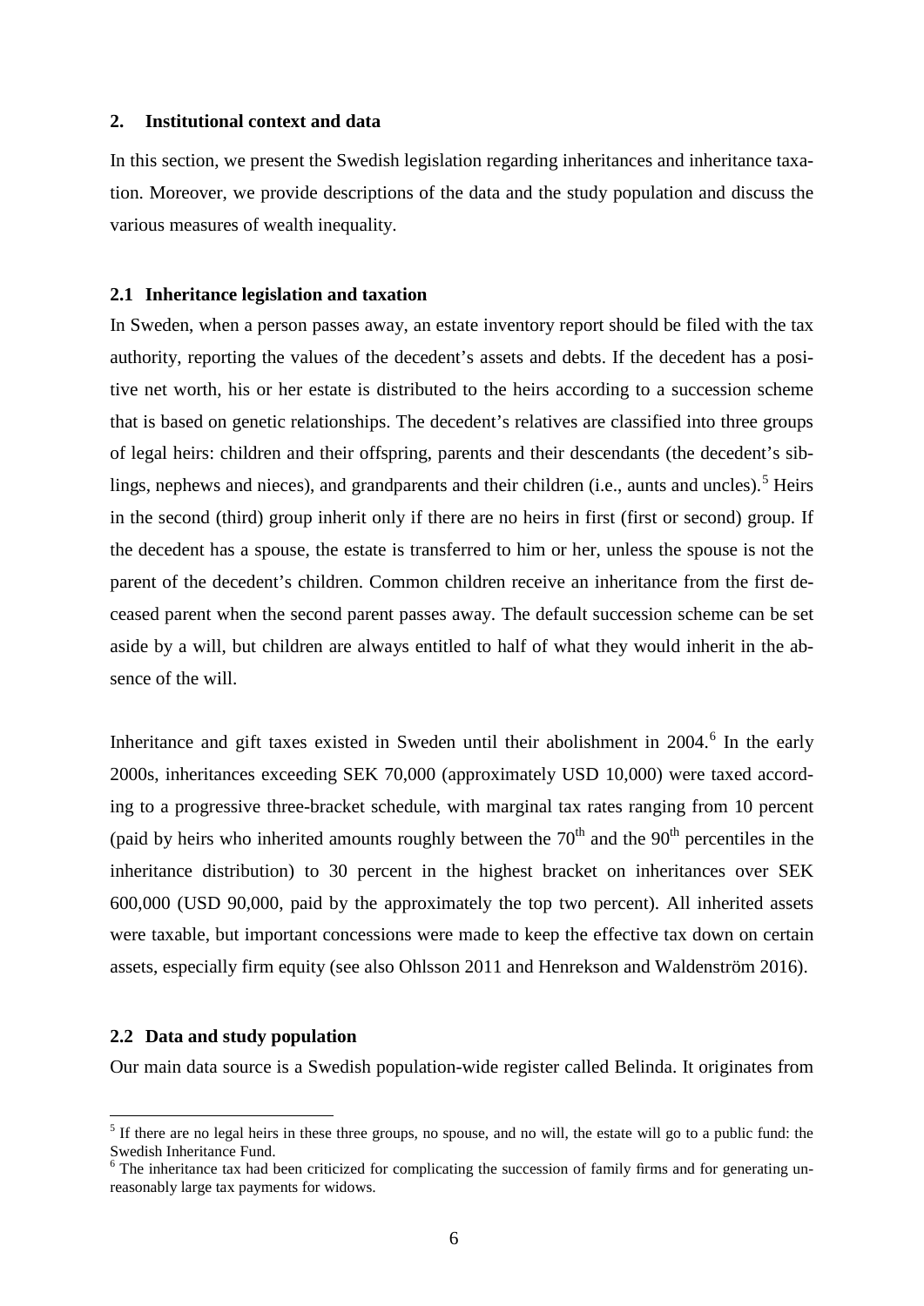## 2. Institutional context and data

In this section, we present the Swedish legislation regarding inheritances and inheritance taxation. Moreover, we provide descriptions of the data and the study population and discuss the various measures of wealth inequality.

### 2.1 Inheritance legislation and taxation

In Sweden, when a person passes away, an estate inventory report should be filed with the tax authority, reporting the values of the decedent's assets and debts. If the decedent has a positive net worth, his or her estate is distributed to the heirs according to a succession scheme that is based on genetic relationships. The decedent's relatives are classified into three groups of legal heirs: children and their offspring, parents and their descendants (the decedent's siblings, nephews and nieces), and grandparents and their children (i.e., aunts and uncles).[5] Heirs in the second (third) group inherit only if there are no heirs in first (first or second) group. If the decedent has a spouse, the estate is transferred to him or her, unless the spouse is not the parent of the decedent's children. Common children receive an inheritance from the first deceased parent when the second parent passes away. The default succession scheme can be set aside by a will, but children are always entitled to half of what they would inherit in the absence of the will.

Inheritance and gift taxes existed in Sweden until their abolishment in 2004.[6] In the early 2000s, inheritances exceeding SEK 70,000 (approximately USD 10,000) were taxed according to a progressive three-bracket schedule, with marginal tax rates ranging from 10 percent (paid by heirs who inherited amounts roughly between the 70th and the 90th percentiles in the inheritance distribution) to 30 percent in the highest bracket on inheritances over SEK 600,000 (USD 90,000, paid by the approximately the top two percent). All inherited assets were taxable, but important concessions were made to keep the effective tax down on certain assets, especially firm equity (see also Ohlsson 2011 and Henrekson and Waldenström 2016).

### 2.2 Data and study population

Our main data source is a Swedish population-wide register called Belinda. It originates from

[5] If there are no legal heirs in these three groups, no spouse, and no will, the estate will go to a public fund: the Swedish Inheritance Fund.

[6] The inheritance tax had been criticized for complicating the succession of family firms and for generating unreasonably large tax payments for widows.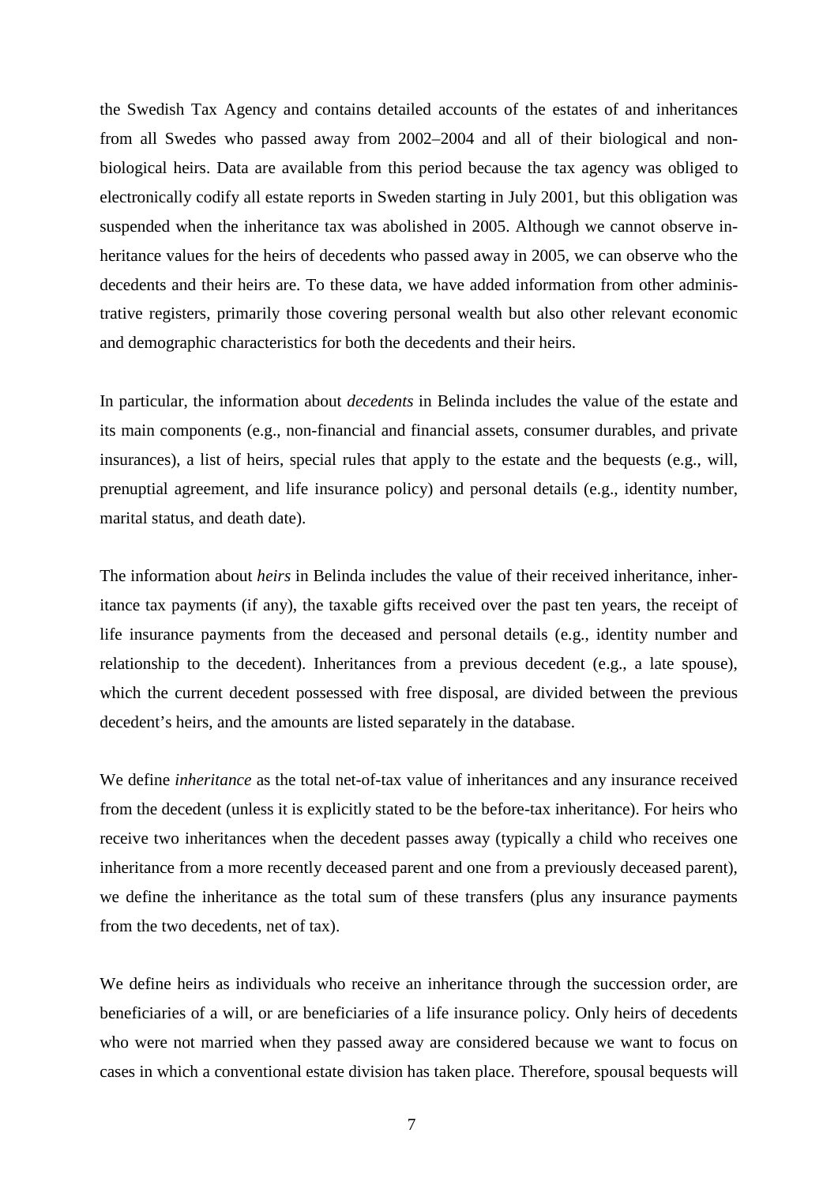the Swedish Tax Agency and contains detailed accounts of the estates of and inheritances from all Swedes who passed away from 2002–2004 and all of their biological and non-biological heirs. Data are available from this period because the tax agency was obliged to electronically codify all estate reports in Sweden starting in July 2001, but this obligation was suspended when the inheritance tax was abolished in 2005. Although we cannot observe inheritance values for the heirs of decedents who passed away in 2005, we can observe who the decedents and their heirs are. To these data, we have added information from other administrative registers, primarily those covering personal wealth but also other relevant economic and demographic characteristics for both the decedents and their heirs.

In particular, the information about *decedents* in Belinda includes the value of the estate and its main components (e.g., non-financial and financial assets, consumer durables, and private insurances), a list of heirs, special rules that apply to the estate and the bequests (e.g., will, prenuptial agreement, and life insurance policy) and personal details (e.g., identity number, marital status, and death date).

The information about *heirs* in Belinda includes the value of their received inheritance, inheritance tax payments (if any), the taxable gifts received over the past ten years, the receipt of life insurance payments from the deceased and personal details (e.g., identity number and relationship to the decedent). Inheritances from a previous decedent (e.g., a late spouse), which the current decedent possessed with free disposal, are divided between the previous decedent's heirs, and the amounts are listed separately in the database.

We define *inheritance* as the total net-of-tax value of inheritances and any insurance received from the decedent (unless it is explicitly stated to be the before-tax inheritance). For heirs who receive two inheritances when the decedent passes away (typically a child who receives one inheritance from a more recently deceased parent and one from a previously deceased parent), we define the inheritance as the total sum of these transfers (plus any insurance payments from the two decedents, net of tax).

We define heirs as individuals who receive an inheritance through the succession order, are beneficiaries of a will, or are beneficiaries of a life insurance policy. Only heirs of decedents who were not married when they passed away are considered because we want to focus on cases in which a conventional estate division has taken place. Therefore, spousal bequests will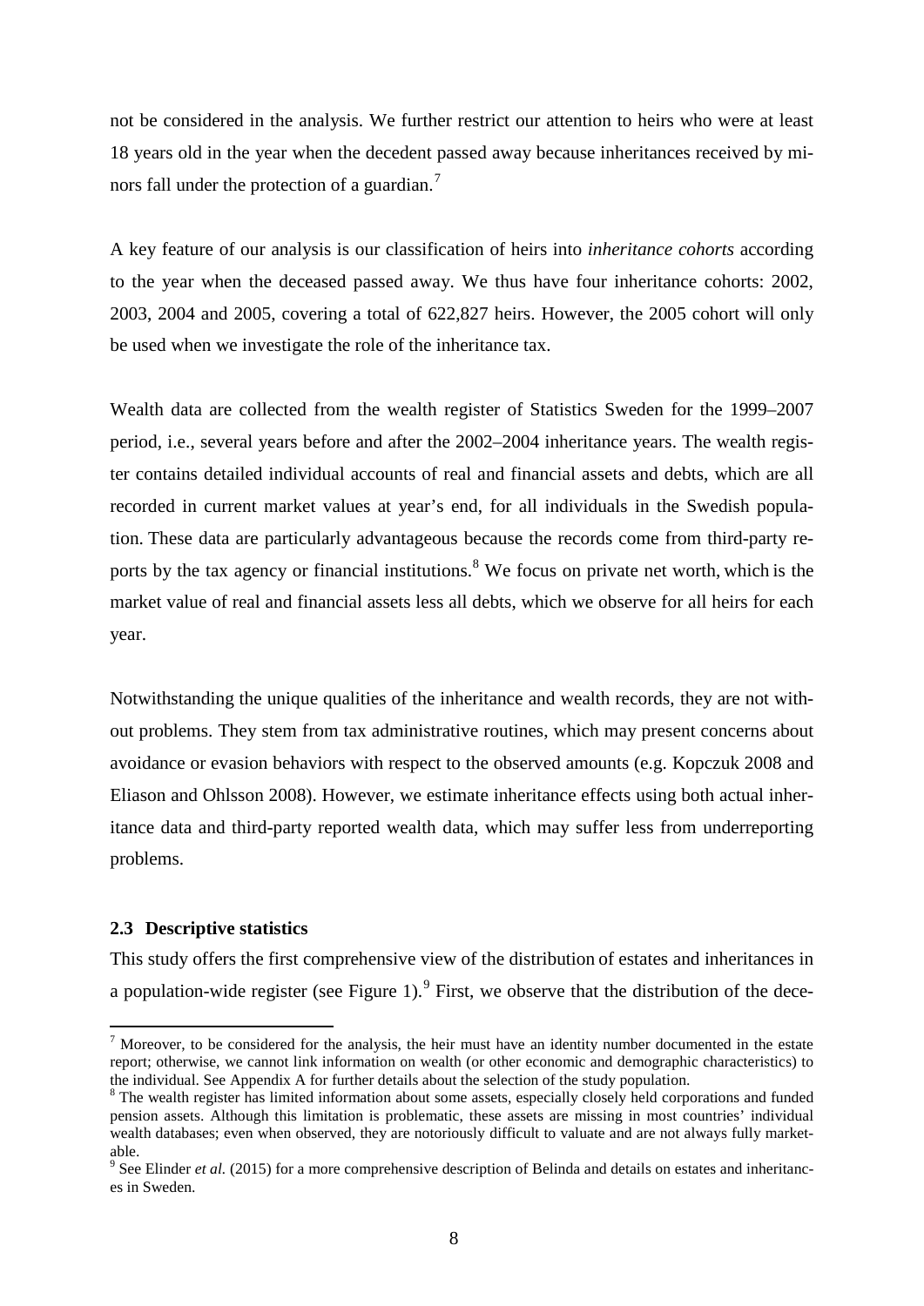not be considered in the analysis. We further restrict our attention to heirs who were at least 18 years old in the year when the decedent passed away because inheritances received by minors fall under the protection of a guardian.[7]

A key feature of our analysis is our classification of heirs into *inheritance cohorts* according to the year when the deceased passed away. We thus have four inheritance cohorts: 2002, 2003, 2004 and 2005, covering a total of 622,827 heirs. However, the 2005 cohort will only be used when we investigate the role of the inheritance tax.

Wealth data are collected from the wealth register of Statistics Sweden for the 1999–2007 period, i.e., several years before and after the 2002–2004 inheritance years. The wealth register contains detailed individual accounts of real and financial assets and debts, which are all recorded in current market values at year's end, for all individuals in the Swedish population. These data are particularly advantageous because the records come from third-party reports by the tax agency or financial institutions.[8] We focus on private net worth, which is the market value of real and financial assets less all debts, which we observe for all heirs for each year.

Notwithstanding the unique qualities of the inheritance and wealth records, they are not without problems. They stem from tax administrative routines, which may present concerns about avoidance or evasion behaviors with respect to the observed amounts (e.g. Kopczuk 2008 and Eliason and Ohlsson 2008). However, we estimate inheritance effects using both actual inheritance data and third-party reported wealth data, which may suffer less from underreporting problems.

### 2.3 Descriptive statistics

This study offers the first comprehensive view of the distribution of estates and inheritances in a population-wide register (see Figure 1).[9] First, we observe that the distribution of the dece-

---

[7] Moreover, to be considered for the analysis, the heir must have an identity number documented in the estate report; otherwise, we cannot link information on wealth (or other economic and demographic characteristics) to the individual. See Appendix A for further details about the selection of the study population.

[8] The wealth register has limited information about some assets, especially closely held corporations and funded pension assets. Although this limitation is problematic, these assets are missing in most countries' individual wealth databases; even when observed, they are notoriously difficult to valuate and are not always fully marketable.

[9] See Elinder *et al.* (2015) for a more comprehensive description of Belinda and details on estates and inheritances in Sweden.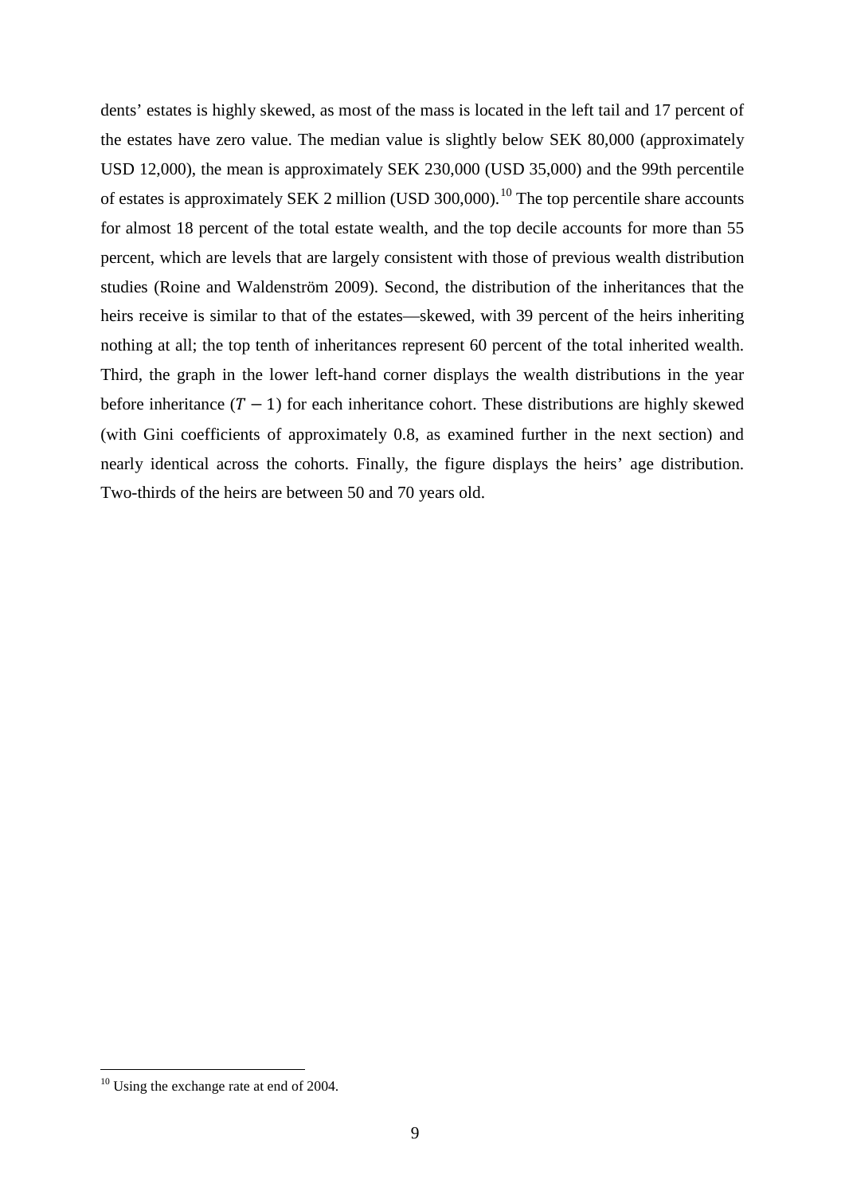dents' estates is highly skewed, as most of the mass is located in the left tail and 17 percent of the estates have zero value. The median value is slightly below SEK 80,000 (approximately USD 12,000), the mean is approximately SEK 230,000 (USD 35,000) and the 99th percentile of estates is approximately SEK 2 million (USD 300,000).[10] The top percentile share accounts for almost 18 percent of the total estate wealth, and the top decile accounts for more than 55 percent, which are levels that are largely consistent with those of previous wealth distribution studies (Roine and Waldenström 2009). Second, the distribution of the inheritances that the heirs receive is similar to that of the estates—skewed, with 39 percent of the heirs inheriting nothing at all; the top tenth of inheritances represent 60 percent of the total inherited wealth. Third, the graph in the lower left-hand corner displays the wealth distributions in the year before inheritance ($T - 1$) for each inheritance cohort. These distributions are highly skewed (with Gini coefficients of approximately 0.8, as examined further in the next section) and nearly identical across the cohorts. Finally, the figure displays the heirs' age distribution. Two-thirds of the heirs are between 50 and 70 years old.

[10] Using the exchange rate at end of 2004.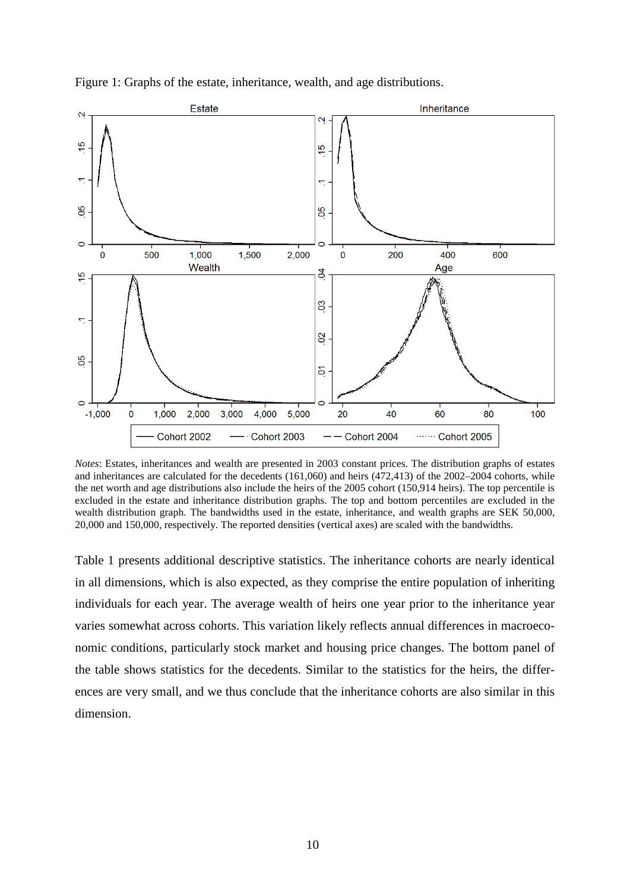Figure 1: Graphs of the estate, inheritance, wealth, and age distributions.

*Notes*: Estates, inheritances and wealth are presented in 2003 constant prices. The distribution graphs of estates and inheritances are calculated for the decedents (161,060) and heirs (472,413) of the 2002–2004 cohorts, while the net worth and age distributions also include the heirs of the 2005 cohort (150,914 heirs). The top percentile is excluded in the estate and inheritance distribution graphs. The top and bottom percentiles are excluded in the wealth distribution graph. The bandwidths used in the estate, inheritance, and wealth graphs are SEK 50,000, 20,000 and 150,000, respectively. The reported densities (vertical axes) are scaled with the bandwidths.

Table 1 presents additional descriptive statistics. The inheritance cohorts are nearly identical in all dimensions, which is also expected, as they comprise the entire population of inheriting individuals for each year. The average wealth of heirs one year prior to the inheritance year varies somewhat across cohorts. This variation likely reflects annual differences in macroeconomic conditions, particularly stock market and housing price changes. The bottom panel of the table shows statistics for the decedents. Similar to the statistics for the heirs, the differences are very small, and we thus conclude that the inheritance cohorts are also similar in this dimension.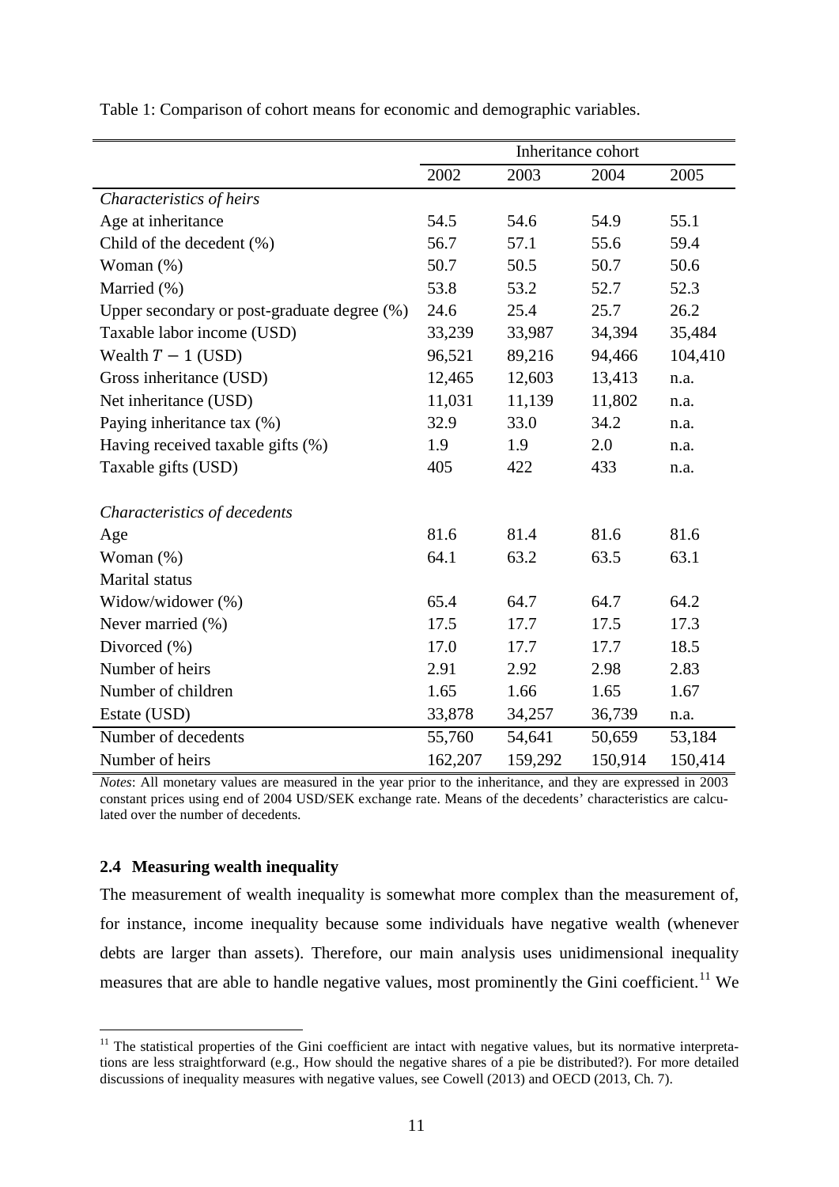Table 1: Comparison of cohort means for economic and demographic variables.

| | Inheritance cohort | | | |
|---|---|---|---|---|
| | 2002 | 2003 | 2004 | 2005 |
| *Characteristics of heirs* | | | | |
| Age at inheritance | 54.5 | 54.6 | 54.9 | 55.1 |
| Child of the decedent (%) | 56.7 | 57.1 | 55.6 | 59.4 |
| Woman (%) | 50.7 | 50.5 | 50.7 | 50.6 |
| Married (%) | 53.8 | 53.2 | 52.7 | 52.3 |
| Upper secondary or post-graduate degree (%) | 24.6 | 25.4 | 25.7 | 26.2 |
| Taxable labor income (USD) | 33,239 | 33,987 | 34,394 | 35,484 |
| Wealth $T-1$ (USD) | 96,521 | 89,216 | 94,466 | 104,410 |
| Gross inheritance (USD) | 12,465 | 12,603 | 13,413 | n.a. |
| Net inheritance (USD) | 11,031 | 11,139 | 11,802 | n.a. |
| Paying inheritance tax (%) | 32.9 | 33.0 | 34.2 | n.a. |
| Having received taxable gifts (%) | 1.9 | 1.9 | 2.0 | n.a. |
| Taxable gifts (USD) | 405 | 422 | 433 | n.a. |
| *Characteristics of decedents* | | | | |
| Age | 81.6 | 81.4 | 81.6 | 81.6 |
| Woman (%) | 64.1 | 63.2 | 63.5 | 63.1 |
| Marital status | | | | |
| Widow/widower (%) | 65.4 | 64.7 | 64.7 | 64.2 |
| Never married (%) | 17.5 | 17.7 | 17.5 | 17.3 |
| Divorced (%) | 17.0 | 17.7 | 17.7 | 18.5 |
| Number of heirs | 2.91 | 2.92 | 2.98 | 2.83 |
| Number of children | 1.65 | 1.66 | 1.65 | 1.67 |
| Estate (USD) | 33,878 | 34,257 | 36,739 | n.a. |
| Number of decedents | 55,760 | 54,641 | 50,659 | 53,184 |
| Number of heirs | 162,207 | 159,292 | 150,914 | 150,414 |

*Notes*: All monetary values are measured in the year prior to the inheritance, and they are expressed in 2003 constant prices using end of 2004 USD/SEK exchange rate. Means of the decedents' characteristics are calculated over the number of decedents.

### 2.4 Measuring wealth inequality

The measurement of wealth inequality is somewhat more complex than the measurement of, for instance, income inequality because some individuals have negative wealth (whenever debts are larger than assets). Therefore, our main analysis uses unidimensional inequality measures that are able to handle negative values, most prominently the Gini coefficient.[11] We

[11] The statistical properties of the Gini coefficient are intact with negative values, but its normative interpretations are less straightforward (e.g., How should the negative shares of a pie be distributed?). For more detailed discussions of inequality measures with negative values, see Cowell (2013) and OECD (2013, Ch. 7).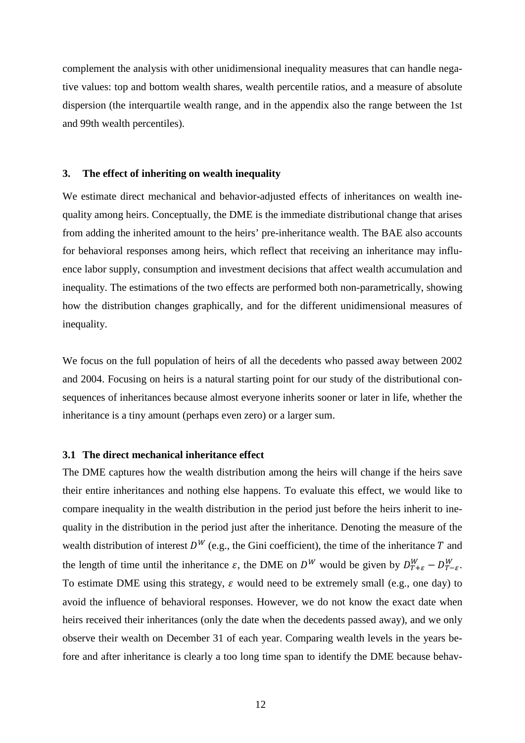complement the analysis with other unidimensional inequality measures that can handle negative values: top and bottom wealth shares, wealth percentile ratios, and a measure of absolute dispersion (the interquartile wealth range, and in the appendix also the range between the 1st and 99th wealth percentiles).

## 3. The effect of inheriting on wealth inequality

We estimate direct mechanical and behavior-adjusted effects of inheritances on wealth inequality among heirs. Conceptually, the DME is the immediate distributional change that arises from adding the inherited amount to the heirs' pre-inheritance wealth. The BAE also accounts for behavioral responses among heirs, which reflect that receiving an inheritance may influence labor supply, consumption and investment decisions that affect wealth accumulation and inequality. The estimations of the two effects are performed both non-parametrically, showing how the distribution changes graphically, and for the different unidimensional measures of inequality.

We focus on the full population of heirs of all the decedents who passed away between 2002 and 2004. Focusing on heirs is a natural starting point for our study of the distributional consequences of inheritances because almost everyone inherits sooner or later in life, whether the inheritance is a tiny amount (perhaps even zero) or a larger sum.

### 3.1 The direct mechanical inheritance effect

The DME captures how the wealth distribution among the heirs will change if the heirs save their entire inheritances and nothing else happens. To evaluate this effect, we would like to compare inequality in the wealth distribution in the period just before the heirs inherit to inequality in the distribution in the period just after the inheritance. Denoting the measure of the wealth distribution of interest $D^W$ (e.g., the Gini coefficient), the time of the inheritance $T$ and the length of time until the inheritance $\varepsilon$, the DME on $D^W$ would be given by $D^W_{T+\varepsilon} - D^W_{T-\varepsilon}$. To estimate DME using this strategy, $\varepsilon$ would need to be extremely small (e.g., one day) to avoid the influence of behavioral responses. However, we do not know the exact date when heirs received their inheritances (only the date when the decedents passed away), and we only observe their wealth on December 31 of each year. Comparing wealth levels in the years before and after inheritance is clearly a too long time span to identify the DME because behav-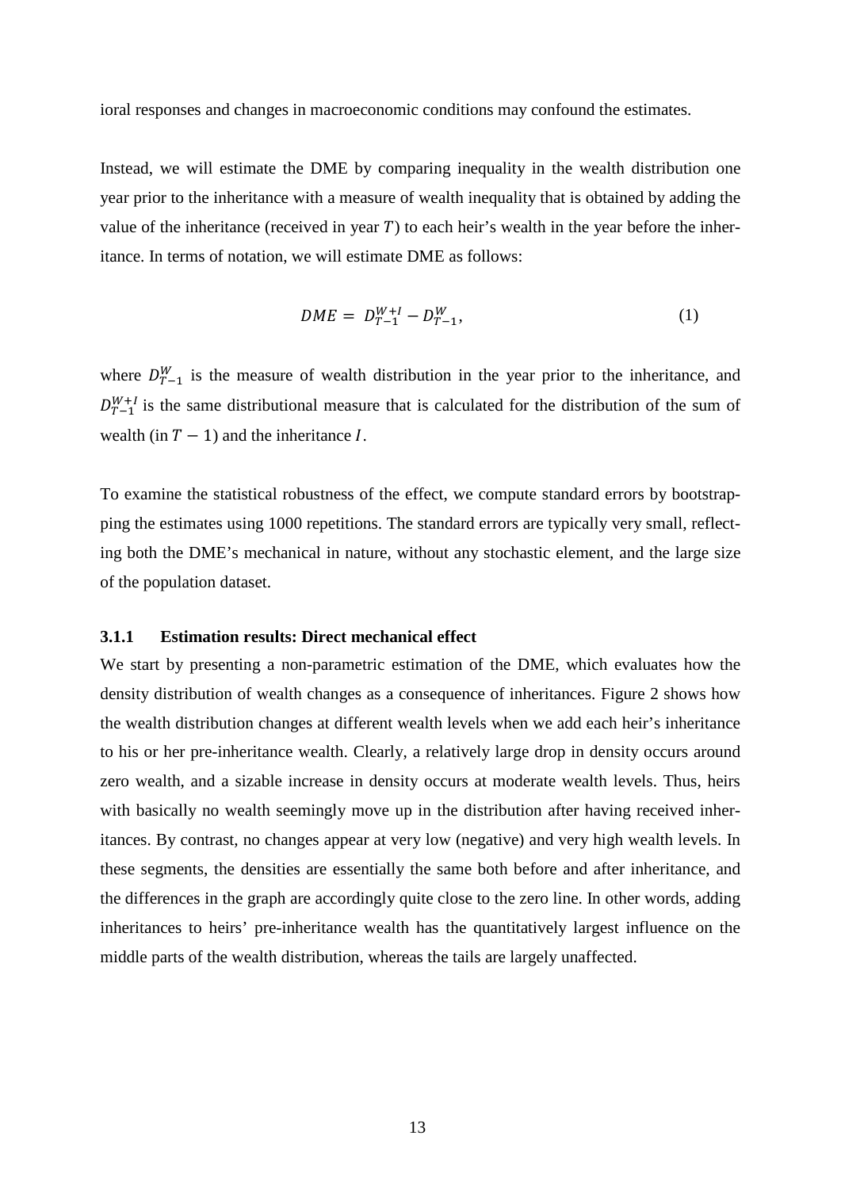ioral responses and changes in macroeconomic conditions may confound the estimates.

Instead, we will estimate the DME by comparing inequality in the wealth distribution one year prior to the inheritance with a measure of wealth inequality that is obtained by adding the value of the inheritance (received in year $T$) to each heir's wealth in the year before the inheritance. In terms of notation, we will estimate DME as follows:

$$DME = D_{T-1}^{W+I} - D_{T-1}^{W}, \tag{1}$$

where $D_{T-1}^{W}$ is the measure of wealth distribution in the year prior to the inheritance, and $D_{T-1}^{W+I}$ is the same distributional measure that is calculated for the distribution of the sum of wealth (in $T-1$) and the inheritance $I$.

To examine the statistical robustness of the effect, we compute standard errors by bootstrapping the estimates using 1000 repetitions. The standard errors are typically very small, reflecting both the DME's mechanical in nature, without any stochastic element, and the large size of the population dataset.

### 3.1.1 Estimation results: Direct mechanical effect

We start by presenting a non-parametric estimation of the DME, which evaluates how the density distribution of wealth changes as a consequence of inheritances. Figure 2 shows how the wealth distribution changes at different wealth levels when we add each heir's inheritance to his or her pre-inheritance wealth. Clearly, a relatively large drop in density occurs around zero wealth, and a sizable increase in density occurs at moderate wealth levels. Thus, heirs with basically no wealth seemingly move up in the distribution after having received inheritances. By contrast, no changes appear at very low (negative) and very high wealth levels. In these segments, the densities are essentially the same both before and after inheritance, and the differences in the graph are accordingly quite close to the zero line. In other words, adding inheritances to heirs' pre-inheritance wealth has the quantitatively largest influence on the middle parts of the wealth distribution, whereas the tails are largely unaffected.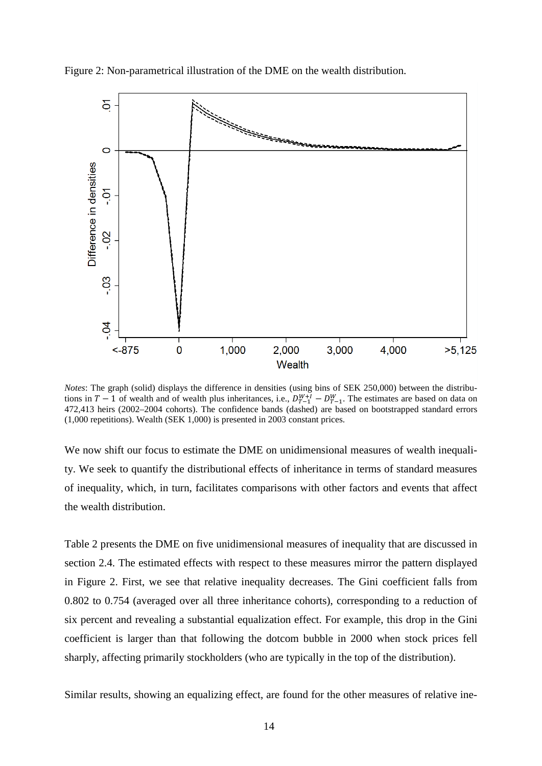Figure 2: Non-parametrical illustration of the DME on the wealth distribution.

*Notes*: The graph (solid) displays the difference in densities (using bins of SEK 250,000) between the distributions in $T-1$ of wealth and of wealth plus inheritances, i.e., $D_{T-1}^{W+I} - D_{T-1}^{W}$. The estimates are based on data on 472,413 heirs (2002–2004 cohorts). The confidence bands (dashed) are based on bootstrapped standard errors (1,000 repetitions). Wealth (SEK 1,000) is presented in 2003 constant prices.

We now shift our focus to estimate the DME on unidimensional measures of wealth inequality. We seek to quantify the distributional effects of inheritance in terms of standard measures of inequality, which, in turn, facilitates comparisons with other factors and events that affect the wealth distribution.

Table 2 presents the DME on five unidimensional measures of inequality that are discussed in section 2.4. The estimated effects with respect to these measures mirror the pattern displayed in Figure 2. First, we see that relative inequality decreases. The Gini coefficient falls from 0.802 to 0.754 (averaged over all three inheritance cohorts), corresponding to a reduction of six percent and revealing a substantial equalization effect. For example, this drop in the Gini coefficient is larger than that following the dotcom bubble in 2000 when stock prices fell sharply, affecting primarily stockholders (who are typically in the top of the distribution).

Similar results, showing an equalizing effect, are found for the other measures of relative ine-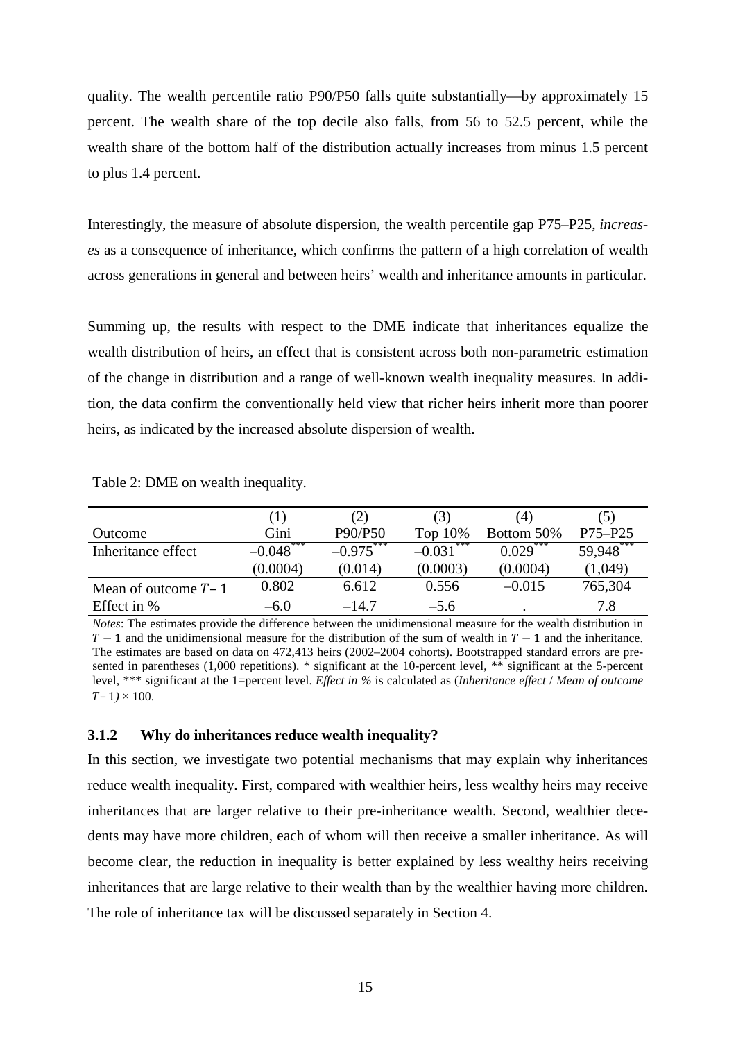quality. The wealth percentile ratio P90/P50 falls quite substantially—by approximately 15 percent. The wealth share of the top decile also falls, from 56 to 52.5 percent, while the wealth share of the bottom half of the distribution actually increases from minus 1.5 percent to plus 1.4 percent.

Interestingly, the measure of absolute dispersion, the wealth percentile gap P75–P25, *increases* as a consequence of inheritance, which confirms the pattern of a high correlation of wealth across generations in general and between heirs' wealth and inheritance amounts in particular.

Summing up, the results with respect to the DME indicate that inheritances equalize the wealth distribution of heirs, an effect that is consistent across both non-parametric estimation of the change in distribution and a range of well-known wealth inequality measures. In addition, the data confirm the conventionally held view that richer heirs inherit more than poorer heirs, as indicated by the increased absolute dispersion of wealth.

Table 2: DME on wealth inequality.

| | (1) | (2) | (3) | (4) | (5) |
|---|---|---|---|---|---|
| Outcome | Gini | P90/P50 | Top 10% | Bottom 50% | P75–P25 |
| Inheritance effect | –0.048*** | –0.975*** | –0.031*** | 0.029*** | 59,948*** |
| | (0.0004) | (0.014) | (0.0003) | (0.0004) | (1,049) |
| Mean of outcome $T-1$ | 0.802 | 6.612 | 0.556 | –0.015 | 765,304 |
| Effect in % | –6.0 | –14.7 | –5.6 | . | 7.8 |

*Notes*: The estimates provide the difference between the unidimensional measure for the wealth distribution in $T-1$ and the unidimensional measure for the distribution of the sum of wealth in $T-1$ and the inheritance. The estimates are based on data on 472,413 heirs (2002–2004 cohorts). Bootstrapped standard errors are presented in parentheses (1,000 repetitions). * significant at the 10-percent level, ** significant at the 5-percent level, *** significant at the 1=percent level. *Effect in %* is calculated as (*Inheritance effect* / *Mean of outcome* $T-1$) × 100.

### 3.1.2 Why do inheritances reduce wealth inequality?

In this section, we investigate two potential mechanisms that may explain why inheritances reduce wealth inequality. First, compared with wealthier heirs, less wealthy heirs may receive inheritances that are larger relative to their pre-inheritance wealth. Second, wealthier decedents may have more children, each of whom will then receive a smaller inheritance. As will become clear, the reduction in inequality is better explained by less wealthy heirs receiving inheritances that are large relative to their wealth than by the wealthier having more children. The role of inheritance tax will be discussed separately in Section 4.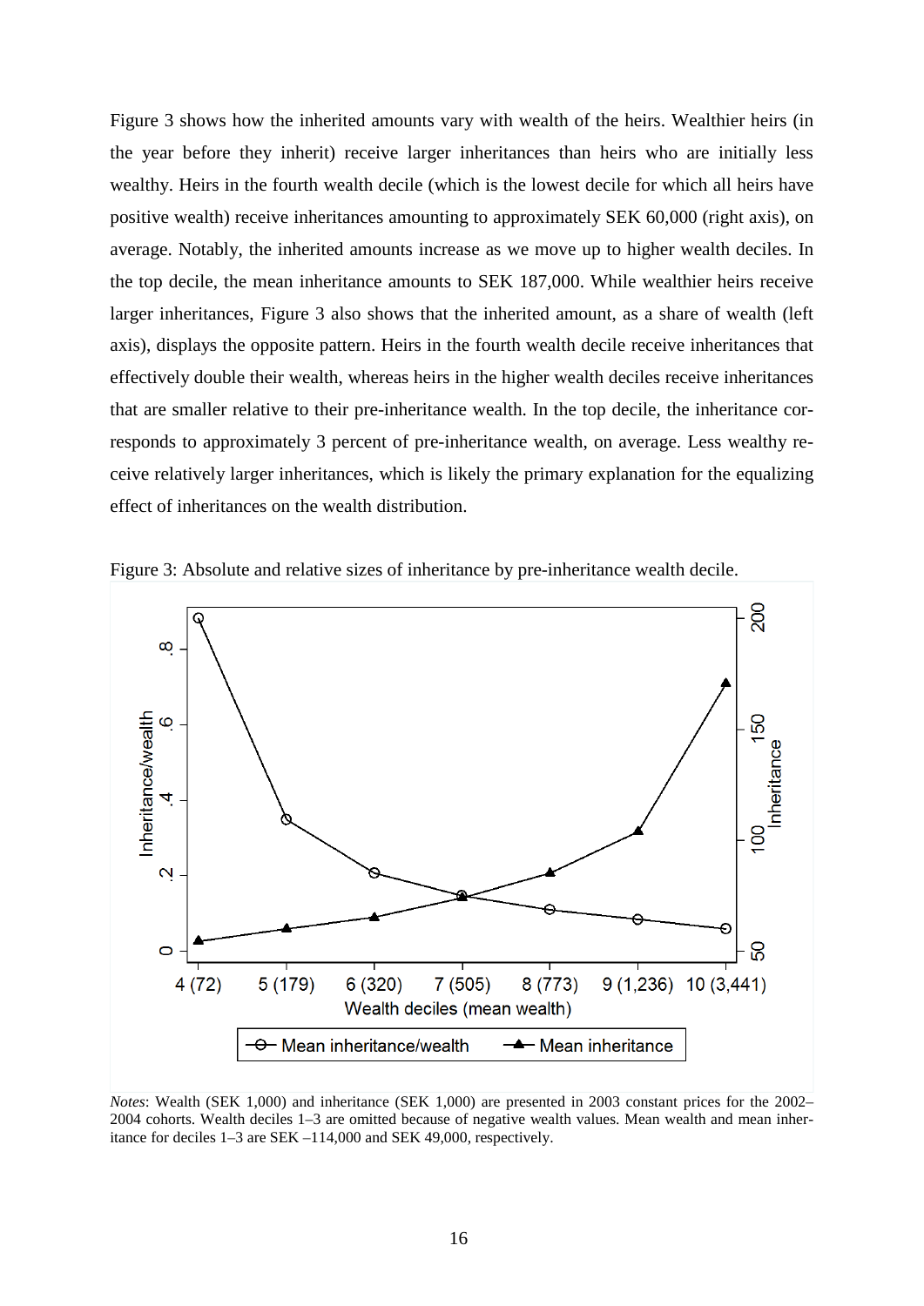Figure 3 shows how the inherited amounts vary with wealth of the heirs. Wealthier heirs (in the year before they inherit) receive larger inheritances than heirs who are initially less wealthy. Heirs in the fourth wealth decile (which is the lowest decile for which all heirs have positive wealth) receive inheritances amounting to approximately SEK 60,000 (right axis), on average. Notably, the inherited amounts increase as we move up to higher wealth deciles. In the top decile, the mean inheritance amounts to SEK 187,000. While wealthier heirs receive larger inheritances, Figure 3 also shows that the inherited amount, as a share of wealth (left axis), displays the opposite pattern. Heirs in the fourth wealth decile receive inheritances that effectively double their wealth, whereas heirs in the higher wealth deciles receive inheritances that are smaller relative to their pre-inheritance wealth. In the top decile, the inheritance corresponds to approximately 3 percent of pre-inheritance wealth, on average. Less wealthy receive relatively larger inheritances, which is likely the primary explanation for the equalizing effect of inheritances on the wealth distribution.

Figure 3: Absolute and relative sizes of inheritance by pre-inheritance wealth decile.

*Notes*: Wealth (SEK 1,000) and inheritance (SEK 1,000) are presented in 2003 constant prices for the 2002–2004 cohorts. Wealth deciles 1–3 are omitted because of negative wealth values. Mean wealth and mean inheritance for deciles 1–3 are SEK –114,000 and SEK 49,000, respectively.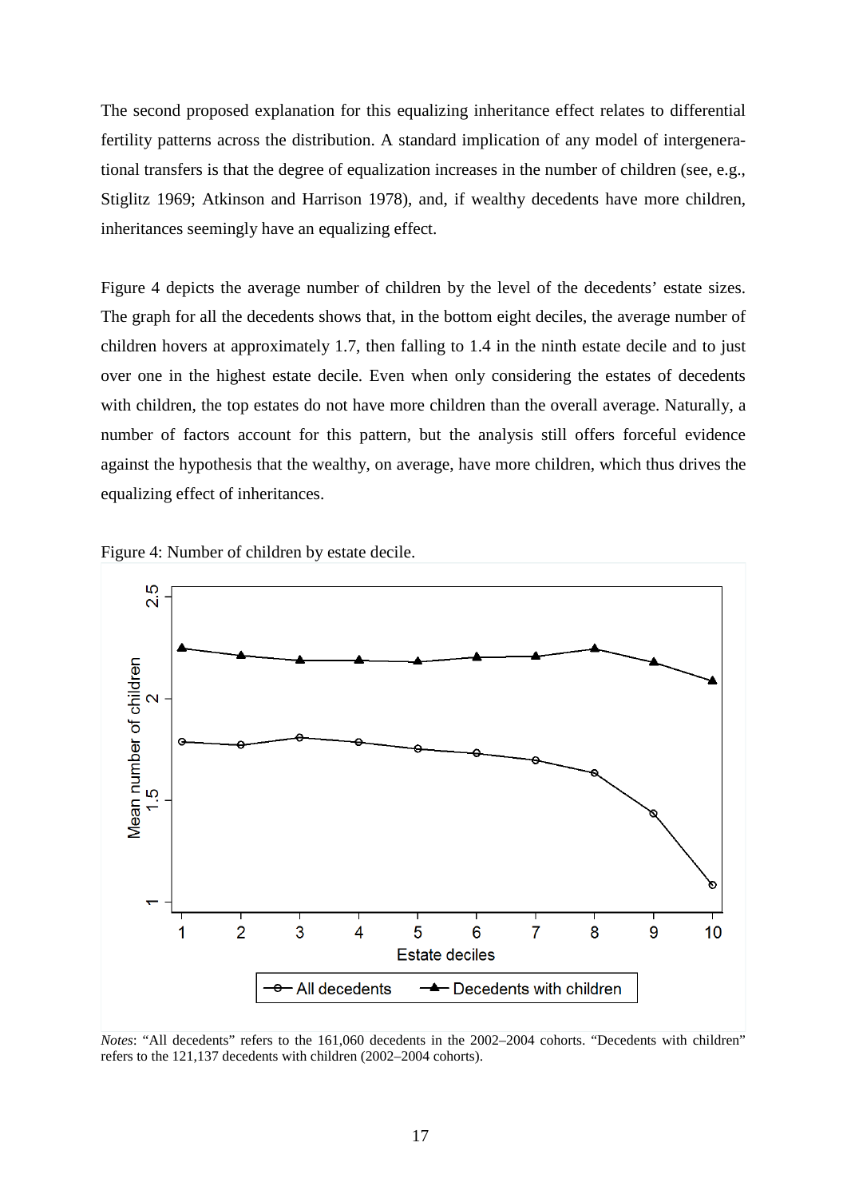The second proposed explanation for this equalizing inheritance effect relates to differential fertility patterns across the distribution. A standard implication of any model of intergenerational transfers is that the degree of equalization increases in the number of children (see, e.g., Stiglitz 1969; Atkinson and Harrison 1978), and, if wealthy decedents have more children, inheritances seemingly have an equalizing effect.

Figure 4 depicts the average number of children by the level of the decedents' estate sizes. The graph for all the decedents shows that, in the bottom eight deciles, the average number of children hovers at approximately 1.7, then falling to 1.4 in the ninth estate decile and to just over one in the highest estate decile. Even when only considering the estates of decedents with children, the top estates do not have more children than the overall average. Naturally, a number of factors account for this pattern, but the analysis still offers forceful evidence against the hypothesis that the wealthy, on average, have more children, which thus drives the equalizing effect of inheritances.

Figure 4: Number of children by estate decile.

*Notes*: "All decedents" refers to the 161,060 decedents in the 2002–2004 cohorts. "Decedents with children" refers to the 121,137 decedents with children (2002–2004 cohorts).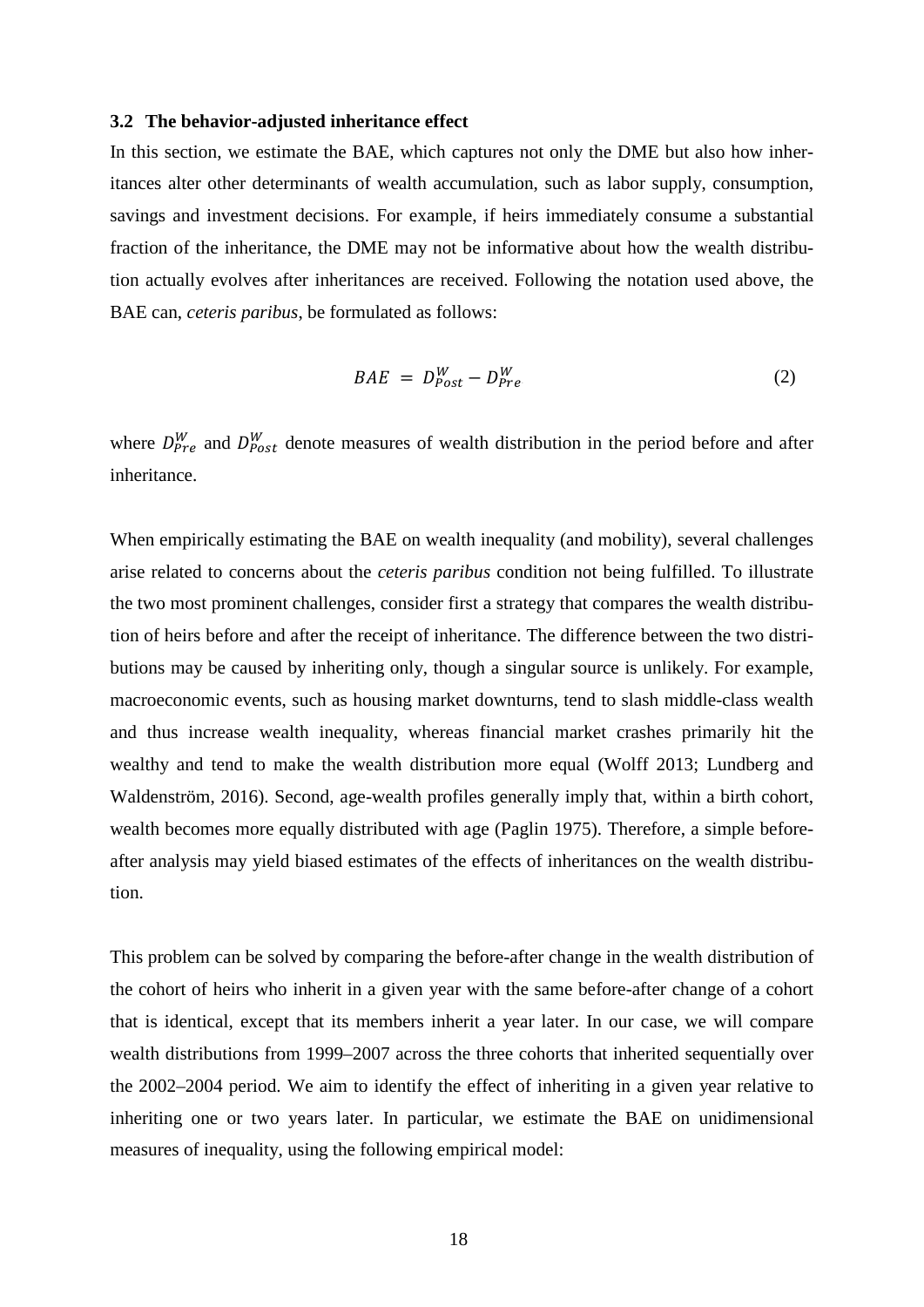### 3.2 The behavior-adjusted inheritance effect

In this section, we estimate the BAE, which captures not only the DME but also how inheritances alter other determinants of wealth accumulation, such as labor supply, consumption, savings and investment decisions. For example, if heirs immediately consume a substantial fraction of the inheritance, the DME may not be informative about how the wealth distribution actually evolves after inheritances are received. Following the notation used above, the BAE can, *ceteris paribus*, be formulated as follows:

$$BAE = D_{Post}^{W} - D_{Pre}^{W} \tag{2}$$

where $D_{Pre}^{W}$ and $D_{Post}^{W}$ denote measures of wealth distribution in the period before and after inheritance.

When empirically estimating the BAE on wealth inequality (and mobility), several challenges arise related to concerns about the *ceteris paribus* condition not being fulfilled. To illustrate the two most prominent challenges, consider first a strategy that compares the wealth distribution of heirs before and after the receipt of inheritance. The difference between the two distributions may be caused by inheriting only, though a singular source is unlikely. For example, macroeconomic events, such as housing market downturns, tend to slash middle-class wealth and thus increase wealth inequality, whereas financial market crashes primarily hit the wealthy and tend to make the wealth distribution more equal (Wolff 2013; Lundberg and Waldenström, 2016). Second, age-wealth profiles generally imply that, within a birth cohort, wealth becomes more equally distributed with age (Paglin 1975). Therefore, a simple before-after analysis may yield biased estimates of the effects of inheritances on the wealth distribution.

This problem can be solved by comparing the before-after change in the wealth distribution of the cohort of heirs who inherit in a given year with the same before-after change of a cohort that is identical, except that its members inherit a year later. In our case, we will compare wealth distributions from 1999–2007 across the three cohorts that inherited sequentially over the 2002–2004 period. We aim to identify the effect of inheriting in a given year relative to inheriting one or two years later. In particular, we estimate the BAE on unidimensional measures of inequality, using the following empirical model: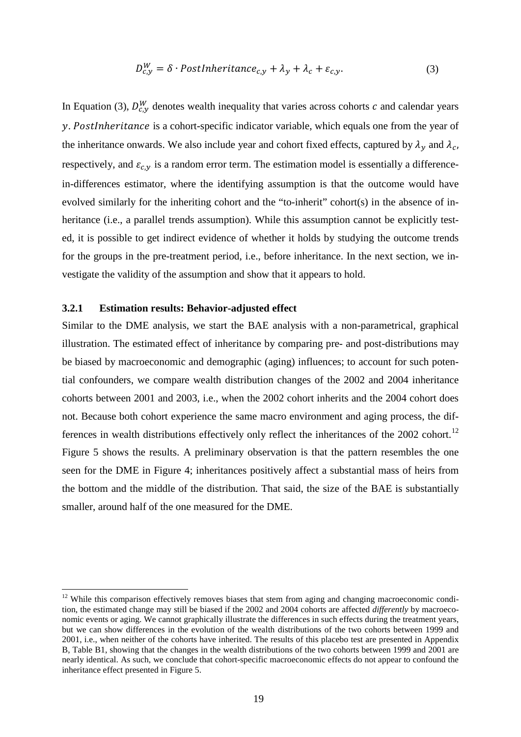$$D_{c,y}^{W} = \delta \cdot PostInheritance_{c,y} + \lambda_y + \lambda_c + \varepsilon_{c,y}. \tag{3}$$

In Equation (3), $D_{c,y}^{W}$ denotes wealth inequality that varies across cohorts $c$ and calendar years $y$. $PostInheritance$ is a cohort-specific indicator variable, which equals one from the year of the inheritance onwards. We also include year and cohort fixed effects, captured by $\lambda_y$ and $\lambda_c$, respectively, and $\varepsilon_{c,y}$ is a random error term. The estimation model is essentially a difference-in-differences estimator, where the identifying assumption is that the outcome would have evolved similarly for the inheriting cohort and the "to-inherit" cohort(s) in the absence of inheritance (i.e., a parallel trends assumption). While this assumption cannot be explicitly tested, it is possible to get indirect evidence of whether it holds by studying the outcome trends for the groups in the pre-treatment period, i.e., before inheritance. In the next section, we investigate the validity of the assumption and show that it appears to hold.

### 3.2.1 Estimation results: Behavior-adjusted effect

Similar to the DME analysis, we start the BAE analysis with a non-parametrical, graphical illustration. The estimated effect of inheritance by comparing pre- and post-distributions may be biased by macroeconomic and demographic (aging) influences; to account for such potential confounders, we compare wealth distribution changes of the 2002 and 2004 inheritance cohorts between 2001 and 2003, i.e., when the 2002 cohort inherits and the 2004 cohort does not. Because both cohort experience the same macro environment and aging process, the differences in wealth distributions effectively only reflect the inheritances of the 2002 cohort.[12] Figure 5 shows the results. A preliminary observation is that the pattern resembles the one seen for the DME in Figure 4; inheritances positively affect a substantial mass of heirs from the bottom and the middle of the distribution. That said, the size of the BAE is substantially smaller, around half of the one measured for the DME.

[12] While this comparison effectively removes biases that stem from aging and changing macroeconomic condition, the estimated change may still be biased if the 2002 and 2004 cohorts are affected *differently* by macroeconomic events or aging. We cannot graphically illustrate the differences in such effects during the treatment years, but we can show differences in the evolution of the wealth distributions of the two cohorts between 1999 and 2001, i.e., when neither of the cohorts have inherited. The results of this placebo test are presented in Appendix B, Table B1, showing that the changes in the wealth distributions of the two cohorts between 1999 and 2001 are nearly identical. As such, we conclude that cohort-specific macroeconomic effects do not appear to confound the inheritance effect presented in Figure 5.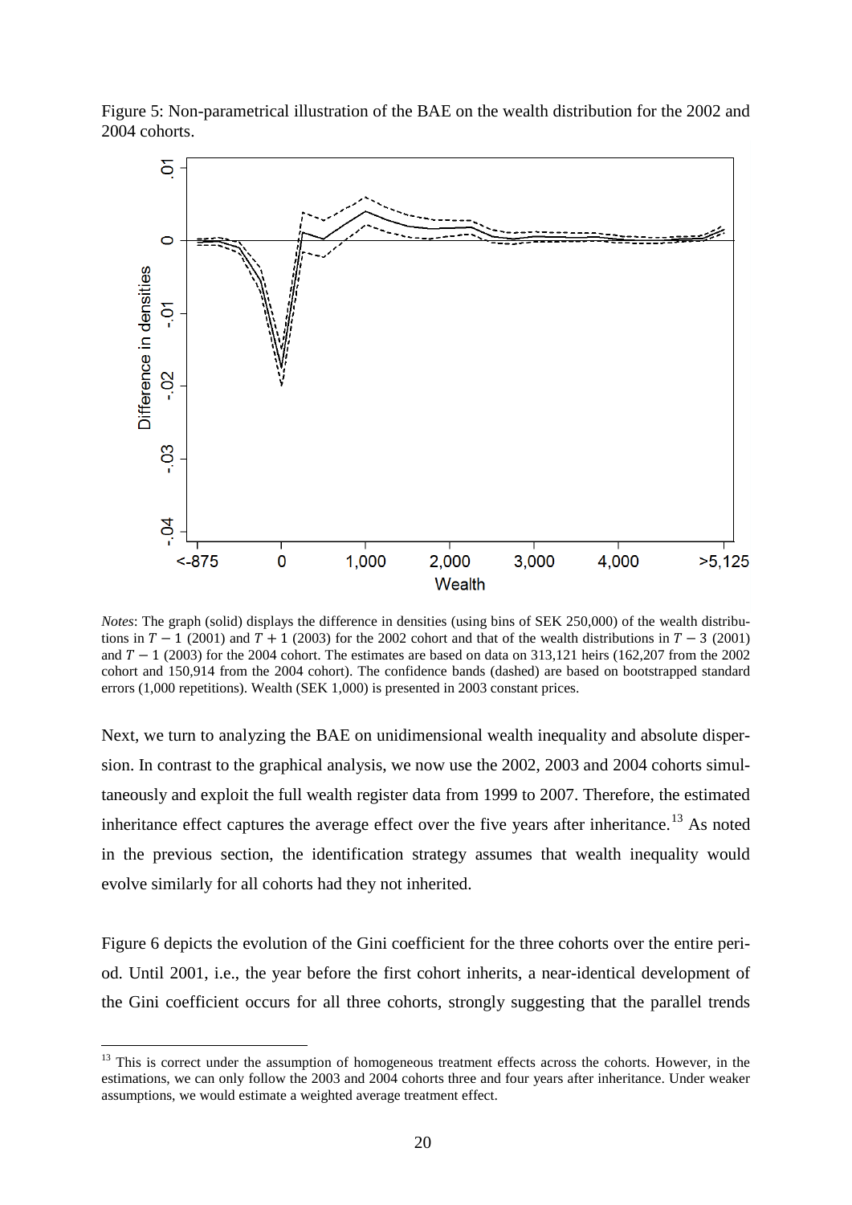Figure 5: Non-parametrical illustration of the BAE on the wealth distribution for the 2002 and 2004 cohorts.

*Notes*: The graph (solid) displays the difference in densities (using bins of SEK 250,000) of the wealth distributions in $T-1$ (2001) and $T+1$ (2003) for the 2002 cohort and that of the wealth distributions in $T-3$ (2001) and $T-1$ (2003) for the 2004 cohort. The estimates are based on data on 313,121 heirs (162,207 from the 2002 cohort and 150,914 from the 2004 cohort). The confidence bands (dashed) are based on bootstrapped standard errors (1,000 repetitions). Wealth (SEK 1,000) is presented in 2003 constant prices.

Next, we turn to analyzing the BAE on unidimensional wealth inequality and absolute dispersion. In contrast to the graphical analysis, we now use the 2002, 2003 and 2004 cohorts simultaneously and exploit the full wealth register data from 1999 to 2007. Therefore, the estimated inheritance effect captures the average effect over the five years after inheritance.[13] As noted in the previous section, the identification strategy assumes that wealth inequality would evolve similarly for all cohorts had they not inherited.

Figure 6 depicts the evolution of the Gini coefficient for the three cohorts over the entire period. Until 2001, i.e., the year before the first cohort inherits, a near-identical development of the Gini coefficient occurs for all three cohorts, strongly suggesting that the parallel trends

[13] This is correct under the assumption of homogeneous treatment effects across the cohorts. However, in the estimations, we can only follow the 2003 and 2004 cohorts three and four years after inheritance. Under weaker assumptions, we would estimate a weighted average treatment effect.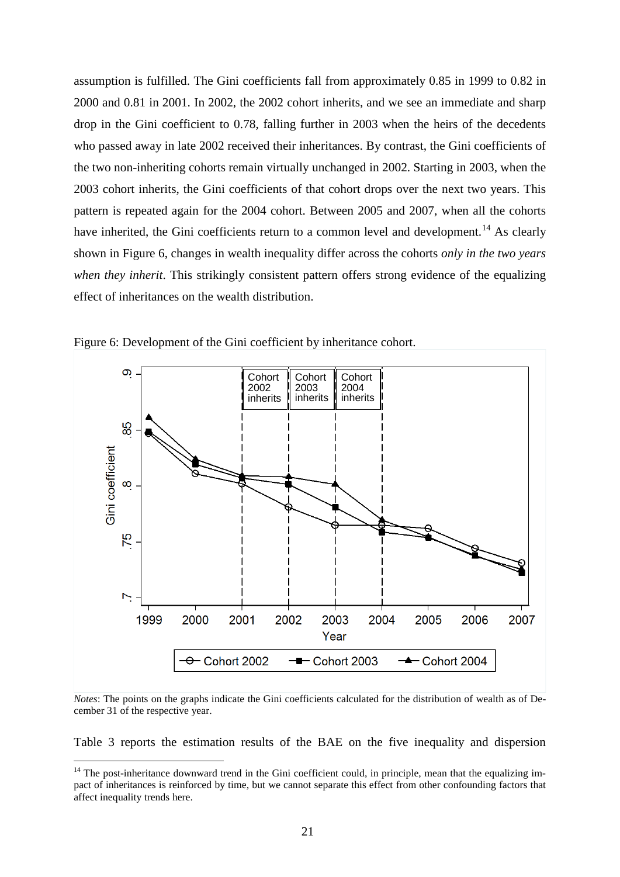assumption is fulfilled. The Gini coefficients fall from approximately 0.85 in 1999 to 0.82 in 2000 and 0.81 in 2001. In 2002, the 2002 cohort inherits, and we see an immediate and sharp drop in the Gini coefficient to 0.78, falling further in 2003 when the heirs of the decedents who passed away in late 2002 received their inheritances. By contrast, the Gini coefficients of the two non-inheriting cohorts remain virtually unchanged in 2002. Starting in 2003, when the 2003 cohort inherits, the Gini coefficients of that cohort drops over the next two years. This pattern is repeated again for the 2004 cohort. Between 2005 and 2007, when all the cohorts have inherited, the Gini coefficients return to a common level and development.[14] As clearly shown in Figure 6, changes in wealth inequality differ across the cohorts *only in the two years when they inherit*. This strikingly consistent pattern offers strong evidence of the equalizing effect of inheritances on the wealth distribution.

Figure 6: Development of the Gini coefficient by inheritance cohort.

*Notes*: The points on the graphs indicate the Gini coefficients calculated for the distribution of wealth as of December 31 of the respective year.

Table 3 reports the estimation results of the BAE on the five inequality and dispersion

[14] The post-inheritance downward trend in the Gini coefficient could, in principle, mean that the equalizing impact of inheritances is reinforced by time, but we cannot separate this effect from other confounding factors that affect inequality trends here.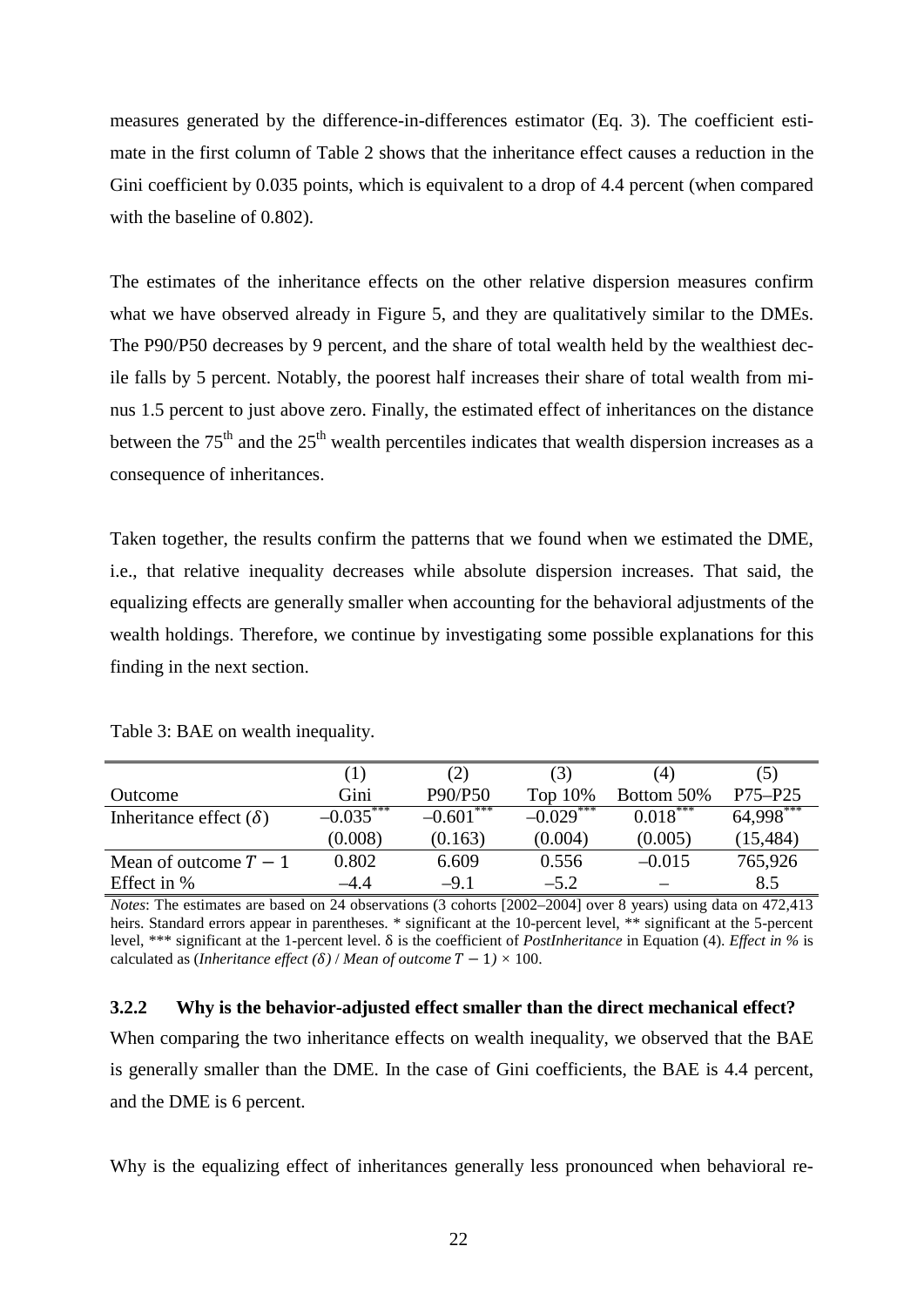measures generated by the difference-in-differences estimator (Eq. 3). The coefficient estimate in the first column of Table 2 shows that the inheritance effect causes a reduction in the Gini coefficient by 0.035 points, which is equivalent to a drop of 4.4 percent (when compared with the baseline of 0.802).

The estimates of the inheritance effects on the other relative dispersion measures confirm what we have observed already in Figure 5, and they are qualitatively similar to the DMEs. The P90/P50 decreases by 9 percent, and the share of total wealth held by the wealthiest decile falls by 5 percent. Notably, the poorest half increases their share of total wealth from minus 1.5 percent to just above zero. Finally, the estimated effect of inheritances on the distance between the 75[th] and the 25[th] wealth percentiles indicates that wealth dispersion increases as a consequence of inheritances.

Taken together, the results confirm the patterns that we found when we estimated the DME, i.e., that relative inequality decreases while absolute dispersion increases. That said, the equalizing effects are generally smaller when accounting for the behavioral adjustments of the wealth holdings. Therefore, we continue by investigating some possible explanations for this finding in the next section.

Table 3: BAE on wealth inequality.

| | (1) | (2) | (3) | (4) | (5) |
|---|---|---|---|---|---|
| Outcome | Gini | P90/P50 | Top 10% | Bottom 50% | P75–P25 |
| Inheritance effect ($\delta$) | –0.035*** | –0.601*** | –0.029*** | 0.018*** | 64,998*** |
| | (0.008) | (0.163) | (0.004) | (0.005) | (15,484) |
| Mean of outcome $T-1$ | 0.802 | 6.609 | 0.556 | –0.015 | 765,926 |
| Effect in % | –4.4 | –9.1 | –5.2 | – | 8.5 |

*Notes*: The estimates are based on 24 observations (3 cohorts [2002–2004] over 8 years) using data on 472,413 heirs. Standard errors appear in parentheses. * significant at the 10-percent level, ** significant at the 5-percent level, *** significant at the 1-percent level. δ is the coefficient of *PostInheritance* in Equation (4). *Effect in %* is calculated as (*Inheritance effect (δ)* / *Mean of outcome* $T-1$) × 100.

### 3.2.2 Why is the behavior-adjusted effect smaller than the direct mechanical effect?

When comparing the two inheritance effects on wealth inequality, we observed that the BAE is generally smaller than the DME. In the case of Gini coefficients, the BAE is 4.4 percent, and the DME is 6 percent.

Why is the equalizing effect of inheritances generally less pronounced when behavioral re-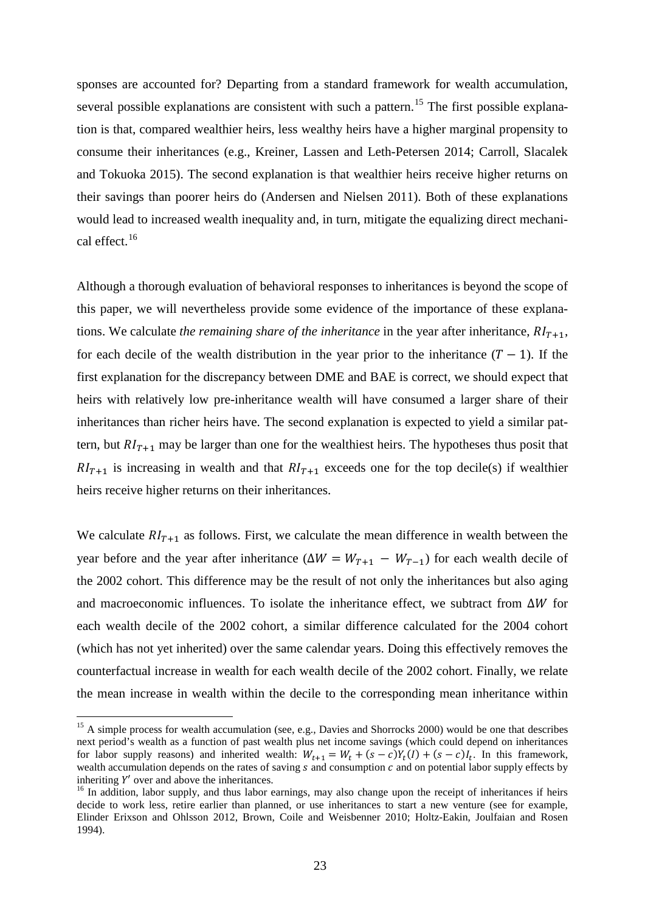sponses are accounted for? Departing from a standard framework for wealth accumulation, several possible explanations are consistent with such a pattern.[15] The first possible explanation is that, compared wealthier heirs, less wealthy heirs have a higher marginal propensity to consume their inheritances (e.g., Kreiner, Lassen and Leth-Petersen 2014; Carroll, Slacalek and Tokuoka 2015). The second explanation is that wealthier heirs receive higher returns on their savings than poorer heirs do (Andersen and Nielsen 2011). Both of these explanations would lead to increased wealth inequality and, in turn, mitigate the equalizing direct mechanical effect.[16]

Although a thorough evaluation of behavioral responses to inheritances is beyond the scope of this paper, we will nevertheless provide some evidence of the importance of these explanations. We calculate *the remaining share of the inheritance* in the year after inheritance, $RI_{T+1}$, for each decile of the wealth distribution in the year prior to the inheritance ($T - 1$). If the first explanation for the discrepancy between DME and BAE is correct, we should expect that heirs with relatively low pre-inheritance wealth will have consumed a larger share of their inheritances than richer heirs have. The second explanation is expected to yield a similar pattern, but $RI_{T+1}$ may be larger than one for the wealthiest heirs. The hypotheses thus posit that $RI_{T+1}$ is increasing in wealth and that $RI_{T+1}$ exceeds one for the top decile(s) if wealthier heirs receive higher returns on their inheritances.

We calculate $RI_{T+1}$ as follows. First, we calculate the mean difference in wealth between the year before and the year after inheritance ($\Delta W = W_{T+1} - W_{T-1}$) for each wealth decile of the 2002 cohort. This difference may be the result of not only the inheritances but also aging and macroeconomic influences. To isolate the inheritance effect, we subtract from $\Delta W$ for each wealth decile of the 2002 cohort, a similar difference calculated for the 2004 cohort (which has not yet inherited) over the same calendar years. Doing this effectively removes the counterfactual increase in wealth for each wealth decile of the 2002 cohort. Finally, we relate the mean increase in wealth within the decile to the corresponding mean inheritance within

---

[15] A simple process for wealth accumulation (see, e.g., Davies and Shorrocks 2000) would be one that describes next period's wealth as a function of past wealth plus net income savings (which could depend on inheritances for labor supply reasons) and inherited wealth: $W_{t+1} = W_t + (s - c)Y_t(I) + (s - c)I_t$. In this framework, wealth accumulation depends on the rates of saving $s$ and consumption $c$ and on potential labor supply effects by inheriting $Y'$ over and above the inheritances.

[16] In addition, labor supply, and thus labor earnings, may also change upon the receipt of inheritances if heirs decide to work less, retire earlier than planned, or use inheritances to start a new venture (see for example, Elinder Erixson and Ohlsson 2012, Brown, Coile and Weisbenner 2010; Holtz-Eakin, Joulfaian and Rosen 1994).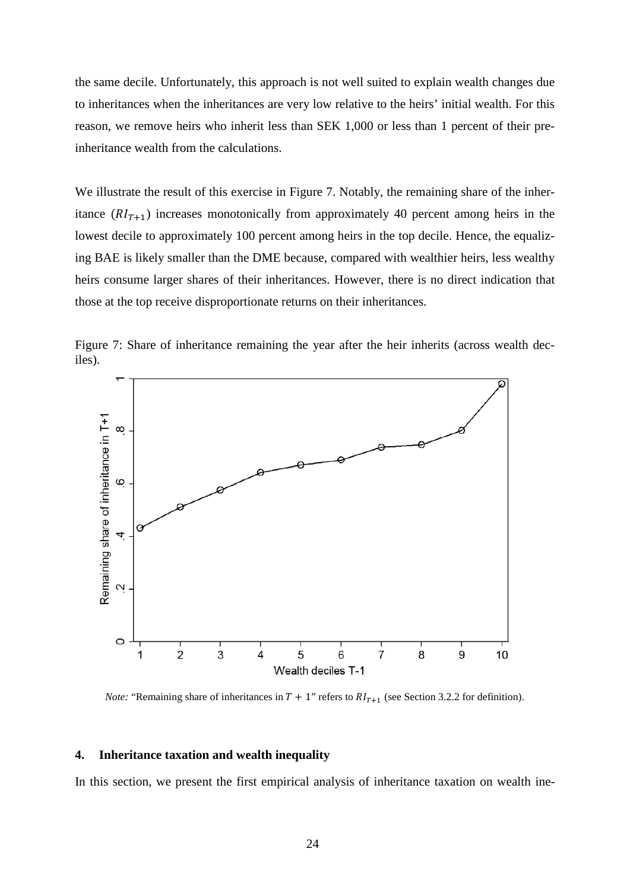the same decile. Unfortunately, this approach is not well suited to explain wealth changes due to inheritances when the inheritances are very low relative to the heirs' initial wealth. For this reason, we remove heirs who inherit less than SEK 1,000 or less than 1 percent of their pre-inheritance wealth from the calculations.

We illustrate the result of this exercise in Figure 7. Notably, the remaining share of the inheritance ($RI_{T+1}$) increases monotonically from approximately 40 percent among heirs in the lowest decile to approximately 100 percent among heirs in the top decile. Hence, the equalizing BAE is likely smaller than the DME because, compared with wealthier heirs, less wealthy heirs consume larger shares of their inheritances. However, there is no direct indication that those at the top receive disproportionate returns on their inheritances.

Figure 7: Share of inheritance remaining the year after the heir inherits (across wealth deciles).

*Note:* "Remaining share of inheritances in $T + 1$" refers to $RI_{T+1}$ (see Section 3.2.2 for definition).

## 4. Inheritance taxation and wealth inequality

In this section, we present the first empirical analysis of inheritance taxation on wealth ine-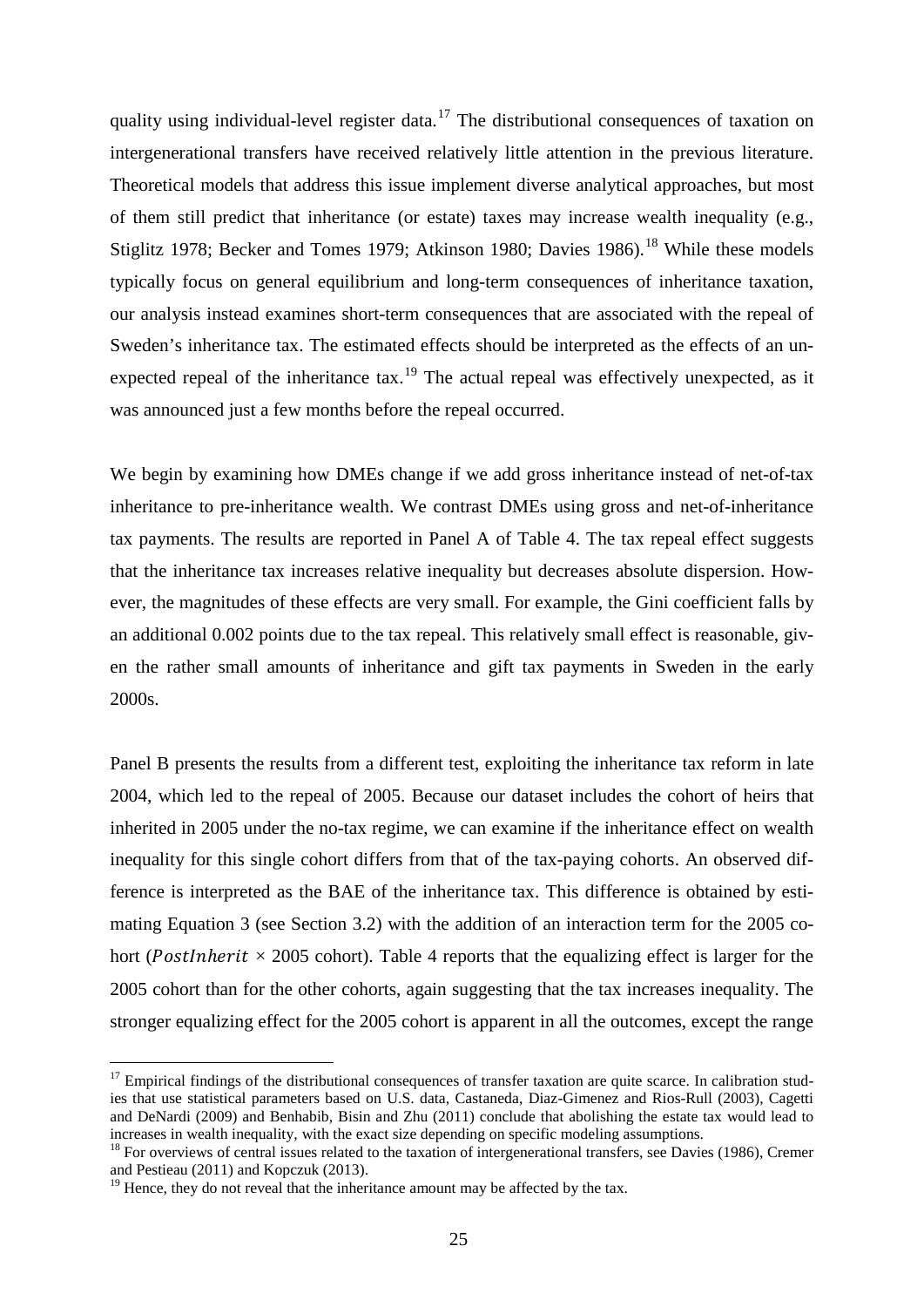quality using individual-level register data.[17] The distributional consequences of taxation on intergenerational transfers have received relatively little attention in the previous literature. Theoretical models that address this issue implement diverse analytical approaches, but most of them still predict that inheritance (or estate) taxes may increase wealth inequality (e.g., Stiglitz 1978; Becker and Tomes 1979; Atkinson 1980; Davies 1986).[18] While these models typically focus on general equilibrium and long-term consequences of inheritance taxation, our analysis instead examines short-term consequences that are associated with the repeal of Sweden's inheritance tax. The estimated effects should be interpreted as the effects of an unexpected repeal of the inheritance tax.[19] The actual repeal was effectively unexpected, as it was announced just a few months before the repeal occurred.

We begin by examining how DMEs change if we add gross inheritance instead of net-of-tax inheritance to pre-inheritance wealth. We contrast DMEs using gross and net-of-inheritance tax payments. The results are reported in Panel A of Table 4. The tax repeal effect suggests that the inheritance tax increases relative inequality but decreases absolute dispersion. However, the magnitudes of these effects are very small. For example, the Gini coefficient falls by an additional 0.002 points due to the tax repeal. This relatively small effect is reasonable, given the rather small amounts of inheritance and gift tax payments in Sweden in the early 2000s.

Panel B presents the results from a different test, exploiting the inheritance tax reform in late 2004, which led to the repeal of 2005. Because our dataset includes the cohort of heirs that inherited in 2005 under the no-tax regime, we can examine if the inheritance effect on wealth inequality for this single cohort differs from that of the tax-paying cohorts. An observed difference is interpreted as the BAE of the inheritance tax. This difference is obtained by estimating Equation 3 (see Section 3.2) with the addition of an interaction term for the 2005 cohort ($PostInherit$ × 2005 cohort). Table 4 reports that the equalizing effect is larger for the 2005 cohort than for the other cohorts, again suggesting that the tax increases inequality. The stronger equalizing effect for the 2005 cohort is apparent in all the outcomes, except the range

---

[17] Empirical findings of the distributional consequences of transfer taxation are quite scarce. In calibration studies that use statistical parameters based on U.S. data, Castaneda, Diaz-Gimenez and Rios-Rull (2003), Cagetti and DeNardi (2009) and Benhabib, Bisin and Zhu (2011) conclude that abolishing the estate tax would lead to increases in wealth inequality, with the exact size depending on specific modeling assumptions.

[18] For overviews of central issues related to the taxation of intergenerational transfers, see Davies (1986), Cremer and Pestieau (2011) and Kopczuk (2013).

[19] Hence, they do not reveal that the inheritance amount may be affected by the tax.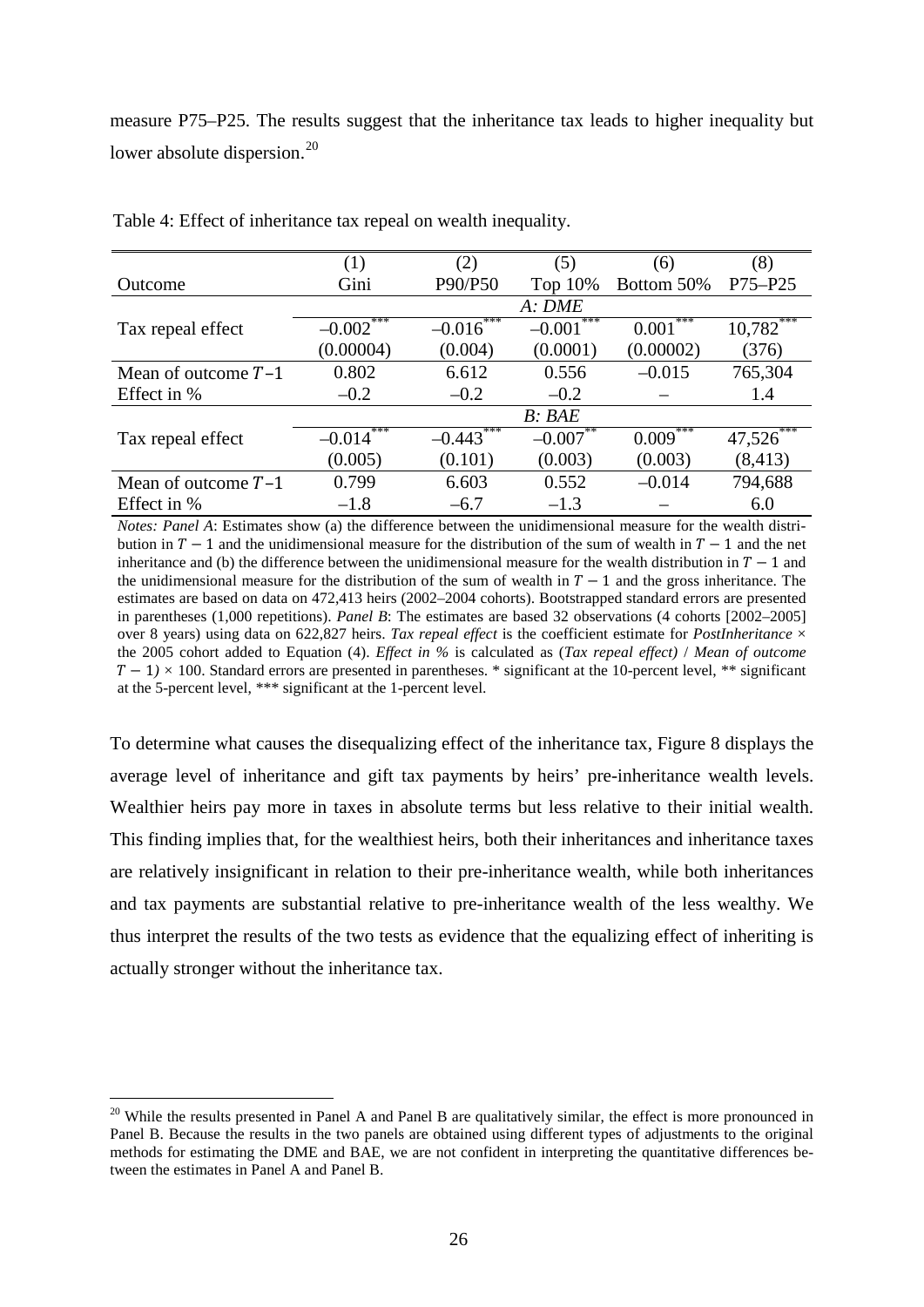measure P75–P25. The results suggest that the inheritance tax leads to higher inequality but lower absolute dispersion.[20]

Table 4: Effect of inheritance tax repeal on wealth inequality.

| | (1) | (2) | (5) | (6) | (8) |
|---|---|---|---|---|---|
| Outcome | Gini | P90/P50 | Top 10% | Bottom 50% | P75–P25 |
| | | | *A: DME* | | |
| Tax repeal effect | –0.002*** | –0.016*** | –0.001*** | 0.001*** | 10,782*** |
| | (0.00004) | (0.004) | (0.0001) | (0.00002) | (376) |
| Mean of outcome $T$–1 | 0.802 | 6.612 | 0.556 | –0.015 | 765,304 |
| Effect in % | –0.2 | –0.2 | –0.2 | – | 1.4 |
| | | | *B: BAE* | | |
| Tax repeal effect | –0.014*** | –0.443*** | –0.007** | 0.009*** | 47,526*** |
| | (0.005) | (0.101) | (0.003) | (0.003) | (8,413) |
| Mean of outcome $T$–1 | 0.799 | 6.603 | 0.552 | –0.014 | 794,688 |
| Effect in % | –1.8 | –6.7 | –1.3 | – | 6.0 |

*Notes: Panel A*: Estimates show (a) the difference between the unidimensional measure for the wealth distribution in $T-1$ and the unidimensional measure for the distribution of the sum of wealth in $T-1$ and the net inheritance and (b) the difference between the unidimensional measure for the wealth distribution in $T-1$ and the unidimensional measure for the distribution of the sum of wealth in $T-1$ and the gross inheritance. The estimates are based on data on 472,413 heirs (2002–2004 cohorts). Bootstrapped standard errors are presented in parentheses (1,000 repetitions). *Panel B*: The estimates are based 32 observations (4 cohorts [2002–2005] over 8 years) using data on 622,827 heirs. *Tax repeal effect* is the coefficient estimate for *PostInheritance* × the 2005 cohort added to Equation (4). *Effect in %* is calculated as (*Tax repeal effect)* / *Mean of outcome* $T-1$*)* × 100. Standard errors are presented in parentheses. * significant at the 10-percent level, ** significant at the 5-percent level, *** significant at the 1-percent level.

To determine what causes the disequalizing effect of the inheritance tax, Figure 8 displays the average level of inheritance and gift tax payments by heirs' pre-inheritance wealth levels. Wealthier heirs pay more in taxes in absolute terms but less relative to their initial wealth. This finding implies that, for the wealthiest heirs, both their inheritances and inheritance taxes are relatively insignificant in relation to their pre-inheritance wealth, while both inheritances and tax payments are substantial relative to pre-inheritance wealth of the less wealthy. We thus interpret the results of the two tests as evidence that the equalizing effect of inheriting is actually stronger without the inheritance tax.

[20] While the results presented in Panel A and Panel B are qualitatively similar, the effect is more pronounced in Panel B. Because the results in the two panels are obtained using different types of adjustments to the original methods for estimating the DME and BAE, we are not confident in interpreting the quantitative differences between the estimates in Panel A and Panel B.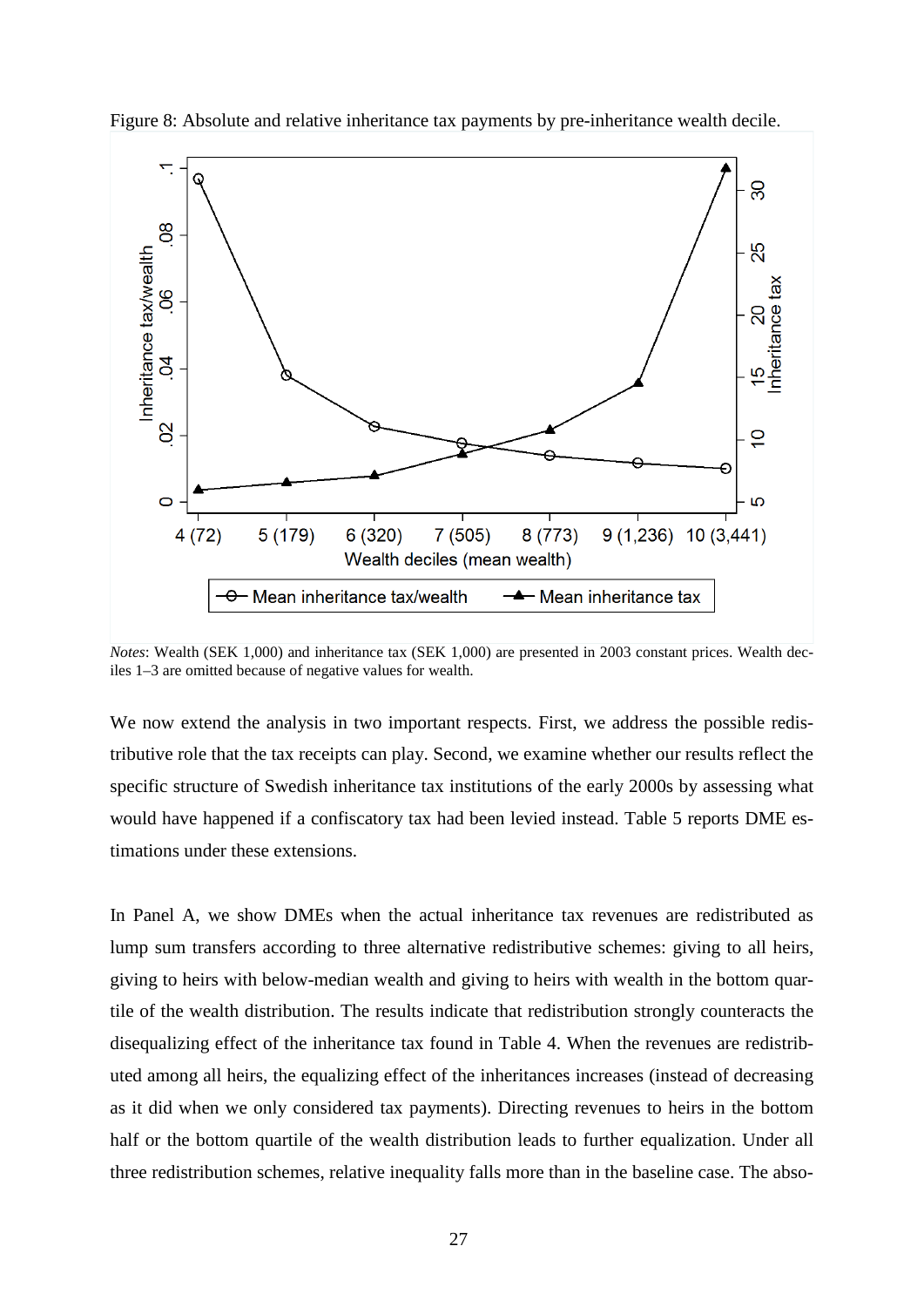Figure 8: Absolute and relative inheritance tax payments by pre-inheritance wealth decile.

*Notes*: Wealth (SEK 1,000) and inheritance tax (SEK 1,000) are presented in 2003 constant prices. Wealth deciles 1–3 are omitted because of negative values for wealth.

We now extend the analysis in two important respects. First, we address the possible redistributive role that the tax receipts can play. Second, we examine whether our results reflect the specific structure of Swedish inheritance tax institutions of the early 2000s by assessing what would have happened if a confiscatory tax had been levied instead. Table 5 reports DME estimations under these extensions.

In Panel A, we show DMEs when the actual inheritance tax revenues are redistributed as lump sum transfers according to three alternative redistributive schemes: giving to all heirs, giving to heirs with below-median wealth and giving to heirs with wealth in the bottom quartile of the wealth distribution. The results indicate that redistribution strongly counteracts the disequalizing effect of the inheritance tax found in Table 4. When the revenues are redistributed among all heirs, the equalizing effect of the inheritances increases (instead of decreasing as it did when we only considered tax payments). Directing revenues to heirs in the bottom half or the bottom quartile of the wealth distribution leads to further equalization. Under all three redistribution schemes, relative inequality falls more than in the baseline case. The abso-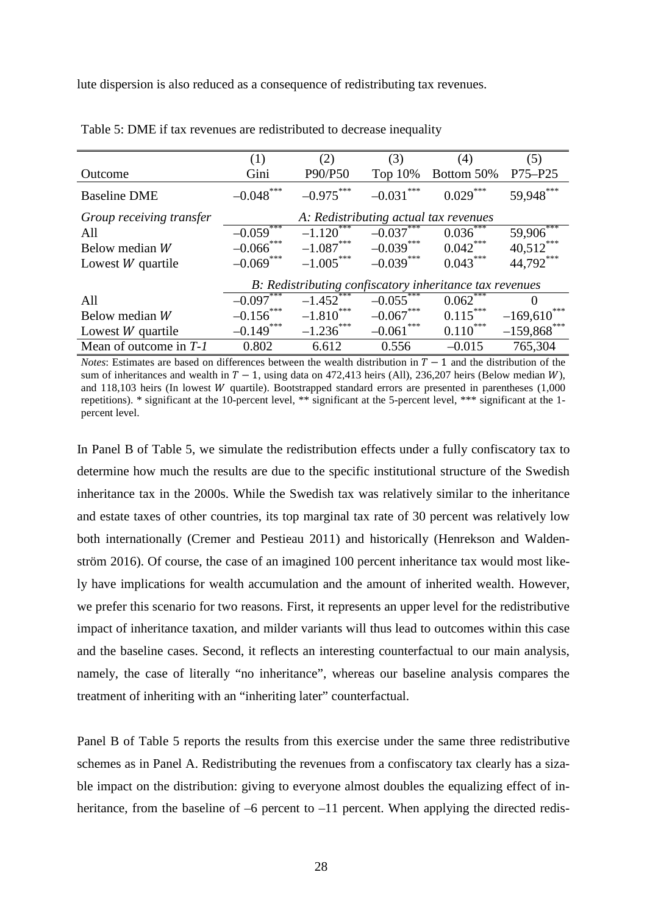lute dispersion is also reduced as a consequence of redistributing tax revenues.

Table 5: DME if tax revenues are redistributed to decrease inequality

| | (1) | (2) | (3) | (4) | (5) |
|---|---|---|---|---|---|
| Outcome | Gini | P90/P50 | Top 10% | Bottom 50% | P75–P25 |
| Baseline DME | –0.048*** | –0.975*** | –0.031*** | 0.029*** | 59,948*** |
| *Group receiving transfer* | *A: Redistributing actual tax revenues* | | | | |
| All | –0.059*** | –1.120*** | –0.037*** | 0.036*** | 59,906*** |
| Below median $W$ | –0.066*** | –1.087*** | –0.039*** | 0.042*** | 40,512*** |
| Lowest $W$ quartile | –0.069*** | –1.005*** | –0.039*** | 0.043*** | 44,792*** |
| | *B: Redistributing confiscatory inheritance tax revenues* | | | | |
| All | –0.097*** | –1.452*** | –0.055*** | 0.062*** | 0 |
| Below median $W$ | –0.156*** | –1.810*** | –0.067*** | 0.115*** | –169,610*** |
| Lowest $W$ quartile | –0.149*** | –1.236*** | –0.061*** | 0.110*** | –159,868*** |
| Mean of outcome in *T-1* | 0.802 | 6.612 | 0.556 | –0.015 | 765,304 |

*Notes*: Estimates are based on differences between the wealth distribution in $T - 1$ and the distribution of the sum of inheritances and wealth in $T - 1$, using data on 472,413 heirs (All), 236,207 heirs (Below median $W$), and 118,103 heirs (In lowest $W$ quartile). Bootstrapped standard errors are presented in parentheses (1,000 repetitions). * significant at the 10-percent level, ** significant at the 5-percent level, *** significant at the 1-percent level.

In Panel B of Table 5, we simulate the redistribution effects under a fully confiscatory tax to determine how much the results are due to the specific institutional structure of the Swedish inheritance tax in the 2000s. While the Swedish tax was relatively similar to the inheritance and estate taxes of other countries, its top marginal tax rate of 30 percent was relatively low both internationally (Cremer and Pestieau 2011) and historically (Henrekson and Waldenström 2016). Of course, the case of an imagined 100 percent inheritance tax would most likely have implications for wealth accumulation and the amount of inherited wealth. However, we prefer this scenario for two reasons. First, it represents an upper level for the redistributive impact of inheritance taxation, and milder variants will thus lead to outcomes within this case and the baseline cases. Second, it reflects an interesting counterfactual to our main analysis, namely, the case of literally "no inheritance", whereas our baseline analysis compares the treatment of inheriting with an "inheriting later" counterfactual.

Panel B of Table 5 reports the results from this exercise under the same three redistributive schemes as in Panel A. Redistributing the revenues from a confiscatory tax clearly has a sizable impact on the distribution: giving to everyone almost doubles the equalizing effect of inheritance, from the baseline of –6 percent to –11 percent. When applying the directed redis-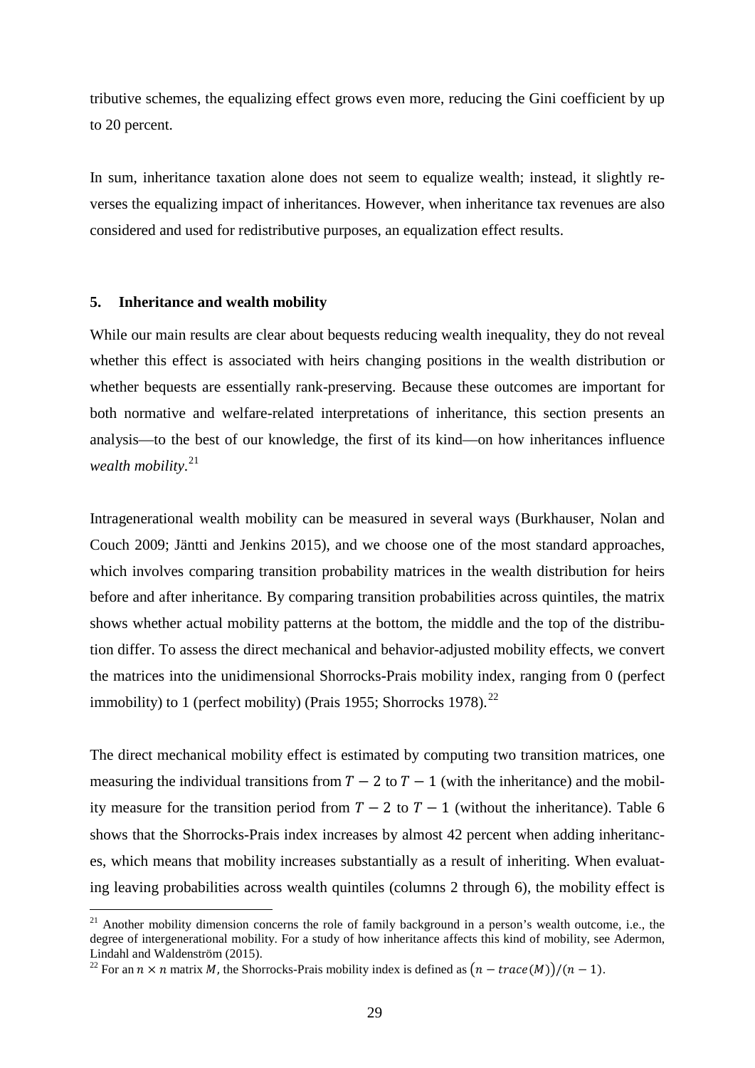tributive schemes, the equalizing effect grows even more, reducing the Gini coefficient by up to 20 percent.

In sum, inheritance taxation alone does not seem to equalize wealth; instead, it slightly reverses the equalizing impact of inheritances. However, when inheritance tax revenues are also considered and used for redistributive purposes, an equalization effect results.

## 5. Inheritance and wealth mobility

While our main results are clear about bequests reducing wealth inequality, they do not reveal whether this effect is associated with heirs changing positions in the wealth distribution or whether bequests are essentially rank-preserving. Because these outcomes are important for both normative and welfare-related interpretations of inheritance, this section presents an analysis—to the best of our knowledge, the first of its kind—on how inheritances influence *wealth mobility*.[21]

Intragenerational wealth mobility can be measured in several ways (Burkhauser, Nolan and Couch 2009; Jäntti and Jenkins 2015), and we choose one of the most standard approaches, which involves comparing transition probability matrices in the wealth distribution for heirs before and after inheritance. By comparing transition probabilities across quintiles, the matrix shows whether actual mobility patterns at the bottom, the middle and the top of the distribution differ. To assess the direct mechanical and behavior-adjusted mobility effects, we convert the matrices into the unidimensional Shorrocks-Prais mobility index, ranging from 0 (perfect immobility) to 1 (perfect mobility) (Prais 1955; Shorrocks 1978).[22]

The direct mechanical mobility effect is estimated by computing two transition matrices, one measuring the individual transitions from $T-2$ to $T-1$ (with the inheritance) and the mobility measure for the transition period from $T-2$ to $T-1$ (without the inheritance). Table 6 shows that the Shorrocks-Prais index increases by almost 42 percent when adding inheritances, which means that mobility increases substantially as a result of inheriting. When evaluating leaving probabilities across wealth quintiles (columns 2 through 6), the mobility effect is

[21] Another mobility dimension concerns the role of family background in a person's wealth outcome, i.e., the degree of intergenerational mobility. For a study of how inheritance affects this kind of mobility, see Adermon, Lindahl and Waldenström (2015).

[22] For an $n \times n$ matrix $M$, the Shorrocks-Prais mobility index is defined as $\left(n - trace(M)\right)/(n-1)$.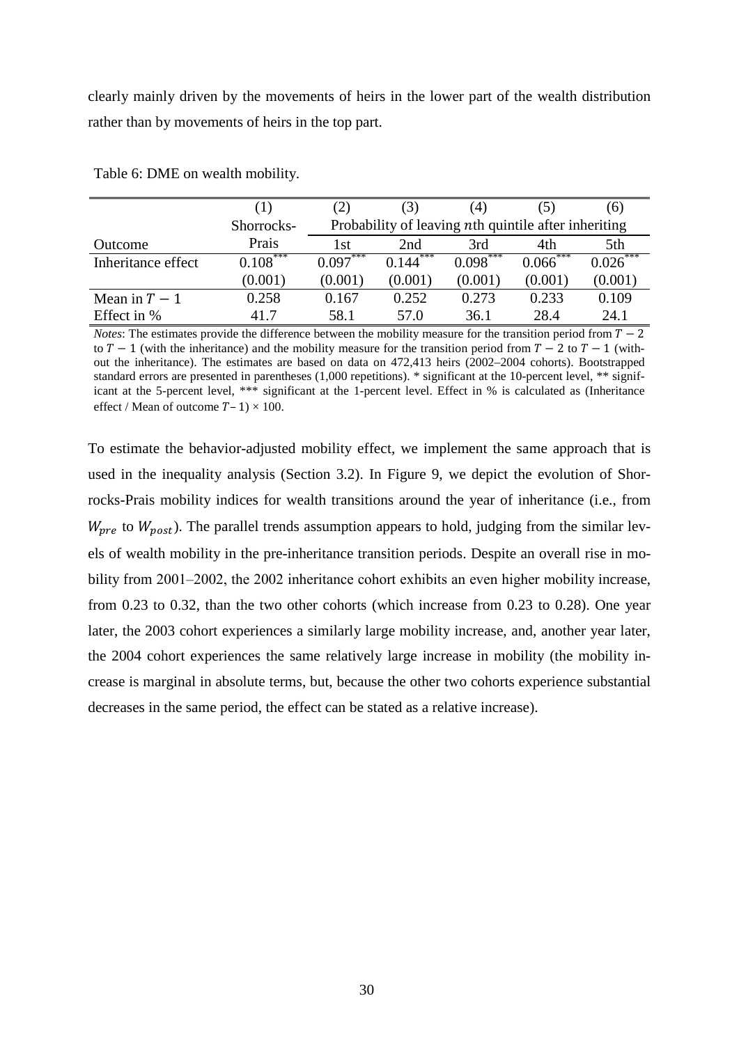clearly mainly driven by the movements of heirs in the lower part of the wealth distribution rather than by movements of heirs in the top part.

Table 6: DME on wealth mobility.

| | (1) | (2) | (3) | (4) | (5) | (6) |
|---|---|---|---|---|---|---|
| | Shorrocks- | Probability of leaving $n$th quintile after inheriting | | | | |
| Outcome | Prais | 1st | 2nd | 3rd | 4th | 5th |
| Inheritance effect | 0.108*** | 0.097*** | 0.144*** | 0.098*** | 0.066*** | 0.026*** |
| | (0.001) | (0.001) | (0.001) | (0.001) | (0.001) | (0.001) |
| Mean in $T-1$ | 0.258 | 0.167 | 0.252 | 0.273 | 0.233 | 0.109 |
| Effect in % | 41.7 | 58.1 | 57.0 | 36.1 | 28.4 | 24.1 |

*Notes*: The estimates provide the difference between the mobility measure for the transition period from $T-2$ to $T-1$ (with the inheritance) and the mobility measure for the transition period from $T-2$ to $T-1$ (without the inheritance). The estimates are based on data on 472,413 heirs (2002–2004 cohorts). Bootstrapped standard errors are presented in parentheses (1,000 repetitions). * significant at the 10-percent level, ** significant at the 5-percent level, *** significant at the 1-percent level. Effect in % is calculated as (Inheritance effect / Mean of outcome $T-1$) × 100.

To estimate the behavior-adjusted mobility effect, we implement the same approach that is used in the inequality analysis (Section 3.2). In Figure 9, we depict the evolution of Shorrocks-Prais mobility indices for wealth transitions around the year of inheritance (i.e., from $W_{pre}$ to $W_{post}$). The parallel trends assumption appears to hold, judging from the similar levels of wealth mobility in the pre-inheritance transition periods. Despite an overall rise in mobility from 2001–2002, the 2002 inheritance cohort exhibits an even higher mobility increase, from 0.23 to 0.32, than the two other cohorts (which increase from 0.23 to 0.28). One year later, the 2003 cohort experiences a similarly large mobility increase, and, another year later, the 2004 cohort experiences the same relatively large increase in mobility (the mobility increase is marginal in absolute terms, but, because the other two cohorts experience substantial decreases in the same period, the effect can be stated as a relative increase).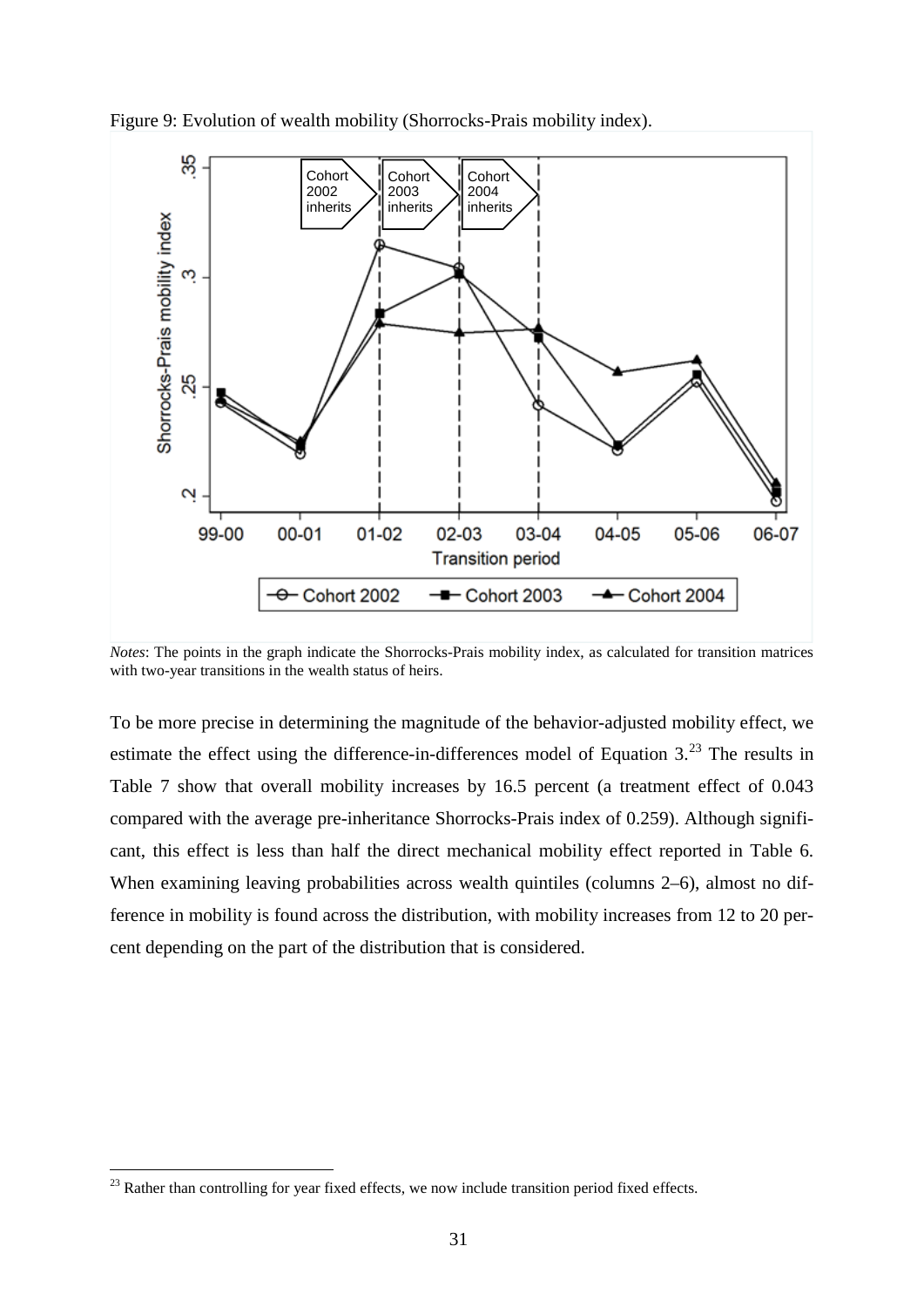Figure 9: Evolution of wealth mobility (Shorrocks-Prais mobility index).

*Notes*: The points in the graph indicate the Shorrocks-Prais mobility index, as calculated for transition matrices with two-year transitions in the wealth status of heirs.

To be more precise in determining the magnitude of the behavior-adjusted mobility effect, we estimate the effect using the difference-in-differences model of Equation 3.[23] The results in Table 7 show that overall mobility increases by 16.5 percent (a treatment effect of 0.043 compared with the average pre-inheritance Shorrocks-Prais index of 0.259). Although significant, this effect is less than half the direct mechanical mobility effect reported in Table 6. When examining leaving probabilities across wealth quintiles (columns 2–6), almost no difference in mobility is found across the distribution, with mobility increases from 12 to 20 percent depending on the part of the distribution that is considered.

[23] Rather than controlling for year fixed effects, we now include transition period fixed effects.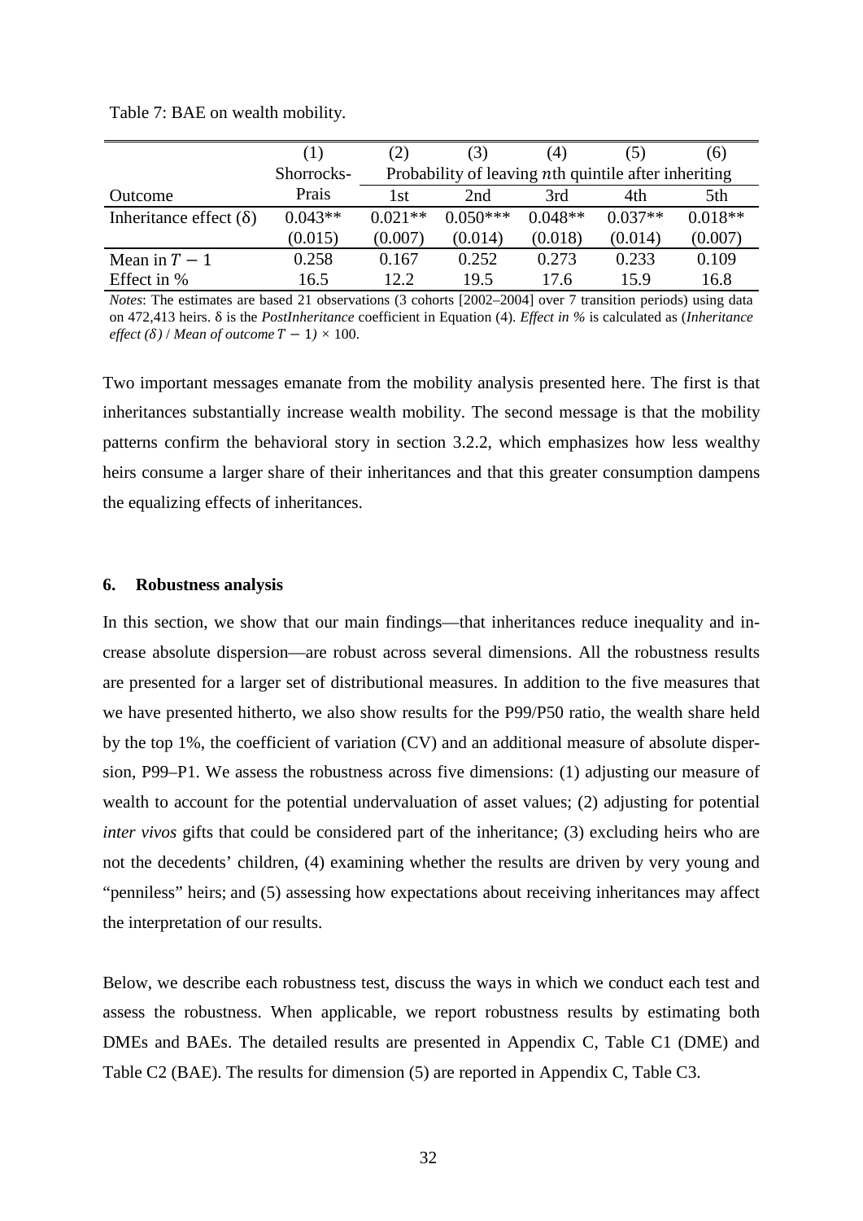Table 7: BAE on wealth mobility.

| | (1) | (2) | (3) | (4) | (5) | (6) |
|---|---|---|---|---|---|---|
| | Shorrocks-Prais | Probability of leaving $n$th quintile after inheriting | | | | |
| Outcome | | 1st | 2nd | 3rd | 4th | 5th |
| Inheritance effect (δ) | 0.043** | 0.021** | 0.050*** | 0.048** | 0.037** | 0.018** |
| | (0.015) | (0.007) | (0.014) | (0.018) | (0.014) | (0.007) |
| Mean in $T-1$ | 0.258 | 0.167 | 0.252 | 0.273 | 0.233 | 0.109 |
| Effect in % | 16.5 | 12.2 | 19.5 | 17.6 | 15.9 | 16.8 |

*Notes*: The estimates are based 21 observations (3 cohorts [2002–2004] over 7 transition periods) using data on 472,413 heirs. δ is the *PostInheritance* coefficient in Equation (4). *Effect in %* is calculated as (*Inheritance effect (δ)* / *Mean of outcome* $T-1$) × 100.

Two important messages emanate from the mobility analysis presented here. The first is that inheritances substantially increase wealth mobility. The second message is that the mobility patterns confirm the behavioral story in section 3.2.2, which emphasizes how less wealthy heirs consume a larger share of their inheritances and that this greater consumption dampens the equalizing effects of inheritances.

## 6. Robustness analysis

In this section, we show that our main findings—that inheritances reduce inequality and increase absolute dispersion—are robust across several dimensions. All the robustness results are presented for a larger set of distributional measures. In addition to the five measures that we have presented hitherto, we also show results for the P99/P50 ratio, the wealth share held by the top 1%, the coefficient of variation (CV) and an additional measure of absolute dispersion, P99–P1. We assess the robustness across five dimensions: (1) adjusting our measure of wealth to account for the potential undervaluation of asset values; (2) adjusting for potential *inter vivos* gifts that could be considered part of the inheritance; (3) excluding heirs who are not the decedents' children, (4) examining whether the results are driven by very young and "penniless" heirs; and (5) assessing how expectations about receiving inheritances may affect the interpretation of our results.

Below, we describe each robustness test, discuss the ways in which we conduct each test and assess the robustness. When applicable, we report robustness results by estimating both DMEs and BAEs. The detailed results are presented in Appendix C, Table C1 (DME) and Table C2 (BAE). The results for dimension (5) are reported in Appendix C, Table C3.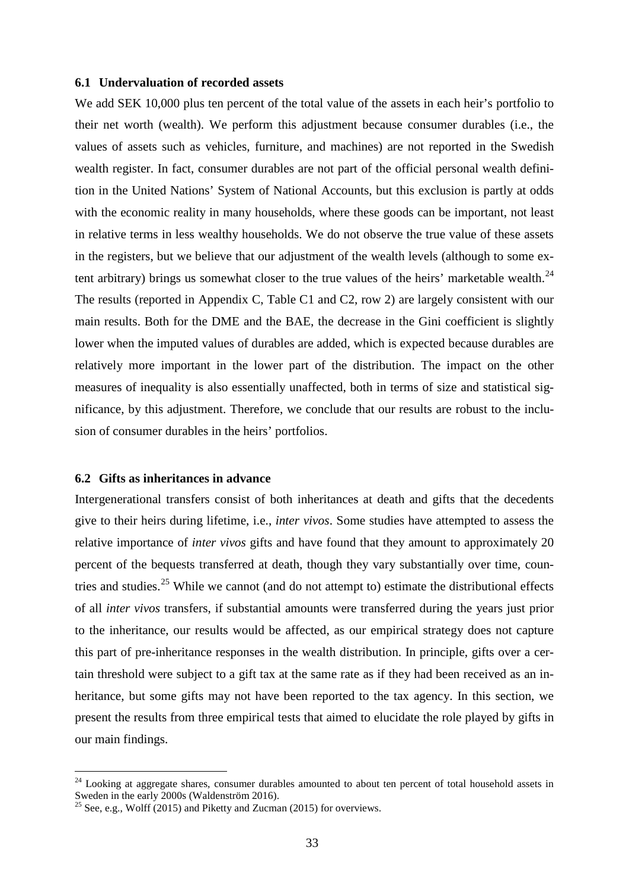### 6.1 Undervaluation of recorded assets

We add SEK 10,000 plus ten percent of the total value of the assets in each heir's portfolio to their net worth (wealth). We perform this adjustment because consumer durables (i.e., the values of assets such as vehicles, furniture, and machines) are not reported in the Swedish wealth register. In fact, consumer durables are not part of the official personal wealth definition in the United Nations' System of National Accounts, but this exclusion is partly at odds with the economic reality in many households, where these goods can be important, not least in relative terms in less wealthy households. We do not observe the true value of these assets in the registers, but we believe that our adjustment of the wealth levels (although to some extent arbitrary) brings us somewhat closer to the true values of the heirs' marketable wealth.[24] The results (reported in Appendix C, Table C1 and C2, row 2) are largely consistent with our main results. Both for the DME and the BAE, the decrease in the Gini coefficient is slightly lower when the imputed values of durables are added, which is expected because durables are relatively more important in the lower part of the distribution. The impact on the other measures of inequality is also essentially unaffected, both in terms of size and statistical significance, by this adjustment. Therefore, we conclude that our results are robust to the inclusion of consumer durables in the heirs' portfolios.

### 6.2 Gifts as inheritances in advance

Intergenerational transfers consist of both inheritances at death and gifts that the decedents give to their heirs during lifetime, i.e., *inter vivos*. Some studies have attempted to assess the relative importance of *inter vivos* gifts and have found that they amount to approximately 20 percent of the bequests transferred at death, though they vary substantially over time, countries and studies.[25] While we cannot (and do not attempt to) estimate the distributional effects of all *inter vivos* transfers, if substantial amounts were transferred during the years just prior to the inheritance, our results would be affected, as our empirical strategy does not capture this part of pre-inheritance responses in the wealth distribution. In principle, gifts over a certain threshold were subject to a gift tax at the same rate as if they had been received as an inheritance, but some gifts may not have been reported to the tax agency. In this section, we present the results from three empirical tests that aimed to elucidate the role played by gifts in our main findings.

[24] Looking at aggregate shares, consumer durables amounted to about ten percent of total household assets in Sweden in the early 2000s (Waldenström 2016).

[25] See, e.g., Wolff (2015) and Piketty and Zucman (2015) for overviews.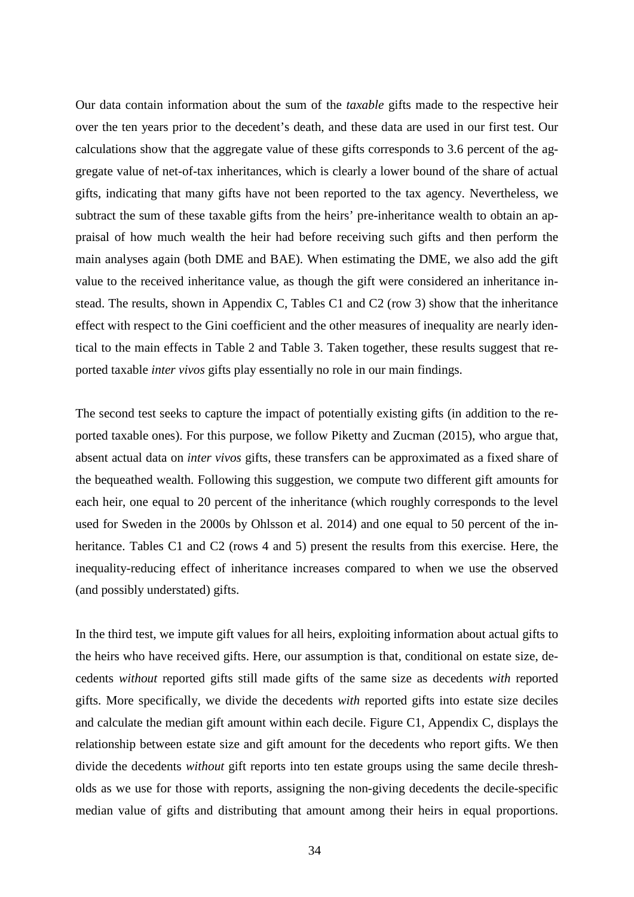Our data contain information about the sum of the *taxable* gifts made to the respective heir over the ten years prior to the decedent's death, and these data are used in our first test. Our calculations show that the aggregate value of these gifts corresponds to 3.6 percent of the aggregate value of net-of-tax inheritances, which is clearly a lower bound of the share of actual gifts, indicating that many gifts have not been reported to the tax agency. Nevertheless, we subtract the sum of these taxable gifts from the heirs' pre-inheritance wealth to obtain an appraisal of how much wealth the heir had before receiving such gifts and then perform the main analyses again (both DME and BAE). When estimating the DME, we also add the gift value to the received inheritance value, as though the gift were considered an inheritance instead. The results, shown in Appendix C, Tables C1 and C2 (row 3) show that the inheritance effect with respect to the Gini coefficient and the other measures of inequality are nearly identical to the main effects in Table 2 and Table 3. Taken together, these results suggest that reported taxable *inter vivos* gifts play essentially no role in our main findings.

The second test seeks to capture the impact of potentially existing gifts (in addition to the reported taxable ones). For this purpose, we follow Piketty and Zucman (2015), who argue that, absent actual data on *inter vivos* gifts, these transfers can be approximated as a fixed share of the bequeathed wealth. Following this suggestion, we compute two different gift amounts for each heir, one equal to 20 percent of the inheritance (which roughly corresponds to the level used for Sweden in the 2000s by Ohlsson et al. 2014) and one equal to 50 percent of the inheritance. Tables C1 and C2 (rows 4 and 5) present the results from this exercise. Here, the inequality-reducing effect of inheritance increases compared to when we use the observed (and possibly understated) gifts.

In the third test, we impute gift values for all heirs, exploiting information about actual gifts to the heirs who have received gifts. Here, our assumption is that, conditional on estate size, decedents *without* reported gifts still made gifts of the same size as decedents *with* reported gifts. More specifically, we divide the decedents *with* reported gifts into estate size deciles and calculate the median gift amount within each decile. Figure C1, Appendix C, displays the relationship between estate size and gift amount for the decedents who report gifts. We then divide the decedents *without* gift reports into ten estate groups using the same decile thresholds as we use for those with reports, assigning the non-giving decedents the decile-specific median value of gifts and distributing that amount among their heirs in equal proportions.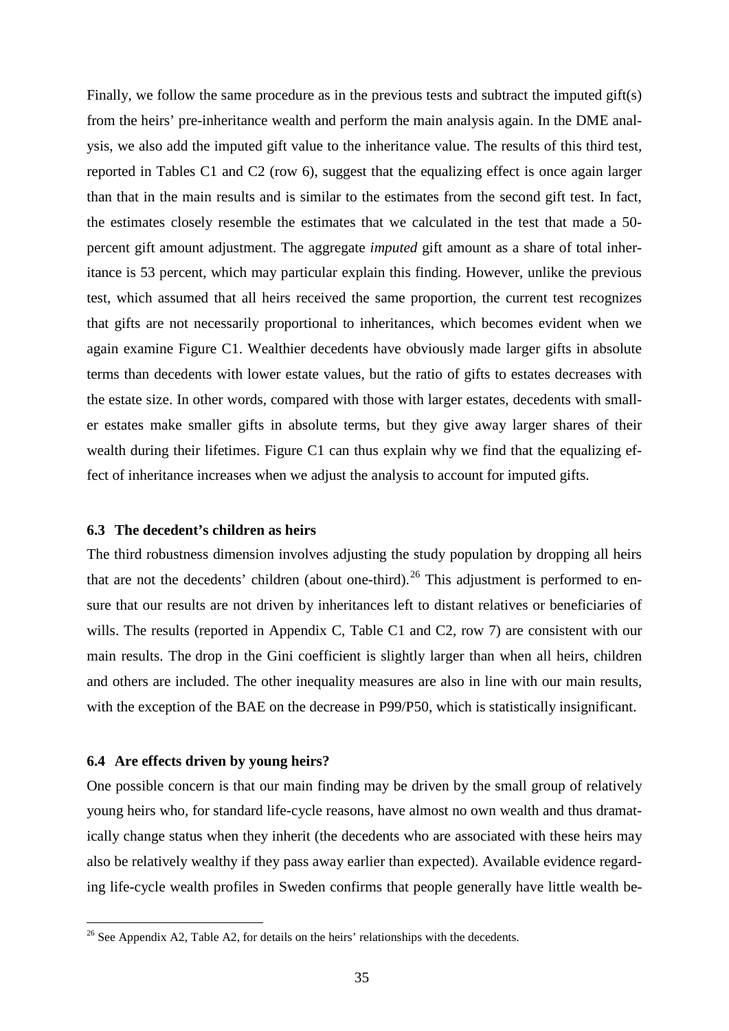Finally, we follow the same procedure as in the previous tests and subtract the imputed gift(s) from the heirs' pre-inheritance wealth and perform the main analysis again. In the DME analysis, we also add the imputed gift value to the inheritance value. The results of this third test, reported in Tables C1 and C2 (row 6), suggest that the equalizing effect is once again larger than that in the main results and is similar to the estimates from the second gift test. In fact, the estimates closely resemble the estimates that we calculated in the test that made a 50-percent gift amount adjustment. The aggregate *imputed* gift amount as a share of total inheritance is 53 percent, which may particular explain this finding. However, unlike the previous test, which assumed that all heirs received the same proportion, the current test recognizes that gifts are not necessarily proportional to inheritances, which becomes evident when we again examine Figure C1. Wealthier decedents have obviously made larger gifts in absolute terms than decedents with lower estate values, but the ratio of gifts to estates decreases with the estate size. In other words, compared with those with larger estates, decedents with smaller estates make smaller gifts in absolute terms, but they give away larger shares of their wealth during their lifetimes. Figure C1 can thus explain why we find that the equalizing effect of inheritance increases when we adjust the analysis to account for imputed gifts.

### 6.3 The decedent's children as heirs

The third robustness dimension involves adjusting the study population by dropping all heirs that are not the decedents' children (about one-third).[26] This adjustment is performed to ensure that our results are not driven by inheritances left to distant relatives or beneficiaries of wills. The results (reported in Appendix C, Table C1 and C2, row 7) are consistent with our main results. The drop in the Gini coefficient is slightly larger than when all heirs, children and others are included. The other inequality measures are also in line with our main results, with the exception of the BAE on the decrease in P99/P50, which is statistically insignificant.

### 6.4 Are effects driven by young heirs?

One possible concern is that our main finding may be driven by the small group of relatively young heirs who, for standard life-cycle reasons, have almost no own wealth and thus dramatically change status when they inherit (the decedents who are associated with these heirs may also be relatively wealthy if they pass away earlier than expected). Available evidence regarding life-cycle wealth profiles in Sweden confirms that people generally have little wealth be-

[26] See Appendix A2, Table A2, for details on the heirs' relationships with the decedents.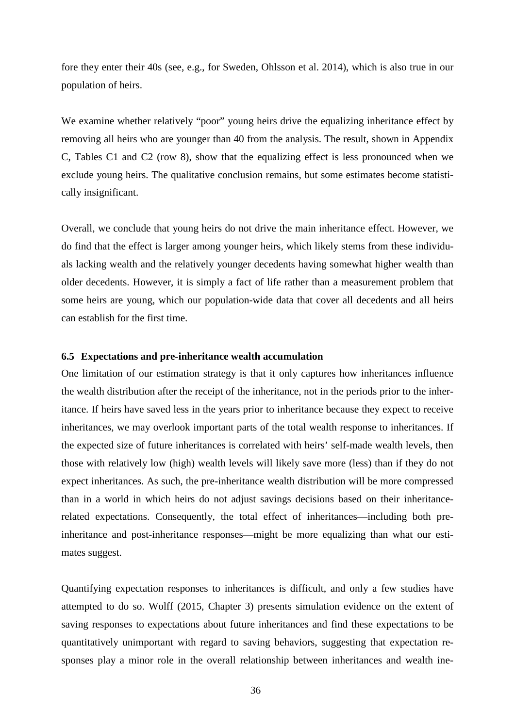fore they enter their 40s (see, e.g., for Sweden, Ohlsson et al. 2014), which is also true in our population of heirs.

We examine whether relatively "poor" young heirs drive the equalizing inheritance effect by removing all heirs who are younger than 40 from the analysis. The result, shown in Appendix C, Tables C1 and C2 (row 8), show that the equalizing effect is less pronounced when we exclude young heirs. The qualitative conclusion remains, but some estimates become statistically insignificant.

Overall, we conclude that young heirs do not drive the main inheritance effect. However, we do find that the effect is larger among younger heirs, which likely stems from these individuals lacking wealth and the relatively younger decedents having somewhat higher wealth than older decedents. However, it is simply a fact of life rather than a measurement problem that some heirs are young, which our population-wide data that cover all decedents and all heirs can establish for the first time.

### 6.5 Expectations and pre-inheritance wealth accumulation

One limitation of our estimation strategy is that it only captures how inheritances influence the wealth distribution after the receipt of the inheritance, not in the periods prior to the inheritance. If heirs have saved less in the years prior to inheritance because they expect to receive inheritances, we may overlook important parts of the total wealth response to inheritances. If the expected size of future inheritances is correlated with heirs' self-made wealth levels, then those with relatively low (high) wealth levels will likely save more (less) than if they do not expect inheritances. As such, the pre-inheritance wealth distribution will be more compressed than in a world in which heirs do not adjust savings decisions based on their inheritance-related expectations. Consequently, the total effect of inheritances—including both pre-inheritance and post-inheritance responses—might be more equalizing than what our estimates suggest.

Quantifying expectation responses to inheritances is difficult, and only a few studies have attempted to do so. Wolff (2015, Chapter 3) presents simulation evidence on the extent of saving responses to expectations about future inheritances and find these expectations to be quantitatively unimportant with regard to saving behaviors, suggesting that expectation responses play a minor role in the overall relationship between inheritances and wealth ine-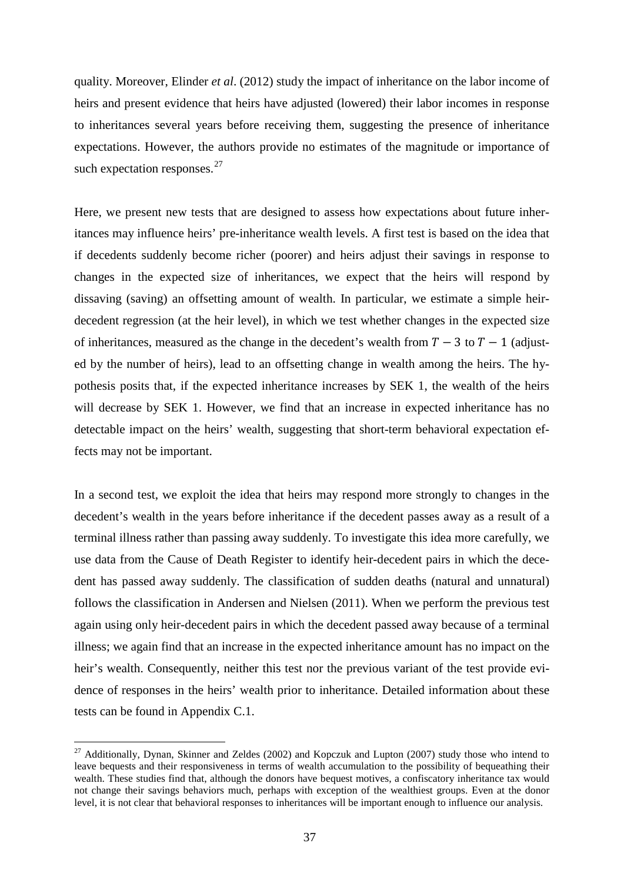quality. Moreover, Elinder *et al*. (2012) study the impact of inheritance on the labor income of heirs and present evidence that heirs have adjusted (lowered) their labor incomes in response to inheritances several years before receiving them, suggesting the presence of inheritance expectations. However, the authors provide no estimates of the magnitude or importance of such expectation responses.[27]

Here, we present new tests that are designed to assess how expectations about future inheritances may influence heirs' pre-inheritance wealth levels. A first test is based on the idea that if decedents suddenly become richer (poorer) and heirs adjust their savings in response to changes in the expected size of inheritances, we expect that the heirs will respond by dissaving (saving) an offsetting amount of wealth. In particular, we estimate a simple heir-decedent regression (at the heir level), in which we test whether changes in the expected size of inheritances, measured as the change in the decedent's wealth from $T-3$ to $T-1$ (adjusted by the number of heirs), lead to an offsetting change in wealth among the heirs. The hypothesis posits that, if the expected inheritance increases by SEK 1, the wealth of the heirs will decrease by SEK 1. However, we find that an increase in expected inheritance has no detectable impact on the heirs' wealth, suggesting that short-term behavioral expectation effects may not be important.

In a second test, we exploit the idea that heirs may respond more strongly to changes in the decedent's wealth in the years before inheritance if the decedent passes away as a result of a terminal illness rather than passing away suddenly. To investigate this idea more carefully, we use data from the Cause of Death Register to identify heir-decedent pairs in which the decedent has passed away suddenly. The classification of sudden deaths (natural and unnatural) follows the classification in Andersen and Nielsen (2011). When we perform the previous test again using only heir-decedent pairs in which the decedent passed away because of a terminal illness; we again find that an increase in the expected inheritance amount has no impact on the heir's wealth. Consequently, neither this test nor the previous variant of the test provide evidence of responses in the heirs' wealth prior to inheritance. Detailed information about these tests can be found in Appendix C.1.

[27] Additionally, Dynan, Skinner and Zeldes (2002) and Kopczuk and Lupton (2007) study those who intend to leave bequests and their responsiveness in terms of wealth accumulation to the possibility of bequeathing their wealth. These studies find that, although the donors have bequest motives, a confiscatory inheritance tax would not change their savings behaviors much, perhaps with exception of the wealthiest groups. Even at the donor level, it is not clear that behavioral responses to inheritances will be important enough to influence our analysis.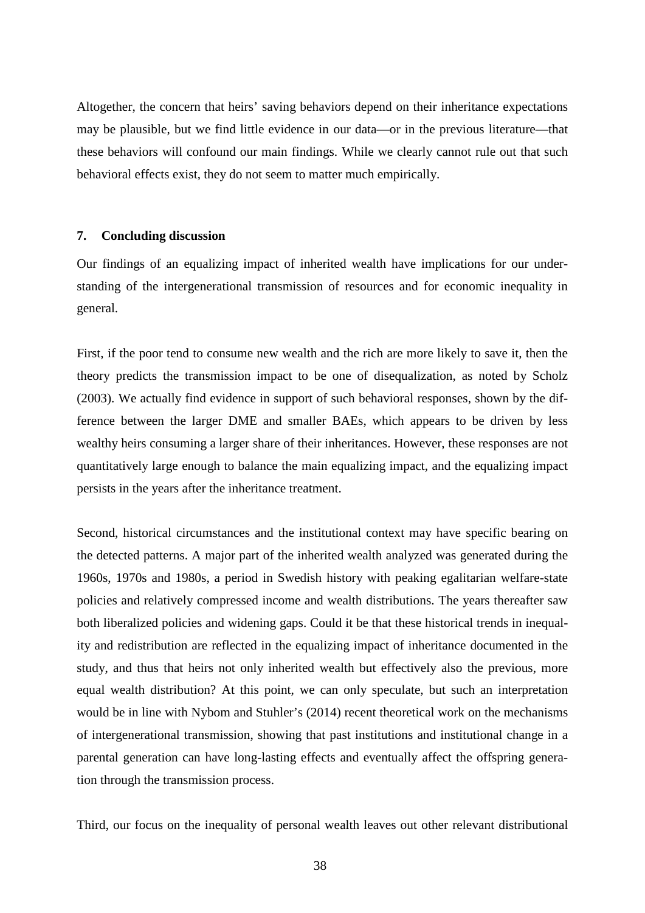Altogether, the concern that heirs' saving behaviors depend on their inheritance expectations may be plausible, but we find little evidence in our data—or in the previous literature—that these behaviors will confound our main findings. While we clearly cannot rule out that such behavioral effects exist, they do not seem to matter much empirically.

## 7. Concluding discussion

Our findings of an equalizing impact of inherited wealth have implications for our understanding of the intergenerational transmission of resources and for economic inequality in general.

First, if the poor tend to consume new wealth and the rich are more likely to save it, then the theory predicts the transmission impact to be one of disequalization, as noted by Scholz (2003). We actually find evidence in support of such behavioral responses, shown by the difference between the larger DME and smaller BAEs, which appears to be driven by less wealthy heirs consuming a larger share of their inheritances. However, these responses are not quantitatively large enough to balance the main equalizing impact, and the equalizing impact persists in the years after the inheritance treatment.

Second, historical circumstances and the institutional context may have specific bearing on the detected patterns. A major part of the inherited wealth analyzed was generated during the 1960s, 1970s and 1980s, a period in Swedish history with peaking egalitarian welfare-state policies and relatively compressed income and wealth distributions. The years thereafter saw both liberalized policies and widening gaps. Could it be that these historical trends in inequality and redistribution are reflected in the equalizing impact of inheritance documented in the study, and thus that heirs not only inherited wealth but effectively also the previous, more equal wealth distribution? At this point, we can only speculate, but such an interpretation would be in line with Nybom and Stuhler's (2014) recent theoretical work on the mechanisms of intergenerational transmission, showing that past institutions and institutional change in a parental generation can have long-lasting effects and eventually affect the offspring generation through the transmission process.

Third, our focus on the inequality of personal wealth leaves out other relevant distributional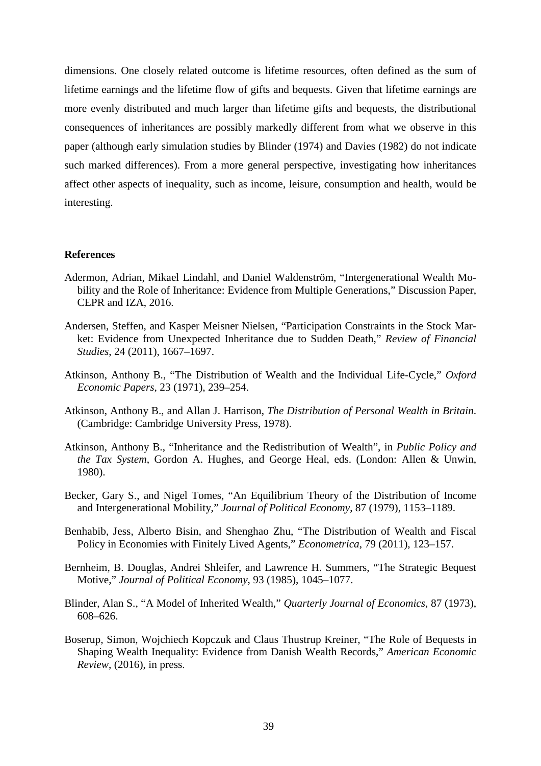dimensions. One closely related outcome is lifetime resources, often defined as the sum of lifetime earnings and the lifetime flow of gifts and bequests. Given that lifetime earnings are more evenly distributed and much larger than lifetime gifts and bequests, the distributional consequences of inheritances are possibly markedly different from what we observe in this paper (although early simulation studies by Blinder (1974) and Davies (1982) do not indicate such marked differences). From a more general perspective, investigating how inheritances affect other aspects of inequality, such as income, leisure, consumption and health, would be interesting.

**References**

Adermon, Adrian, Mikael Lindahl, and Daniel Waldenström, "Intergenerational Wealth Mobility and the Role of Inheritance: Evidence from Multiple Generations," Discussion Paper, CEPR and IZA, 2016.

Andersen, Steffen, and Kasper Meisner Nielsen, "Participation Constraints in the Stock Market: Evidence from Unexpected Inheritance due to Sudden Death," *Review of Financial Studies*, 24 (2011), 1667–1697.

Atkinson, Anthony B., "The Distribution of Wealth and the Individual Life-Cycle," *Oxford Economic Papers*, 23 (1971), 239–254.

Atkinson, Anthony B., and Allan J. Harrison, *The Distribution of Personal Wealth in Britain*. (Cambridge: Cambridge University Press, 1978).

Atkinson, Anthony B., "Inheritance and the Redistribution of Wealth", in *Public Policy and the Tax System*, Gordon A. Hughes, and George Heal, eds. (London: Allen & Unwin, 1980).

Becker, Gary S., and Nigel Tomes, "An Equilibrium Theory of the Distribution of Income and Intergenerational Mobility," *Journal of Political Economy*, 87 (1979), 1153–1189.

Benhabib, Jess, Alberto Bisin, and Shenghao Zhu, "The Distribution of Wealth and Fiscal Policy in Economies with Finitely Lived Agents," *Econometrica*, 79 (2011), 123–157.

Bernheim, B. Douglas, Andrei Shleifer, and Lawrence H. Summers, "The Strategic Bequest Motive," *Journal of Political Economy*, 93 (1985), 1045–1077.

Blinder, Alan S., "A Model of Inherited Wealth," *Quarterly Journal of Economics*, 87 (1973), 608–626.

Boserup, Simon, Wojchiech Kopczuk and Claus Thustrup Kreiner, "The Role of Bequests in Shaping Wealth Inequality: Evidence from Danish Wealth Records," *American Economic Review*, (2016), in press.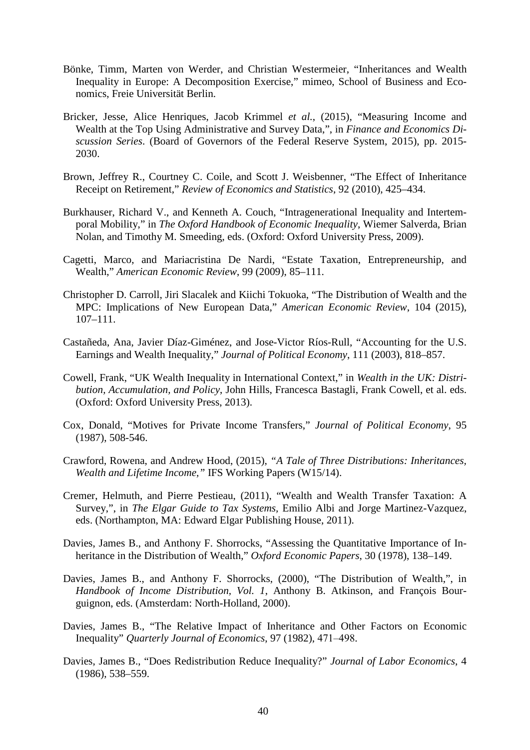Bönke, Timm, Marten von Werder, and Christian Westermeier, "Inheritances and Wealth Inequality in Europe: A Decomposition Exercise," mimeo, School of Business and Economics, Freie Universität Berlin.

Bricker, Jesse, Alice Henriques, Jacob Krimmel *et al.*, (2015), "Measuring Income and Wealth at the Top Using Administrative and Survey Data,", in *Finance and Economics Discussion Series*. (Board of Governors of the Federal Reserve System, 2015), pp. 2015-2030.

Brown, Jeffrey R., Courtney C. Coile, and Scott J. Weisbenner, "The Effect of Inheritance Receipt on Retirement," *Review of Economics and Statistics*, 92 (2010), 425–434.

Burkhauser, Richard V., and Kenneth A. Couch, "Intragenerational Inequality and Intertemporal Mobility," in *The Oxford Handbook of Economic Inequality*, Wiemer Salverda, Brian Nolan, and Timothy M. Smeeding, eds. (Oxford: Oxford University Press, 2009).

Cagetti, Marco, and Mariacristina De Nardi, "Estate Taxation, Entrepreneurship, and Wealth," *American Economic Review*, 99 (2009), 85–111.

Christopher D. Carroll, Jiri Slacalek and Kiichi Tokuoka, "The Distribution of Wealth and the MPC: Implications of New European Data," *American Economic Review*, 104 (2015), 107–111.

Castañeda, Ana, Javier Díaz-Giménez, and Jose-Victor Ríos-Rull, "Accounting for the U.S. Earnings and Wealth Inequality," *Journal of Political Economy*, 111 (2003), 818–857.

Cowell, Frank, "UK Wealth Inequality in International Context," in *Wealth in the UK: Distribution, Accumulation, and Policy*, John Hills, Francesca Bastagli, Frank Cowell, et al. eds. (Oxford: Oxford University Press, 2013).

Cox, Donald, "Motives for Private Income Transfers," *Journal of Political Economy*, 95 (1987), 508-546.

Crawford, Rowena, and Andrew Hood, (2015), *"A Tale of Three Distributions: Inheritances, Wealth and Lifetime Income,"* IFS Working Papers (W15/14).

Cremer, Helmuth, and Pierre Pestieau, (2011), "Wealth and Wealth Transfer Taxation: A Survey,", in *The Elgar Guide to Tax Systems*, Emilio Albi and Jorge Martinez-Vazquez, eds. (Northampton, MA: Edward Elgar Publishing House, 2011).

Davies, James B., and Anthony F. Shorrocks, "Assessing the Quantitative Importance of Inheritance in the Distribution of Wealth," *Oxford Economic Papers*, 30 (1978), 138–149.

Davies, James B., and Anthony F. Shorrocks, (2000), "The Distribution of Wealth,", in *Handbook of Income Distribution, Vol. 1*, Anthony B. Atkinson, and François Bourguignon, eds. (Amsterdam: North-Holland, 2000).

Davies, James B., "The Relative Impact of Inheritance and Other Factors on Economic Inequality" *Quarterly Journal of Economics*, 97 (1982), 471–498.

Davies, James B., "Does Redistribution Reduce Inequality?" *Journal of Labor Economics*, 4 (1986), 538–559.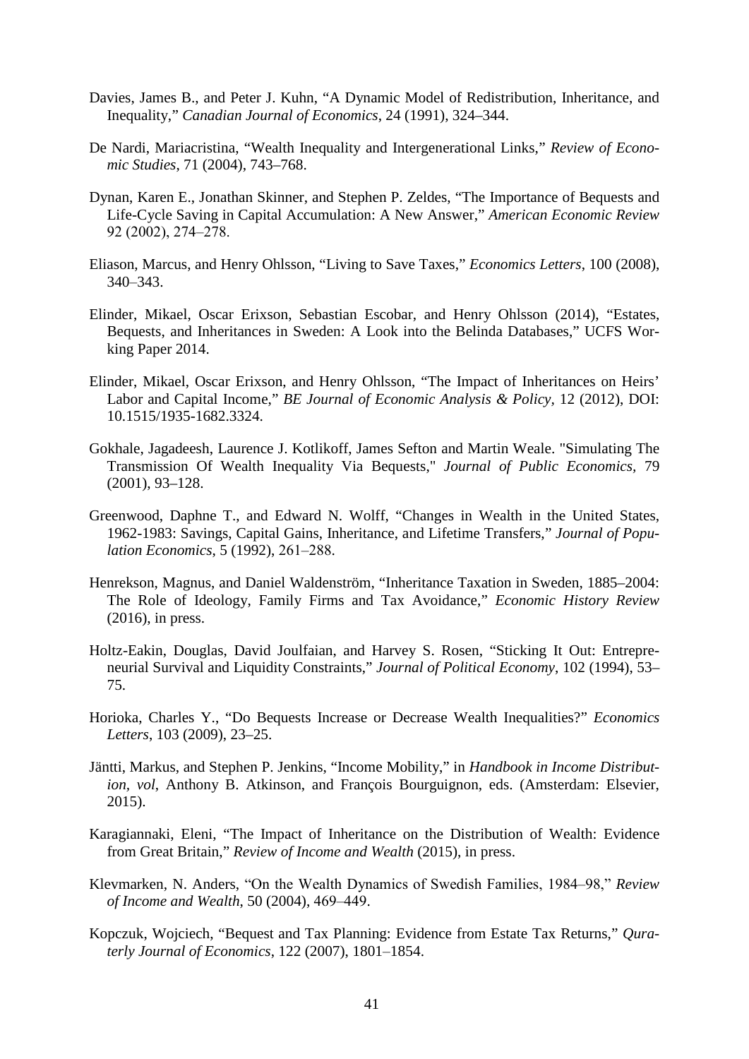Davies, James B., and Peter J. Kuhn, "A Dynamic Model of Redistribution, Inheritance, and Inequality," *Canadian Journal of Economics*, 24 (1991), 324–344.

De Nardi, Mariacristina, "Wealth Inequality and Intergenerational Links," *Review of Economic Studies*, 71 (2004), 743–768.

Dynan, Karen E., Jonathan Skinner, and Stephen P. Zeldes, "The Importance of Bequests and Life-Cycle Saving in Capital Accumulation: A New Answer," *American Economic Review* 92 (2002), 274–278.

Eliason, Marcus, and Henry Ohlsson, "Living to Save Taxes," *Economics Letters*, 100 (2008), 340–343.

Elinder, Mikael, Oscar Erixson, Sebastian Escobar, and Henry Ohlsson (2014), "Estates, Bequests, and Inheritances in Sweden: A Look into the Belinda Databases," UCFS Working Paper 2014.

Elinder, Mikael, Oscar Erixson, and Henry Ohlsson, "The Impact of Inheritances on Heirs' Labor and Capital Income," *BE Journal of Economic Analysis & Policy*, 12 (2012), DOI: 10.1515/1935-1682.3324.

Gokhale, Jagadeesh, Laurence J. Kotlikoff, James Sefton and Martin Weale. "Simulating The Transmission Of Wealth Inequality Via Bequests," *Journal of Public Economics*, 79 (2001), 93–128.

Greenwood, Daphne T., and Edward N. Wolff, "Changes in Wealth in the United States, 1962-1983: Savings, Capital Gains, Inheritance, and Lifetime Transfers," *Journal of Population Economics*, 5 (1992), 261–288.

Henrekson, Magnus, and Daniel Waldenström, "Inheritance Taxation in Sweden, 1885–2004: The Role of Ideology, Family Firms and Tax Avoidance," *Economic History Review* (2016), in press.

Holtz-Eakin, Douglas, David Joulfaian, and Harvey S. Rosen, "Sticking It Out: Entrepreneurial Survival and Liquidity Constraints," *Journal of Political Economy*, 102 (1994), 53–75.

Horioka, Charles Y., "Do Bequests Increase or Decrease Wealth Inequalities?" *Economics Letters*, 103 (2009), 23–25.

Jäntti, Markus, and Stephen P. Jenkins, "Income Mobility," in *Handbook in Income Distribution, vol*, Anthony B. Atkinson, and François Bourguignon, eds. (Amsterdam: Elsevier, 2015).

Karagiannaki, Eleni, "The Impact of Inheritance on the Distribution of Wealth: Evidence from Great Britain," *Review of Income and Wealth* (2015), in press.

Klevmarken, N. Anders, "On the Wealth Dynamics of Swedish Families, 1984–98," *Review of Income and Wealth*, 50 (2004), 469–449.

Kopczuk, Wojciech, "Bequest and Tax Planning: Evidence from Estate Tax Returns," *Quraterly Journal of Economics*, 122 (2007), 1801–1854.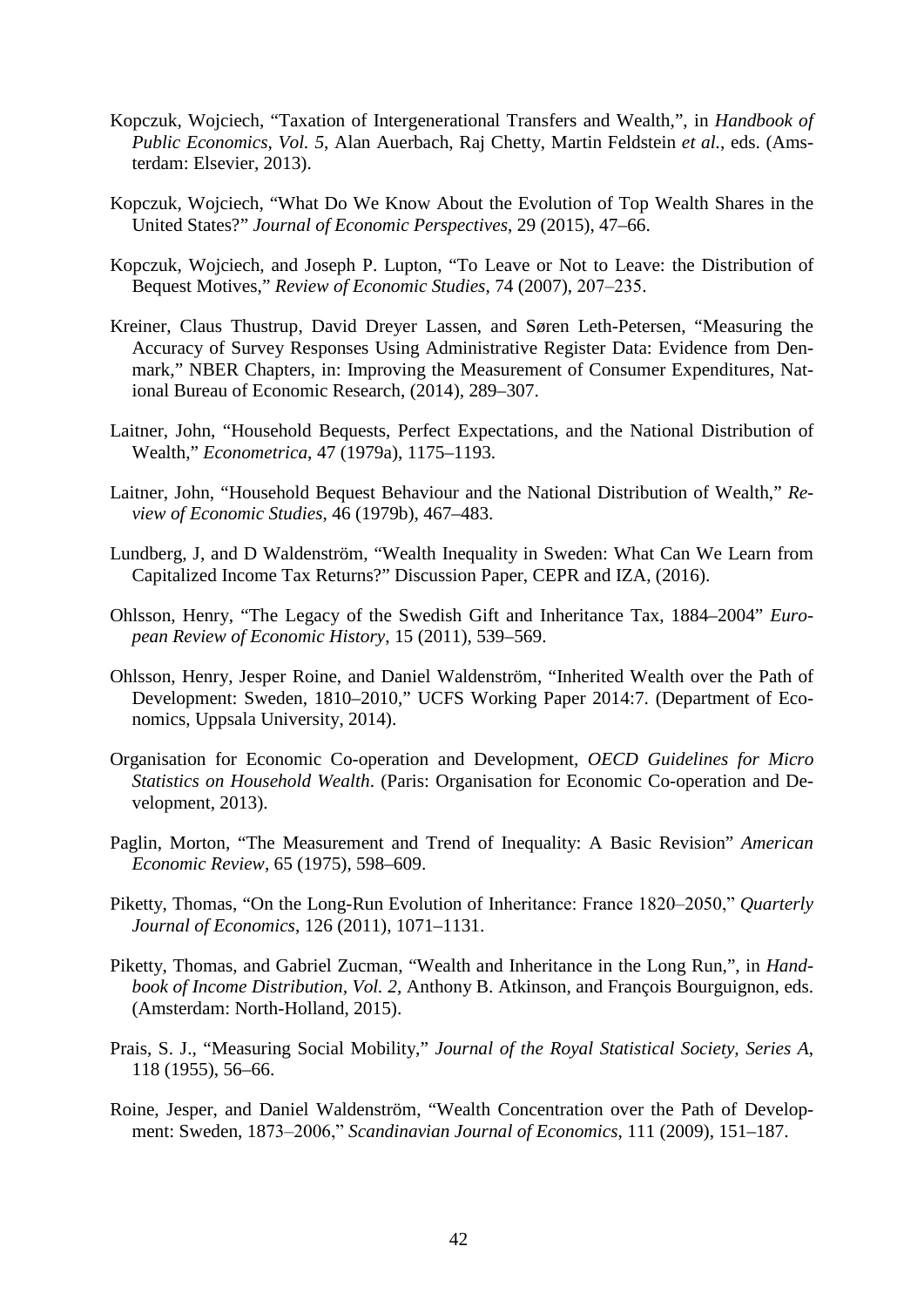Kopczuk, Wojciech, "Taxation of Intergenerational Transfers and Wealth,", in *Handbook of Public Economics, Vol. 5*, Alan Auerbach, Raj Chetty, Martin Feldstein *et al.*, eds. (Amsterdam: Elsevier, 2013).

Kopczuk, Wojciech, "What Do We Know About the Evolution of Top Wealth Shares in the United States?" *Journal of Economic Perspectives*, 29 (2015), 47–66.

Kopczuk, Wojciech, and Joseph P. Lupton, "To Leave or Not to Leave: the Distribution of Bequest Motives," *Review of Economic Studies*, 74 (2007), 207–235.

Kreiner, Claus Thustrup, David Dreyer Lassen, and Søren Leth-Petersen, "Measuring the Accuracy of Survey Responses Using Administrative Register Data: Evidence from Denmark," NBER Chapters, in: Improving the Measurement of Consumer Expenditures, National Bureau of Economic Research, (2014), 289–307.

Laitner, John, "Household Bequests, Perfect Expectations, and the National Distribution of Wealth," *Econometrica*, 47 (1979a), 1175–1193.

Laitner, John, "Household Bequest Behaviour and the National Distribution of Wealth," *Review of Economic Studies*, 46 (1979b), 467–483.

Lundberg, J, and D Waldenström, "Wealth Inequality in Sweden: What Can We Learn from Capitalized Income Tax Returns?" Discussion Paper, CEPR and IZA, (2016).

Ohlsson, Henry, "The Legacy of the Swedish Gift and Inheritance Tax, 1884–2004" *European Review of Economic History*, 15 (2011), 539–569.

Ohlsson, Henry, Jesper Roine, and Daniel Waldenström, "Inherited Wealth over the Path of Development: Sweden, 1810–2010," UCFS Working Paper 2014:7. (Department of Economics, Uppsala University, 2014).

Organisation for Economic Co-operation and Development, *OECD Guidelines for Micro Statistics on Household Wealth*. (Paris: Organisation for Economic Co-operation and Development, 2013).

Paglin, Morton, "The Measurement and Trend of Inequality: A Basic Revision" *American Economic Review*, 65 (1975), 598–609.

Piketty, Thomas, "On the Long-Run Evolution of Inheritance: France 1820–2050," *Quarterly Journal of Economics*, 126 (2011), 1071–1131.

Piketty, Thomas, and Gabriel Zucman, "Wealth and Inheritance in the Long Run,", in *Handbook of Income Distribution, Vol. 2*, Anthony B. Atkinson, and François Bourguignon, eds. (Amsterdam: North-Holland, 2015).

Prais, S. J., "Measuring Social Mobility," *Journal of the Royal Statistical Society, Series A*, 118 (1955), 56–66.

Roine, Jesper, and Daniel Waldenström, "Wealth Concentration over the Path of Development: Sweden, 1873–2006," *Scandinavian Journal of Economics*, 111 (2009), 151–187.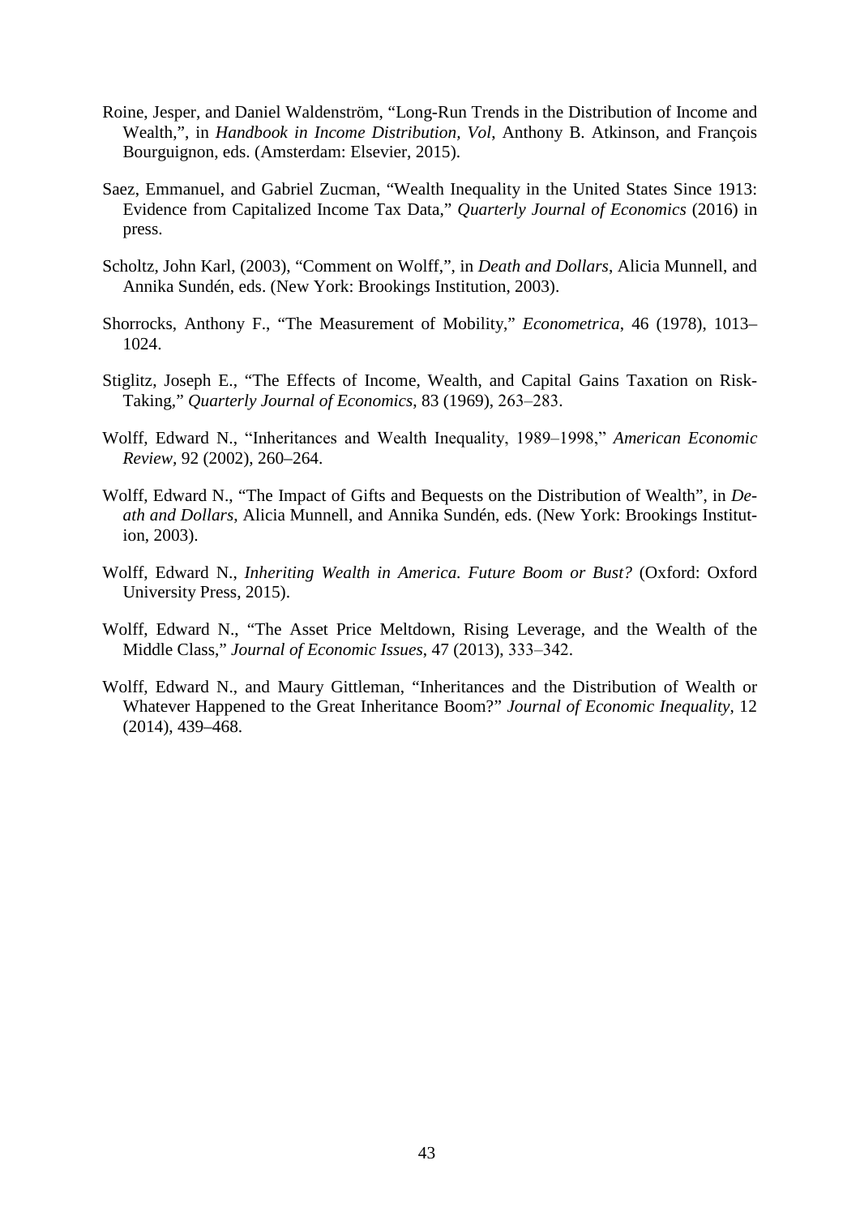Roine, Jesper, and Daniel Waldenström, "Long-Run Trends in the Distribution of Income and Wealth,", in *Handbook in Income Distribution, Vol*, Anthony B. Atkinson, and François Bourguignon, eds. (Amsterdam: Elsevier, 2015).

Saez, Emmanuel, and Gabriel Zucman, "Wealth Inequality in the United States Since 1913: Evidence from Capitalized Income Tax Data," *Quarterly Journal of Economics* (2016) in press.

Scholtz, John Karl, (2003), "Comment on Wolff,", in *Death and Dollars*, Alicia Munnell, and Annika Sundén, eds. (New York: Brookings Institution, 2003).

Shorrocks, Anthony F., "The Measurement of Mobility," *Econometrica*, 46 (1978), 1013–1024.

Stiglitz, Joseph E., "The Effects of Income, Wealth, and Capital Gains Taxation on Risk-Taking," *Quarterly Journal of Economics*, 83 (1969), 263–283.

Wolff, Edward N., "Inheritances and Wealth Inequality, 1989–1998," *American Economic Review*, 92 (2002), 260–264.

Wolff, Edward N., "The Impact of Gifts and Bequests on the Distribution of Wealth", in *Death and Dollars*, Alicia Munnell, and Annika Sundén, eds. (New York: Brookings Institution, 2003).

Wolff, Edward N., *Inheriting Wealth in America. Future Boom or Bust?* (Oxford: Oxford University Press, 2015).

Wolff, Edward N., "The Asset Price Meltdown, Rising Leverage, and the Wealth of the Middle Class," *Journal of Economic Issues*, 47 (2013), 333–342.

Wolff, Edward N., and Maury Gittleman, "Inheritances and the Distribution of Wealth or Whatever Happened to the Great Inheritance Boom?" *Journal of Economic Inequality*, 12 (2014), 439–468.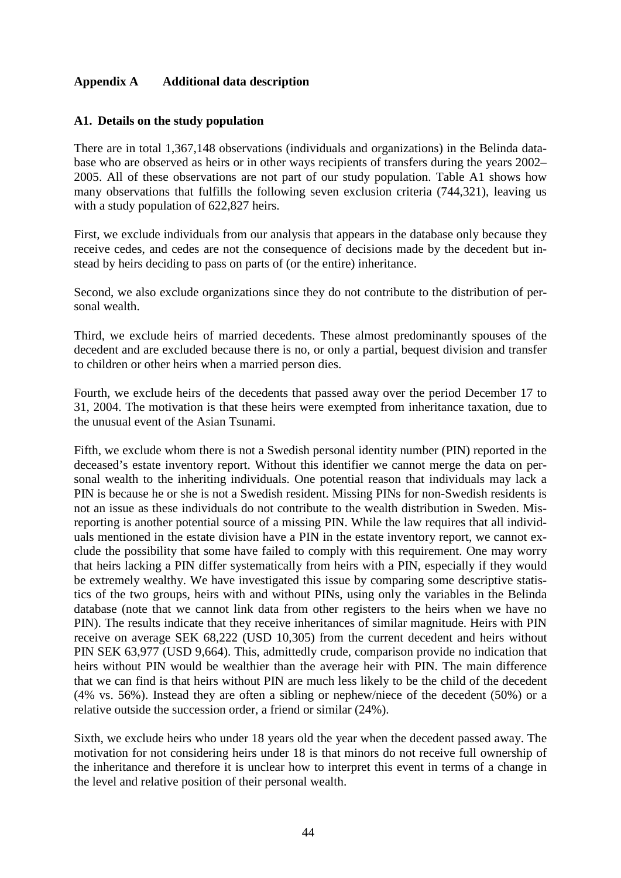# Appendix A Additional data description

## A1. Details on the study population

There are in total 1,367,148 observations (individuals and organizations) in the Belinda database who are observed as heirs or in other ways recipients of transfers during the years 2002–2005. All of these observations are not part of our study population. Table A1 shows how many observations that fulfills the following seven exclusion criteria (744,321), leaving us with a study population of 622,827 heirs.

First, we exclude individuals from our analysis that appears in the database only because they receive cedes, and cedes are not the consequence of decisions made by the decedent but instead by heirs deciding to pass on parts of (or the entire) inheritance.

Second, we also exclude organizations since they do not contribute to the distribution of personal wealth.

Third, we exclude heirs of married decedents. These almost predominantly spouses of the decedent and are excluded because there is no, or only a partial, bequest division and transfer to children or other heirs when a married person dies.

Fourth, we exclude heirs of the decedents that passed away over the period December 17 to 31, 2004. The motivation is that these heirs were exempted from inheritance taxation, due to the unusual event of the Asian Tsunami.

Fifth, we exclude whom there is not a Swedish personal identity number (PIN) reported in the deceased's estate inventory report. Without this identifier we cannot merge the data on personal wealth to the inheriting individuals. One potential reason that individuals may lack a PIN is because he or she is not a Swedish resident. Missing PINs for non-Swedish residents is not an issue as these individuals do not contribute to the wealth distribution in Sweden. Misreporting is another potential source of a missing PIN. While the law requires that all individuals mentioned in the estate division have a PIN in the estate inventory report, we cannot exclude the possibility that some have failed to comply with this requirement. One may worry that heirs lacking a PIN differ systematically from heirs with a PIN, especially if they would be extremely wealthy. We have investigated this issue by comparing some descriptive statistics of the two groups, heirs with and without PINs, using only the variables in the Belinda database (note that we cannot link data from other registers to the heirs when we have no PIN). The results indicate that they receive inheritances of similar magnitude. Heirs with PIN receive on average SEK 68,222 (USD 10,305) from the current decedent and heirs without PIN SEK 63,977 (USD 9,664). This, admittedly crude, comparison provide no indication that heirs without PIN would be wealthier than the average heir with PIN. The main difference that we can find is that heirs without PIN are much less likely to be the child of the decedent (4% vs. 56%). Instead they are often a sibling or nephew/niece of the decedent (50%) or a relative outside the succession order, a friend or similar (24%).

Sixth, we exclude heirs who under 18 years old the year when the decedent passed away. The motivation for not considering heirs under 18 is that minors do not receive full ownership of the inheritance and therefore it is unclear how to interpret this event in terms of a change in the level and relative position of their personal wealth.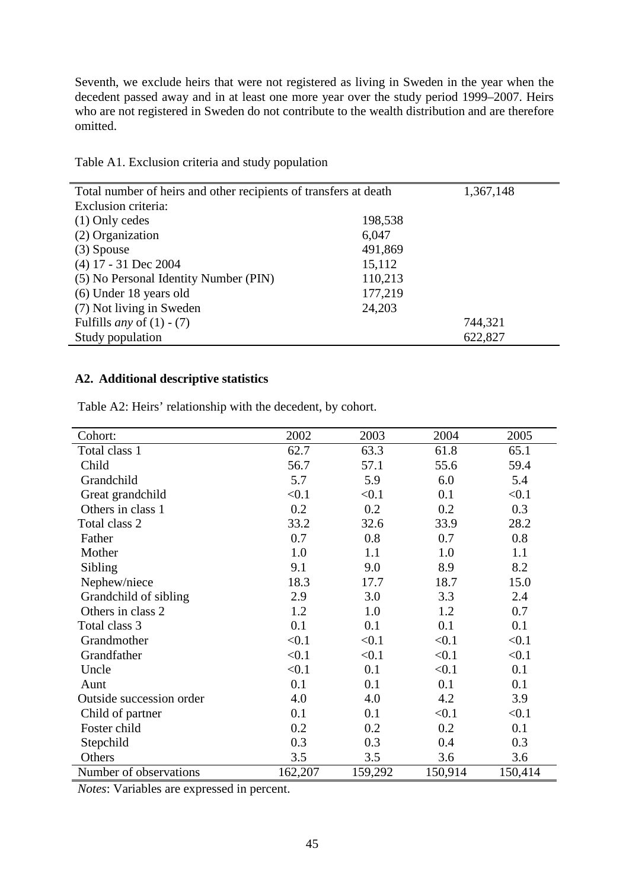Seventh, we exclude heirs that were not registered as living in Sweden in the year when the decedent passed away and in at least one more year over the study period 1999–2007. Heirs who are not registered in Sweden do not contribute to the wealth distribution and are therefore omitted.

Table A1. Exclusion criteria and study population

| Total number of heirs and other recipients of transfers at death | | 1,367,148 |
|---|---|---|
| Exclusion criteria: | | |
| (1) Only cedes | 198,538 | |
| (2) Organization | 6,047 | |
| (3) Spouse | 491,869 | |
| (4) 17 - 31 Dec 2004 | 15,112 | |
| (5) No Personal Identity Number (PIN) | 110,213 | |
| (6) Under 18 years old | 177,219 | |
| (7) Not living in Sweden | 24,203 | |
| Fulfills *any* of (1) - (7) | | 744,321 |
| Study population | | 622,827 |

## A2. Additional descriptive statistics

Table A2: Heirs' relationship with the decedent, by cohort.

| Cohort: | 2002 | 2003 | 2004 | 2005 |
|---|---|---|---|---|
| Total class 1 | 62.7 | 63.3 | 61.8 | 65.1 |
| Child | 56.7 | 57.1 | 55.6 | 59.4 |
| Grandchild | 5.7 | 5.9 | 6.0 | 5.4 |
| Great grandchild | <0.1 | <0.1 | 0.1 | <0.1 |
| Others in class 1 | 0.2 | 0.2 | 0.2 | 0.3 |
| Total class 2 | 33.2 | 32.6 | 33.9 | 28.2 |
| Father | 0.7 | 0.8 | 0.7 | 0.8 |
| Mother | 1.0 | 1.1 | 1.0 | 1.1 |
| Sibling | 9.1 | 9.0 | 8.9 | 8.2 |
| Nephew/niece | 18.3 | 17.7 | 18.7 | 15.0 |
| Grandchild of sibling | 2.9 | 3.0 | 3.3 | 2.4 |
| Others in class 2 | 1.2 | 1.0 | 1.2 | 0.7 |
| Total class 3 | 0.1 | 0.1 | 0.1 | 0.1 |
| Grandmother | <0.1 | <0.1 | <0.1 | <0.1 |
| Grandfather | <0.1 | <0.1 | <0.1 | <0.1 |
| Uncle | <0.1 | 0.1 | <0.1 | 0.1 |
| Aunt | 0.1 | 0.1 | 0.1 | 0.1 |
| Outside succession order | 4.0 | 4.0 | 4.2 | 3.9 |
| Child of partner | 0.1 | 0.1 | <0.1 | <0.1 |
| Foster child | 0.2 | 0.2 | 0.2 | 0.1 |
| Stepchild | 0.3 | 0.3 | 0.4 | 0.3 |
| Others | 3.5 | 3.5 | 3.6 | 3.6 |
| Number of observations | 162,207 | 159,292 | 150,914 | 150,414 |

*Notes*: Variables are expressed in percent.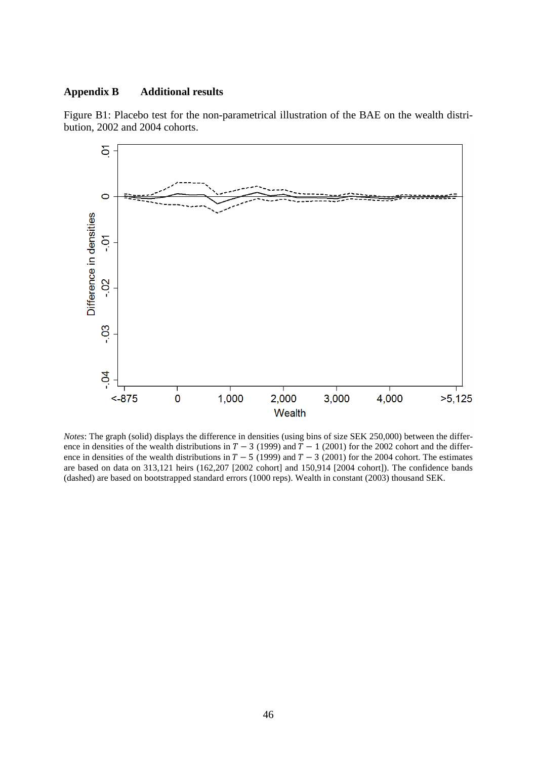## Appendix B Additional results

Figure B1: Placebo test for the non-parametrical illustration of the BAE on the wealth distribution, 2002 and 2004 cohorts.

*Notes*: The graph (solid) displays the difference in densities (using bins of size SEK 250,000) between the difference in densities of the wealth distributions in $T-3$ (1999) and $T-1$ (2001) for the 2002 cohort and the difference in densities of the wealth distributions in $T-5$ (1999) and $T-3$ (2001) for the 2004 cohort. The estimates are based on data on 313,121 heirs (162,207 [2002 cohort] and 150,914 [2004 cohort]). The confidence bands (dashed) are based on bootstrapped standard errors (1000 reps). Wealth in constant (2003) thousand SEK.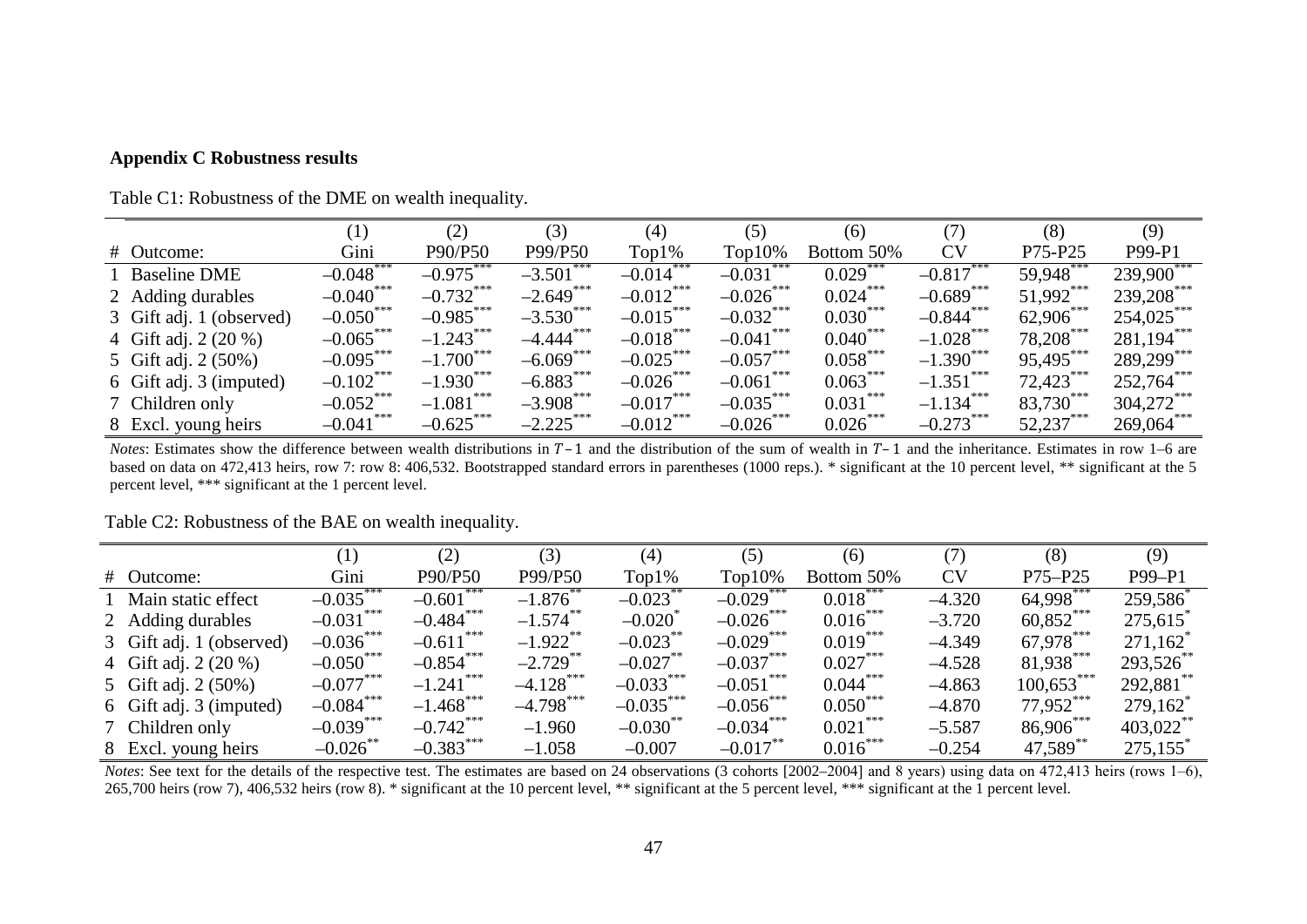**Appendix C Robustness results**

Table C1: Robustness of the DME on wealth inequality.

| # | Outcome: | (1) Gini | (2) P90/P50 | (3) P99/P50 | (4) Top1% | (5) Top10% | (6) Bottom 50% | (7) CV | (8) P75-P25 | (9) P99-P1 |
|---|---|---|---|---|---|---|---|---|---|---|
| 1 | Baseline DME | –0.048*** | –0.975*** | –3.501*** | –0.014*** | –0.031*** | 0.029*** | –0.817*** | 59,948*** | 239,900*** |
| 2 | Adding durables | –0.040*** | –0.732*** | –2.649*** | –0.012*** | –0.026*** | 0.024*** | –0.689*** | 51,992*** | 239,208*** |
| 3 | Gift adj. 1 (observed) | –0.050*** | –0.985*** | –3.530*** | –0.015*** | –0.032*** | 0.030*** | –0.844*** | 62,906*** | 254,025*** |
| 4 | Gift adj. 2 (20 %) | –0.065*** | –1.243*** | –4.444*** | –0.018*** | –0.041*** | 0.040*** | –1.028*** | 78,208*** | 281,194*** |
| 5 | Gift adj. 2 (50%) | –0.095*** | –1.700*** | –6.069*** | –0.025*** | –0.057*** | 0.058*** | –1.390*** | 95,495*** | 289,299*** |
| 6 | Gift adj. 3 (imputed) | –0.102*** | –1.930*** | –6.883*** | –0.026*** | –0.061*** | 0.063*** | –1.351*** | 72,423*** | 252,764*** |
| 7 | Children only | –0.052*** | –1.081*** | –3.908*** | –0.017*** | –0.035*** | 0.031*** | –1.134*** | 83,730*** | 304,272*** |
| 8 | Excl. young heirs | –0.041*** | –0.625*** | –2.225*** | –0.012*** | –0.026*** | 0.026*** | –0.273*** | 52,237*** | 269,064*** |

*Notes*: Estimates show the difference between wealth distributions in $T-1$ and the distribution of the sum of wealth in $T-1$ and the inheritance. Estimates in row 1–6 are based on data on 472,413 heirs, row 7: row 8: 406,532. Bootstrapped standard errors in parentheses (1000 reps.). * significant at the 10 percent level, ** significant at the 5 percent level, *** significant at the 1 percent level.

Table C2: Robustness of the BAE on wealth inequality.

| # | Outcome: | (1) Gini | (2) P90/P50 | (3) P99/P50 | (4) Top1% | (5) Top10% | (6) Bottom 50% | (7) CV | (8) P75–P25 | (9) P99–P1 |
|---|---|---|---|---|---|---|---|---|---|---|
| 1 | Main static effect | –0.035*** | –0.601*** | –1.876** | –0.023** | –0.029*** | 0.018*** | –4.320 | 64,998*** | 259,586* |
| 2 | Adding durables | –0.031*** | –0.484*** | –1.574** | –0.020* | –0.026*** | 0.016*** | –3.720 | 60,852*** | 275,615* |
| 3 | Gift adj. 1 (observed) | –0.036*** | –0.611*** | –1.922** | –0.023** | –0.029*** | 0.019*** | –4.349 | 67,978*** | 271,162* |
| 4 | Gift adj. 2 (20 %) | –0.050*** | –0.854*** | –2.729** | –0.027** | –0.037*** | 0.027*** | –4.528 | 81,938*** | 293,526** |
| 5 | Gift adj. 2 (50%) | –0.077*** | –1.241*** | –4.128*** | –0.033*** | –0.051*** | 0.044*** | –4.863 | 100,653*** | 292,881** |
| 6 | Gift adj. 3 (imputed) | –0.084*** | –1.468*** | –4.798*** | –0.035*** | –0.056*** | 0.050*** | –4.870 | 77,952*** | 279,162* |
| 7 | Children only | –0.039*** | –0.742*** | –1.960 | –0.030** | –0.034*** | 0.021*** | –5.587 | 86,906*** | 403,022** |
| 8 | Excl. young heirs | –0.026** | –0.383*** | –1.058 | –0.007 | –0.017** | 0.016*** | –0.254 | 47,589** | 275,155* |

*Notes*: See text for the details of the respective test. The estimates are based on 24 observations (3 cohorts [2002–2004] and 8 years) using data on 472,413 heirs (rows 1–6), 265,700 heirs (row 7), 406,532 heirs (row 8). * significant at the 10 percent level, ** significant at the 5 percent level, *** significant at the 1 percent level.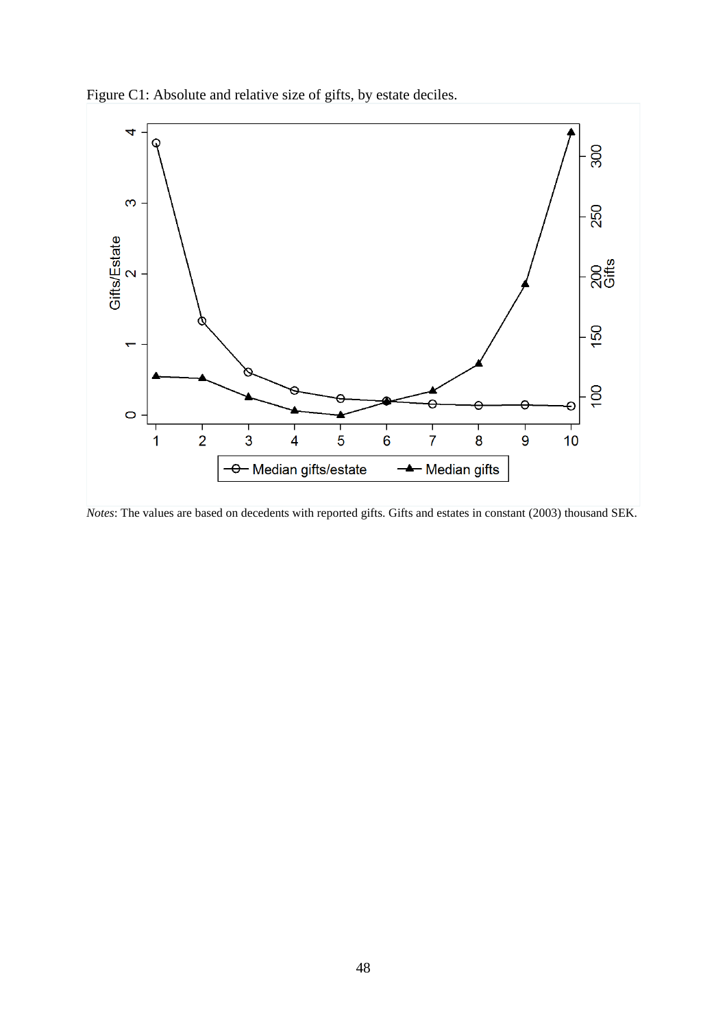Figure C1: Absolute and relative size of gifts, by estate deciles.

*Notes*: The values are based on decedents with reported gifts. Gifts and estates in constant (2003) thousand SEK.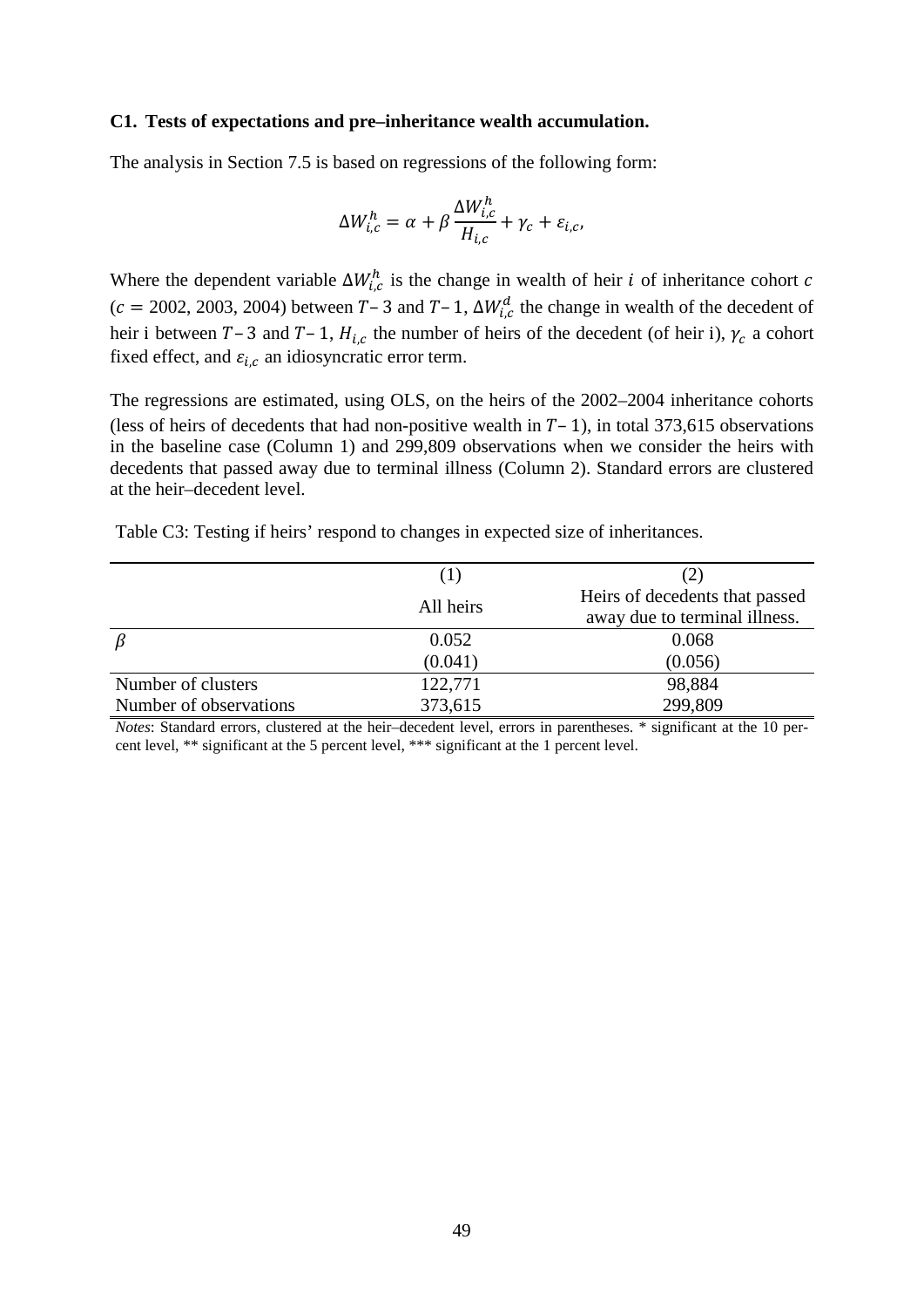### C1. Tests of expectations and pre–inheritance wealth accumulation.

The analysis in Section 7.5 is based on regressions of the following form:

$$\Delta W_{i,c}^{h} = \alpha + \beta \frac{\Delta W_{i,c}^{h}}{H_{i,c}} + \gamma_c + \varepsilon_{i,c},$$

Where the dependent variable $\Delta W_{i,c}^{h}$ is the change in wealth of heir $i$ of inheritance cohort $c$ ($c =$ 2002, 2003, 2004) between $T-3$ and $T-1$, $\Delta W_{i,c}^{d}$ the change in wealth of the decedent of heir i between $T-3$ and $T-1$, $H_{i,c}$ the number of heirs of the decedent (of heir i), $\gamma_c$ a cohort fixed effect, and $\varepsilon_{i,c}$ an idiosyncratic error term.

The regressions are estimated, using OLS, on the heirs of the 2002–2004 inheritance cohorts (less of heirs of decedents that had non-positive wealth in $T-1$), in total 373,615 observations in the baseline case (Column 1) and 299,809 observations when we consider the heirs with decedents that passed away due to terminal illness (Column 2). Standard errors are clustered at the heir–decedent level.

Table C3: Testing if heirs' respond to changes in expected size of inheritances.

| | (1) | (2) |
|---|---|---|
| | All heirs | Heirs of decedents that passed away due to terminal illness. |
| $\beta$ | 0.052 | 0.068 |
| | (0.041) | (0.056) |
| Number of clusters | 122,771 | 98,884 |
| Number of observations | 373,615 | 299,809 |

*Notes*: Standard errors, clustered at the heir–decedent level, errors in parentheses. * significant at the 10 percent level, ** significant at the 5 percent level, *** significant at the 1 percent level.